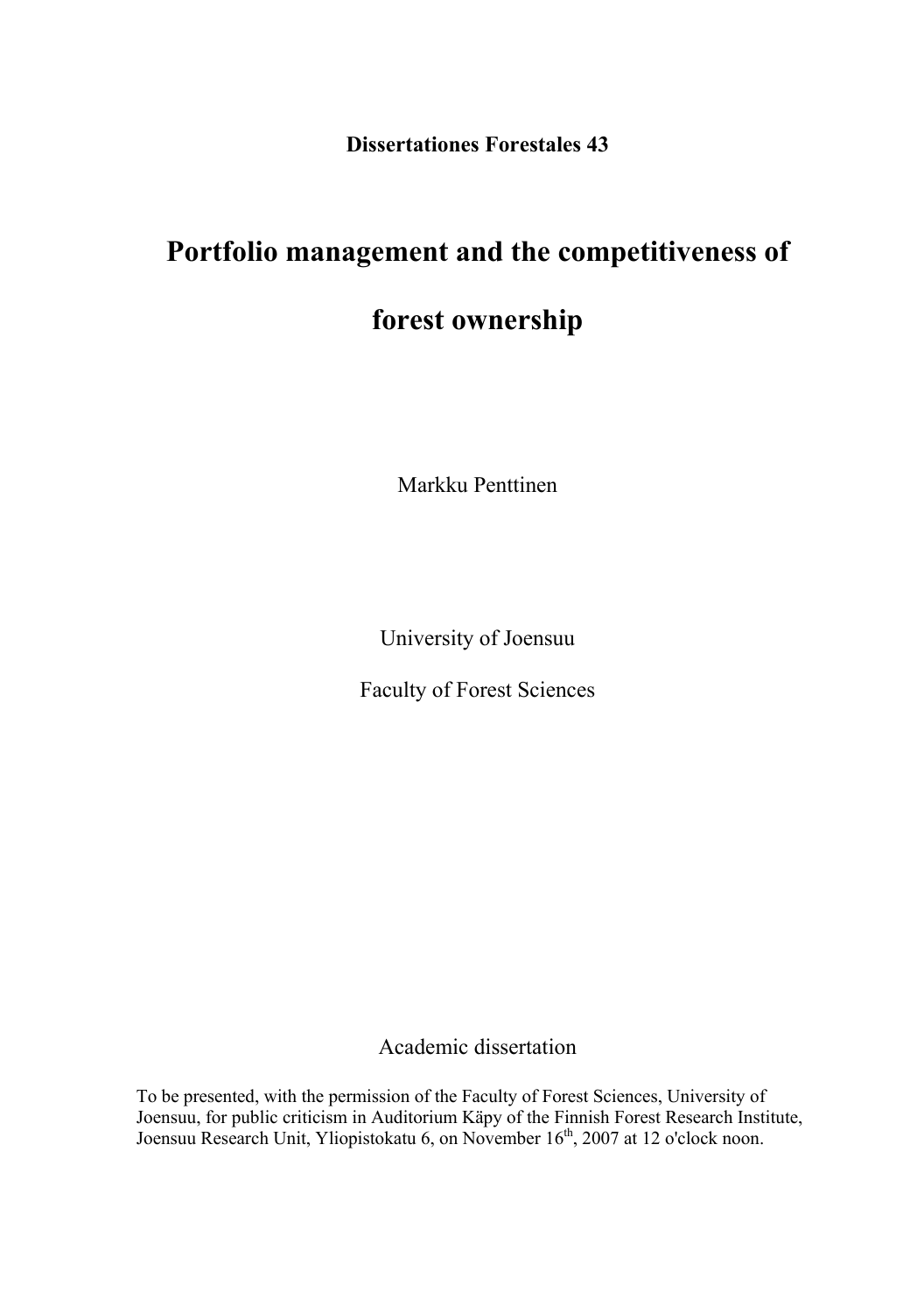**Dissertationes Forestales 43**

# Portfolio management and the competitiveness of forest ownership

Markku Penttinen

University of Joensuu

Faculty of Forest Sciences

Academic dissertation

To be presented, with the permission of the Faculty of Forest Sciences, University of Joensuu, for public criticism in Auditorium Käpy of the Finnish Forest Research Institute, Joensuu Research Unit, Yliopistokatu 6, on November 16th, 2007 at 12 o'clock noon.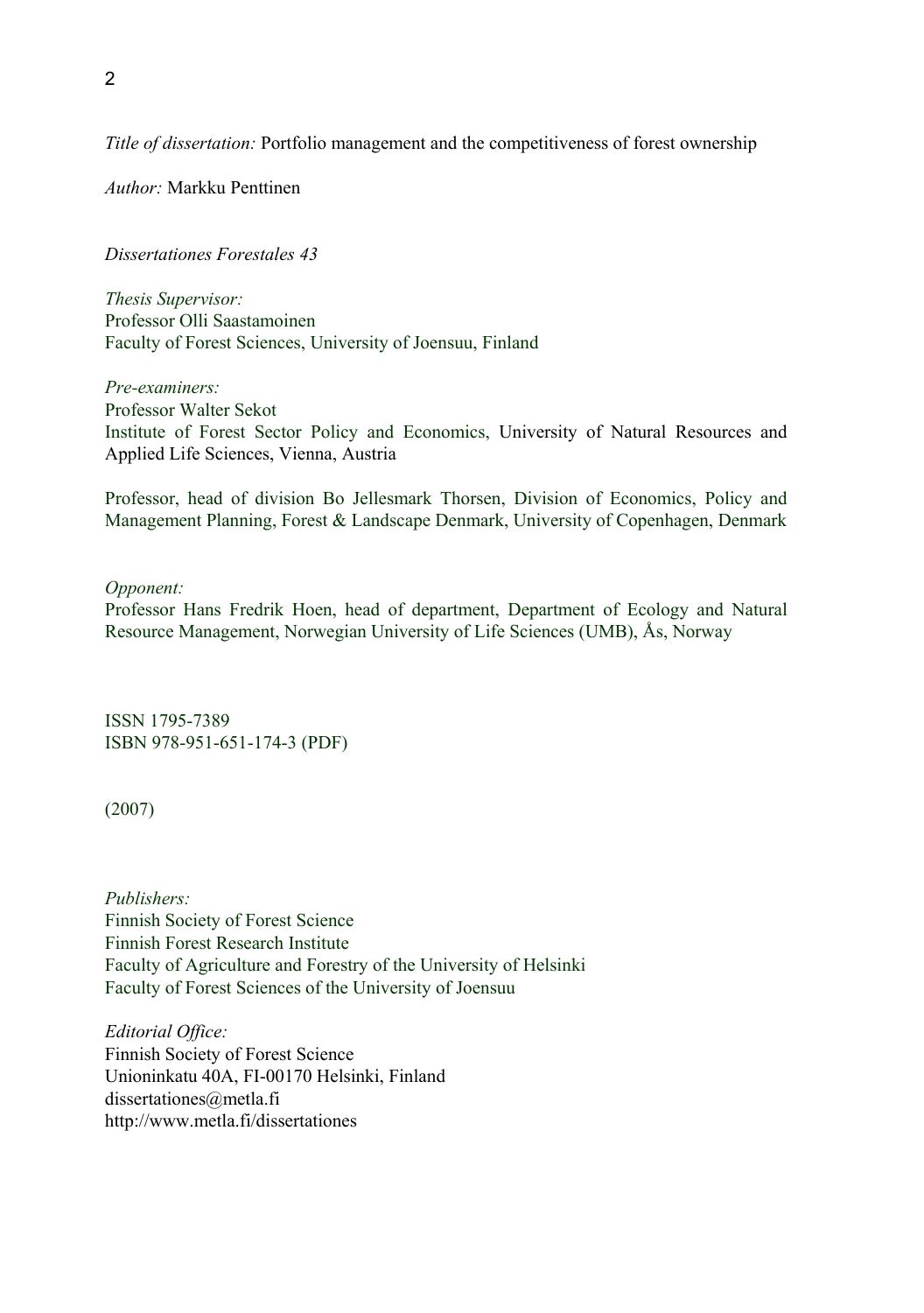*Title of dissertation:* Portfolio management and the competitiveness of forest ownership

*Author:* Markku Penttinen

*Dissertationes Forestales 43*

*Thesis Supervisor:*
Professor Olli Saastamoinen
Faculty of Forest Sciences, University of Joensuu, Finland

*Pre-examiners:*
Professor Walter Sekot
Institute of Forest Sector Policy and Economics, University of Natural Resources and Applied Life Sciences, Vienna, Austria

Professor, head of division Bo Jellesmark Thorsen, Division of Economics, Policy and Management Planning, Forest & Landscape Denmark, University of Copenhagen, Denmark

*Opponent:*
Professor Hans Fredrik Hoen, head of department, Department of Ecology and Natural Resource Management, Norwegian University of Life Sciences (UMB), Ås, Norway

ISSN 1795-7389
ISBN 978-951-651-174-3 (PDF)

(2007)

*Publishers:*
Finnish Society of Forest Science
Finnish Forest Research Institute
Faculty of Agriculture and Forestry of the University of Helsinki
Faculty of Forest Sciences of the University of Joensuu

*Editorial Office:*
Finnish Society of Forest Science
Unioninkatu 40A, FI-00170 Helsinki, Finland
dissertationes@metla.fi
http://www.metla.fi/dissertationes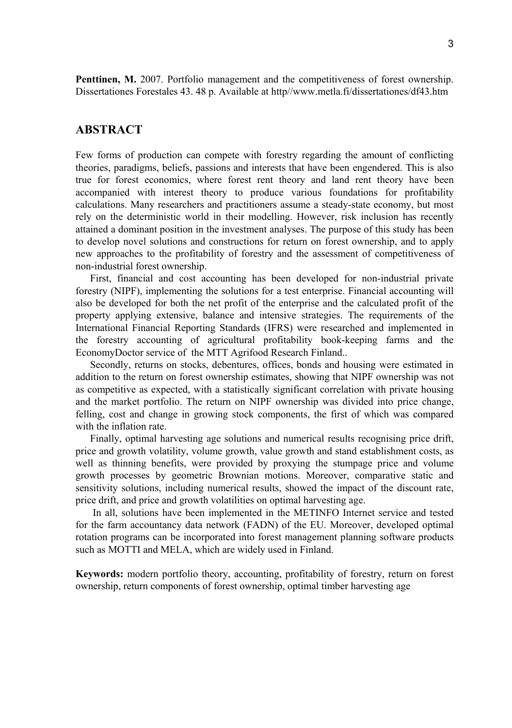**Penttinen, M.** 2007. Portfolio management and the competitiveness of forest ownership. Dissertationes Forestales 43. 48 p. Available at http//www.metla.fi/dissertationes/df43.htm

## ABSTRACT

Few forms of production can compete with forestry regarding the amount of conflicting theories, paradigms, beliefs, passions and interests that have been engendered. This is also true for forest economics, where forest rent theory and land rent theory have been accompanied with interest theory to produce various foundations for profitability calculations. Many researchers and practitioners assume a steady-state economy, but most rely on the deterministic world in their modelling. However, risk inclusion has recently attained a dominant position in the investment analyses. The purpose of this study has been to develop novel solutions and constructions for return on forest ownership, and to apply new approaches to the profitability of forestry and the assessment of competitiveness of non-industrial forest ownership.

First, financial and cost accounting has been developed for non-industrial private forestry (NIPF), implementing the solutions for a test enterprise. Financial accounting will also be developed for both the net profit of the enterprise and the calculated profit of the property applying extensive, balance and intensive strategies. The requirements of the International Financial Reporting Standards (IFRS) were researched and implemented in the forestry accounting of agricultural profitability book-keeping farms and the EconomyDoctor service of the MTT Agrifood Research Finland..

Secondly, returns on stocks, debentures, offices, bonds and housing were estimated in addition to the return on forest ownership estimates, showing that NIPF ownership was not as competitive as expected, with a statistically significant correlation with private housing and the market portfolio. The return on NIPF ownership was divided into price change, felling, cost and change in growing stock components, the first of which was compared with the inflation rate.

Finally, optimal harvesting age solutions and numerical results recognising price drift, price and growth volatility, volume growth, value growth and stand establishment costs, as well as thinning benefits, were provided by proxying the stumpage price and volume growth processes by geometric Brownian motions. Moreover, comparative static and sensitivity solutions, including numerical results, showed the impact of the discount rate, price drift, and price and growth volatilities on optimal harvesting age.

In all, solutions have been implemented in the METINFO Internet service and tested for the farm accountancy data network (FADN) of the EU. Moreover, developed optimal rotation programs can be incorporated into forest management planning software products such as MOTTI and MELA, which are widely used in Finland.

**Keywords:** modern portfolio theory, accounting, profitability of forestry, return on forest ownership, return components of forest ownership, optimal timber harvesting age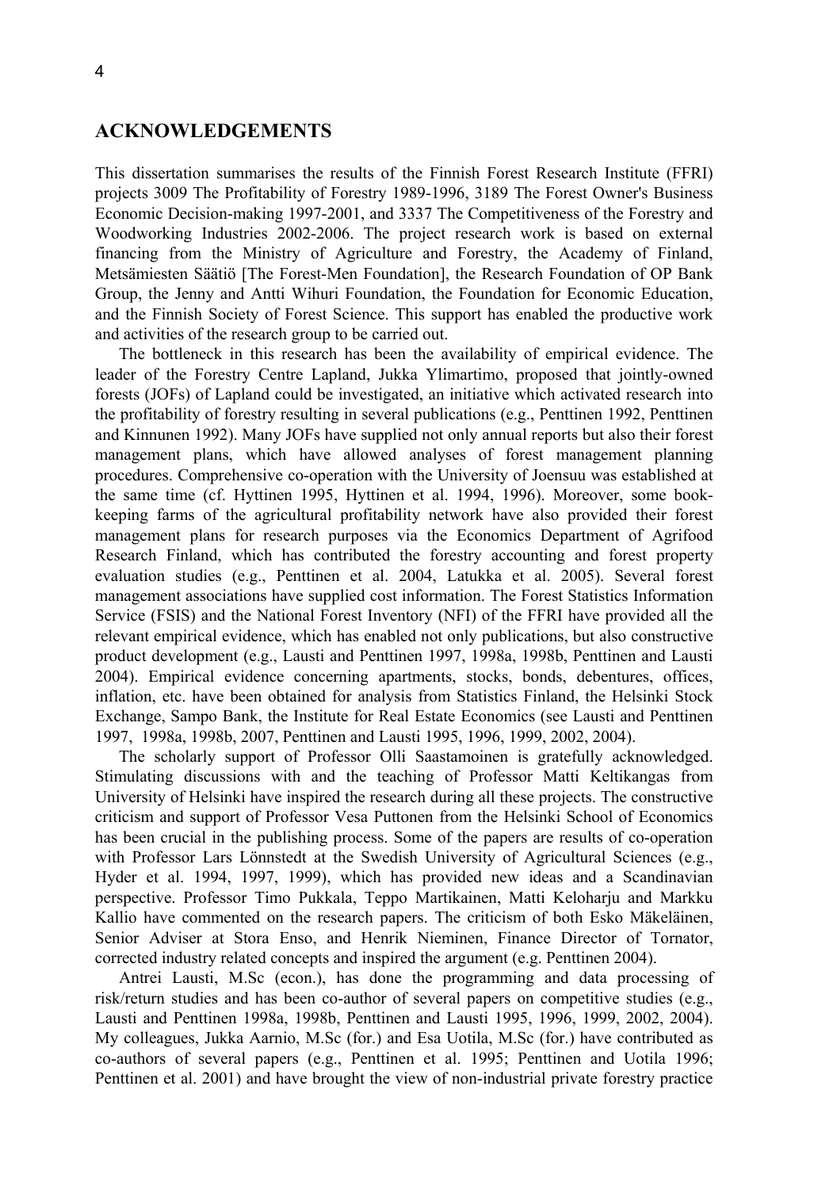## ACKNOWLEDGEMENTS

This dissertation summarises the results of the Finnish Forest Research Institute (FFRI) projects 3009 The Profitability of Forestry 1989-1996, 3189 The Forest Owner's Business Economic Decision-making 1997-2001, and 3337 The Competitiveness of the Forestry and Woodworking Industries 2002-2006. The project research work is based on external financing from the Ministry of Agriculture and Forestry, the Academy of Finland, Metsämiesten Säätiö [The Forest-Men Foundation], the Research Foundation of OP Bank Group, the Jenny and Antti Wihuri Foundation, the Foundation for Economic Education, and the Finnish Society of Forest Science. This support has enabled the productive work and activities of the research group to be carried out.

The bottleneck in this research has been the availability of empirical evidence. The leader of the Forestry Centre Lapland, Jukka Ylimartimo, proposed that jointly-owned forests (JOFs) of Lapland could be investigated, an initiative which activated research into the profitability of forestry resulting in several publications (e.g., Penttinen 1992, Penttinen and Kinnunen 1992). Many JOFs have supplied not only annual reports but also their forest management plans, which have allowed analyses of forest management planning procedures. Comprehensive co-operation with the University of Joensuu was established at the same time (cf. Hyttinen 1995, Hyttinen et al. 1994, 1996). Moreover, some book-keeping farms of the agricultural profitability network have also provided their forest management plans for research purposes via the Economics Department of Agrifood Research Finland, which has contributed the forestry accounting and forest property evaluation studies (e.g., Penttinen et al. 2004, Latukka et al. 2005). Several forest management associations have supplied cost information. The Forest Statistics Information Service (FSIS) and the National Forest Inventory (NFI) of the FFRI have provided all the relevant empirical evidence, which has enabled not only publications, but also constructive product development (e.g., Lausti and Penttinen 1997, 1998a, 1998b, Penttinen and Lausti 2004). Empirical evidence concerning apartments, stocks, bonds, debentures, offices, inflation, etc. have been obtained for analysis from Statistics Finland, the Helsinki Stock Exchange, Sampo Bank, the Institute for Real Estate Economics (see Lausti and Penttinen 1997, 1998a, 1998b, 2007, Penttinen and Lausti 1995, 1996, 1999, 2002, 2004).

The scholarly support of Professor Olli Saastamoinen is gratefully acknowledged. Stimulating discussions with and the teaching of Professor Matti Keltikangas from University of Helsinki have inspired the research during all these projects. The constructive criticism and support of Professor Vesa Puttonen from the Helsinki School of Economics has been crucial in the publishing process. Some of the papers are results of co-operation with Professor Lars Lönnstedt at the Swedish University of Agricultural Sciences (e.g., Hyder et al. 1994, 1997, 1999), which has provided new ideas and a Scandinavian perspective. Professor Timo Pukkala, Teppo Martikainen, Matti Keloharju and Markku Kallio have commented on the research papers. The criticism of both Esko Mäkeläinen, Senior Adviser at Stora Enso, and Henrik Nieminen, Finance Director of Tornator, corrected industry related concepts and inspired the argument (e.g. Penttinen 2004).

Antrei Lausti, M.Sc (econ.), has done the programming and data processing of risk/return studies and has been co-author of several papers on competitive studies (e.g., Lausti and Penttinen 1998a, 1998b, Penttinen and Lausti 1995, 1996, 1999, 2002, 2004). My colleagues, Jukka Aarnio, M.Sc (for.) and Esa Uotila, M.Sc (for.) have contributed as co-authors of several papers (e.g., Penttinen et al. 1995; Penttinen and Uotila 1996; Penttinen et al. 2001) and have brought the view of non-industrial private forestry practice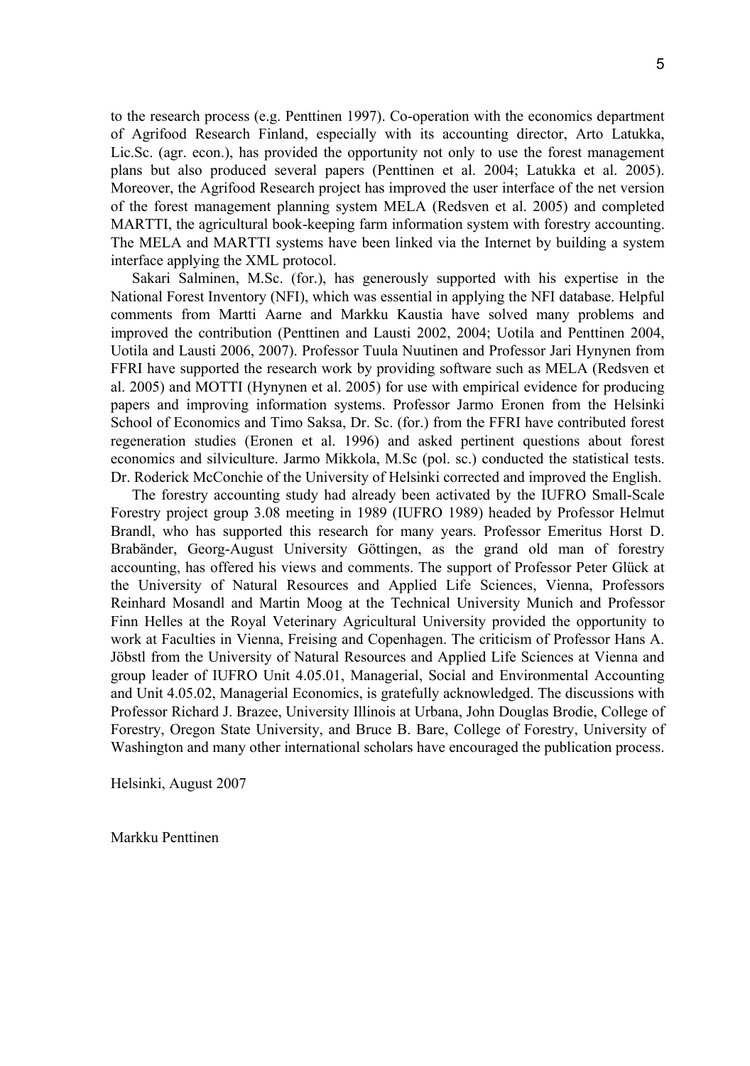to the research process (e.g. Penttinen 1997). Co-operation with the economics department of Agrifood Research Finland, especially with its accounting director, Arto Latukka, Lic.Sc. (agr. econ.), has provided the opportunity not only to use the forest management plans but also produced several papers (Penttinen et al. 2004; Latukka et al. 2005). Moreover, the Agrifood Research project has improved the user interface of the net version of the forest management planning system MELA (Redsven et al. 2005) and completed MARTTI, the agricultural book-keeping farm information system with forestry accounting. The MELA and MARTTI systems have been linked via the Internet by building a system interface applying the XML protocol.

Sakari Salminen, M.Sc. (for.), has generously supported with his expertise in the National Forest Inventory (NFI), which was essential in applying the NFI database. Helpful comments from Martti Aarne and Markku Kaustia have solved many problems and improved the contribution (Penttinen and Lausti 2002, 2004; Uotila and Penttinen 2004, Uotila and Lausti 2006, 2007). Professor Tuula Nuutinen and Professor Jari Hynynen from FFRI have supported the research work by providing software such as MELA (Redsven et al. 2005) and MOTTI (Hynynen et al. 2005) for use with empirical evidence for producing papers and improving information systems. Professor Jarmo Eronen from the Helsinki School of Economics and Timo Saksa, Dr. Sc. (for.) from the FFRI have contributed forest regeneration studies (Eronen et al. 1996) and asked pertinent questions about forest economics and silviculture. Jarmo Mikkola, M.Sc (pol. sc.) conducted the statistical tests. Dr. Roderick McConchie of the University of Helsinki corrected and improved the English.

The forestry accounting study had already been activated by the IUFRO Small-Scale Forestry project group 3.08 meeting in 1989 (IUFRO 1989) headed by Professor Helmut Brandl, who has supported this research for many years. Professor Emeritus Horst D. Brabänder, Georg-August University Göttingen, as the grand old man of forestry accounting, has offered his views and comments. The support of Professor Peter Glück at the University of Natural Resources and Applied Life Sciences, Vienna, Professors Reinhard Mosandl and Martin Moog at the Technical University Munich and Professor Finn Helles at the Royal Veterinary Agricultural University provided the opportunity to work at Faculties in Vienna, Freising and Copenhagen. The criticism of Professor Hans A. Jöbstl from the University of Natural Resources and Applied Life Sciences at Vienna and group leader of IUFRO Unit 4.05.01, Managerial, Social and Environmental Accounting and Unit 4.05.02, Managerial Economics, is gratefully acknowledged. The discussions with Professor Richard J. Brazee, University Illinois at Urbana, John Douglas Brodie, College of Forestry, Oregon State University, and Bruce B. Bare, College of Forestry, University of Washington and many other international scholars have encouraged the publication process.

Helsinki, August 2007

Markku Penttinen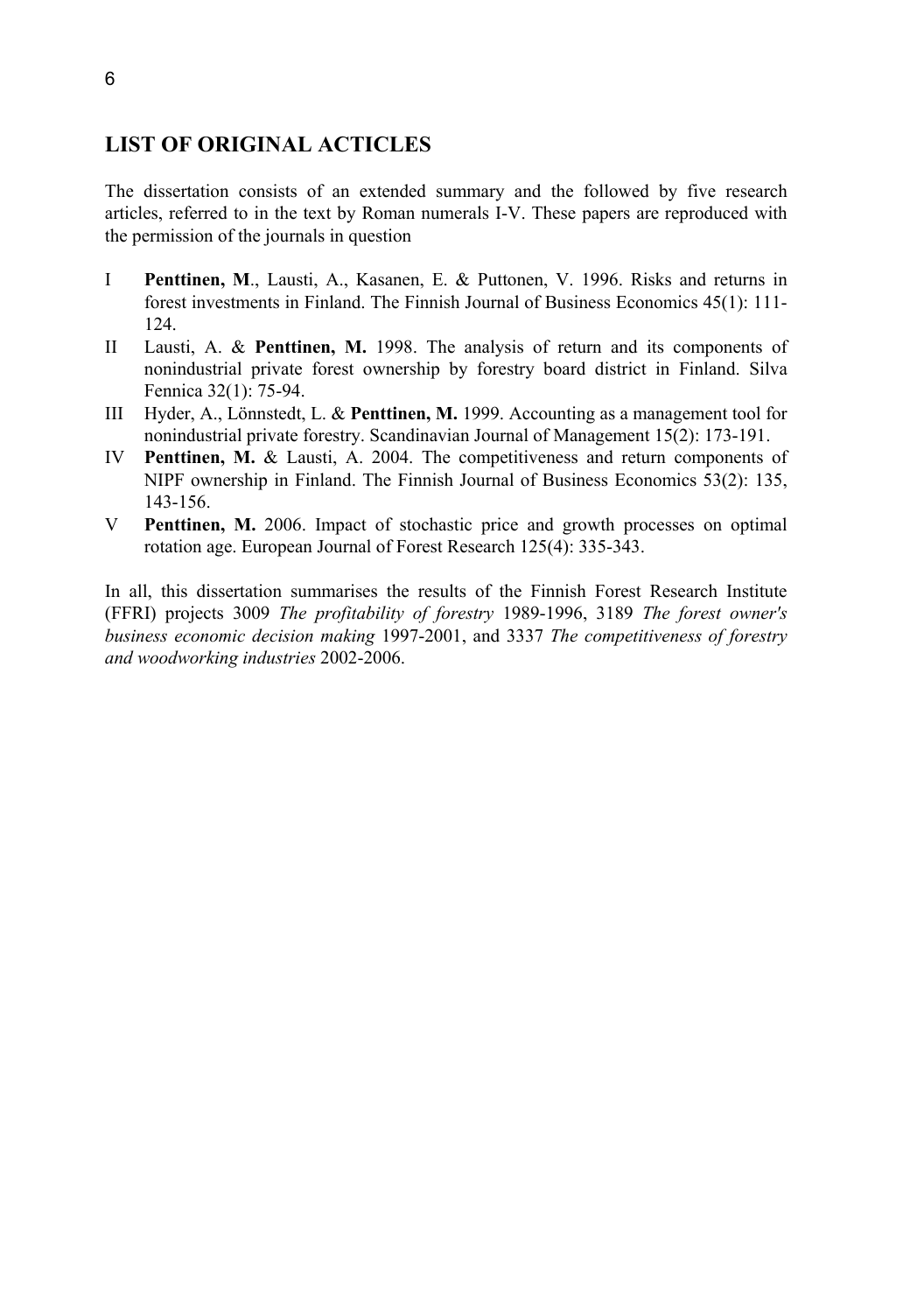## LIST OF ORIGINAL ACTICLES

The dissertation consists of an extended summary and the followed by five research articles, referred to in the text by Roman numerals I-V. These papers are reproduced with the permission of the journals in question

- I **Penttinen, M**., Lausti, A., Kasanen, E. & Puttonen, V. 1996. Risks and returns in forest investments in Finland. The Finnish Journal of Business Economics 45(1): 111-124.
- II Lausti, A. & **Penttinen, M.** 1998. The analysis of return and its components of nonindustrial private forest ownership by forestry board district in Finland. Silva Fennica 32(1): 75-94.
- III Hyder, A., Lönnstedt, L. & **Penttinen, M.** 1999. Accounting as a management tool for nonindustrial private forestry. Scandinavian Journal of Management 15(2): 173-191.
- IV **Penttinen, M.** & Lausti, A. 2004. The competitiveness and return components of NIPF ownership in Finland. The Finnish Journal of Business Economics 53(2): 135, 143-156.
- V **Penttinen, M.** 2006. Impact of stochastic price and growth processes on optimal rotation age. European Journal of Forest Research 125(4): 335-343.

In all, this dissertation summarises the results of the Finnish Forest Research Institute (FFRI) projects 3009 *The profitability of forestry* 1989-1996, 3189 *The forest owner's business economic decision making* 1997-2001, and 3337 *The competitiveness of forestry and woodworking industries* 2002-2006.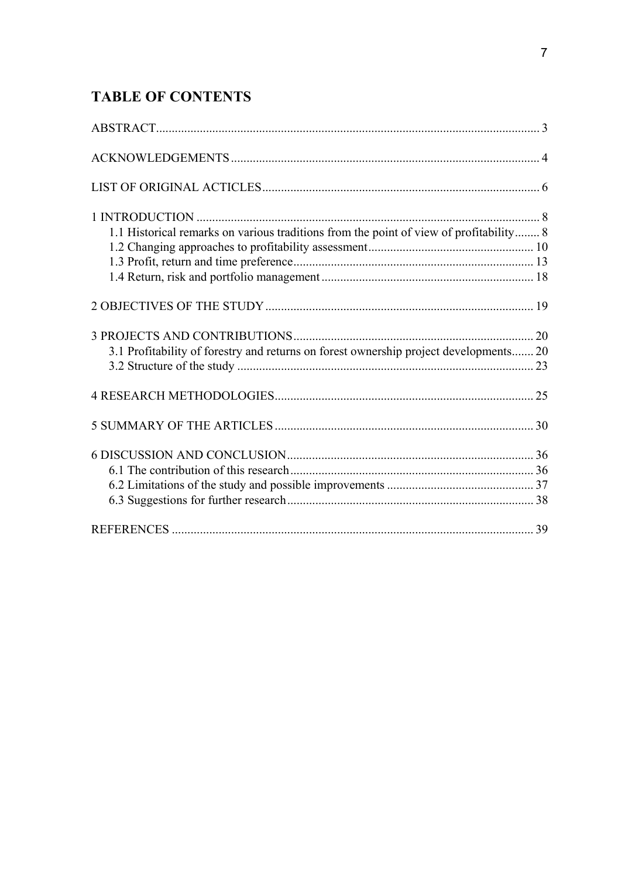# TABLE OF CONTENTS

ABSTRACT ........................................................................................................... 3

ACKNOWLEDGEMENTS ...................................................................................... 4

LIST OF ORIGINAL ACTICLES ........................................................................... 6

1 INTRODUCTION ................................................................................................ 8
- 1.1 Historical remarks on various traditions from the point of view of profitability ........ 8
- 1.2 Changing approaches to profitability assessment ..................................................... 10
- 1.3 Profit, return and time preference ............................................................................ 13
- 1.4 Return, risk and portfolio management .................................................................... 18

2 OBJECTIVES OF THE STUDY ........................................................................ 19

3 PROJECTS AND CONTRIBUTIONS ................................................................ 20
- 3.1 Profitability of forestry and returns on forest ownership project developments ....... 20
- 3.2 Structure of the study ............................................................................................... 23

4 RESEARCH METHODOLOGIES ..................................................................... 25

5 SUMMARY OF THE ARTICLES ...................................................................... 30

6 DISCUSSION AND CONCLUSION .................................................................. 36
- 6.1 The contribution of this research .............................................................................. 36
- 6.2 Limitations of the study and possible improvements ............................................... 37
- 6.3 Suggestions for further research ............................................................................... 38

REFERENCES ..................................................................................................... 39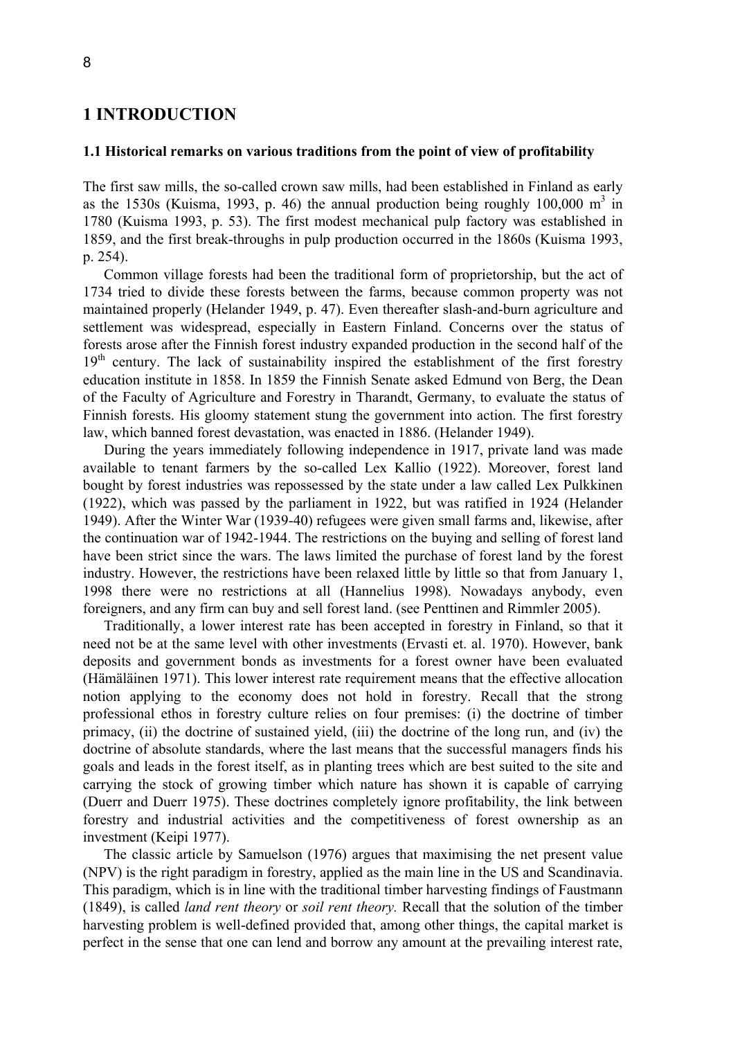# 1 INTRODUCTION

### 1.1 Historical remarks on various traditions from the point of view of profitability

The first saw mills, the so-called crown saw mills, had been established in Finland as early as the 1530s (Kuisma, 1993, p. 46) the annual production being roughly 100,000 $m^3$ in 1780 (Kuisma 1993, p. 53). The first modest mechanical pulp factory was established in 1859, and the first break-throughs in pulp production occurred in the 1860s (Kuisma 1993, p. 254).

Common village forests had been the traditional form of proprietorship, but the act of 1734 tried to divide these forests between the farms, because common property was not maintained properly (Helander 1949, p. 47). Even thereafter slash-and-burn agriculture and settlement was widespread, especially in Eastern Finland. Concerns over the status of forests arose after the Finnish forest industry expanded production in the second half of the 19th century. The lack of sustainability inspired the establishment of the first forestry education institute in 1858. In 1859 the Finnish Senate asked Edmund von Berg, the Dean of the Faculty of Agriculture and Forestry in Tharandt, Germany, to evaluate the status of Finnish forests. His gloomy statement stung the government into action. The first forestry law, which banned forest devastation, was enacted in 1886. (Helander 1949).

During the years immediately following independence in 1917, private land was made available to tenant farmers by the so-called Lex Kallio (1922). Moreover, forest land bought by forest industries was repossessed by the state under a law called Lex Pulkkinen (1922), which was passed by the parliament in 1922, but was ratified in 1924 (Helander 1949). After the Winter War (1939-40) refugees were given small farms and, likewise, after the continuation war of 1942-1944. The restrictions on the buying and selling of forest land have been strict since the wars. The laws limited the purchase of forest land by the forest industry. However, the restrictions have been relaxed little by little so that from January 1, 1998 there were no restrictions at all (Hannelius 1998). Nowadays anybody, even foreigners, and any firm can buy and sell forest land. (see Penttinen and Rimmler 2005).

Traditionally, a lower interest rate has been accepted in forestry in Finland, so that it need not be at the same level with other investments (Ervasti et. al. 1970). However, bank deposits and government bonds as investments for a forest owner have been evaluated (Hämäläinen 1971). This lower interest rate requirement means that the effective allocation notion applying to the economy does not hold in forestry. Recall that the strong professional ethos in forestry culture relies on four premises: (i) the doctrine of timber primacy, (ii) the doctrine of sustained yield, (iii) the doctrine of the long run, and (iv) the doctrine of absolute standards, where the last means that the successful managers finds his goals and leads in the forest itself, as in planting trees which are best suited to the site and carrying the stock of growing timber which nature has shown it is capable of carrying (Duerr and Duerr 1975). These doctrines completely ignore profitability, the link between forestry and industrial activities and the competitiveness of forest ownership as an investment (Keipi 1977).

The classic article by Samuelson (1976) argues that maximising the net present value (NPV) is the right paradigm in forestry, applied as the main line in the US and Scandinavia. This paradigm, which is in line with the traditional timber harvesting findings of Faustmann (1849), is called *land rent theory* or *soil rent theory.* Recall that the solution of the timber harvesting problem is well-defined provided that, among other things, the capital market is perfect in the sense that one can lend and borrow any amount at the prevailing interest rate,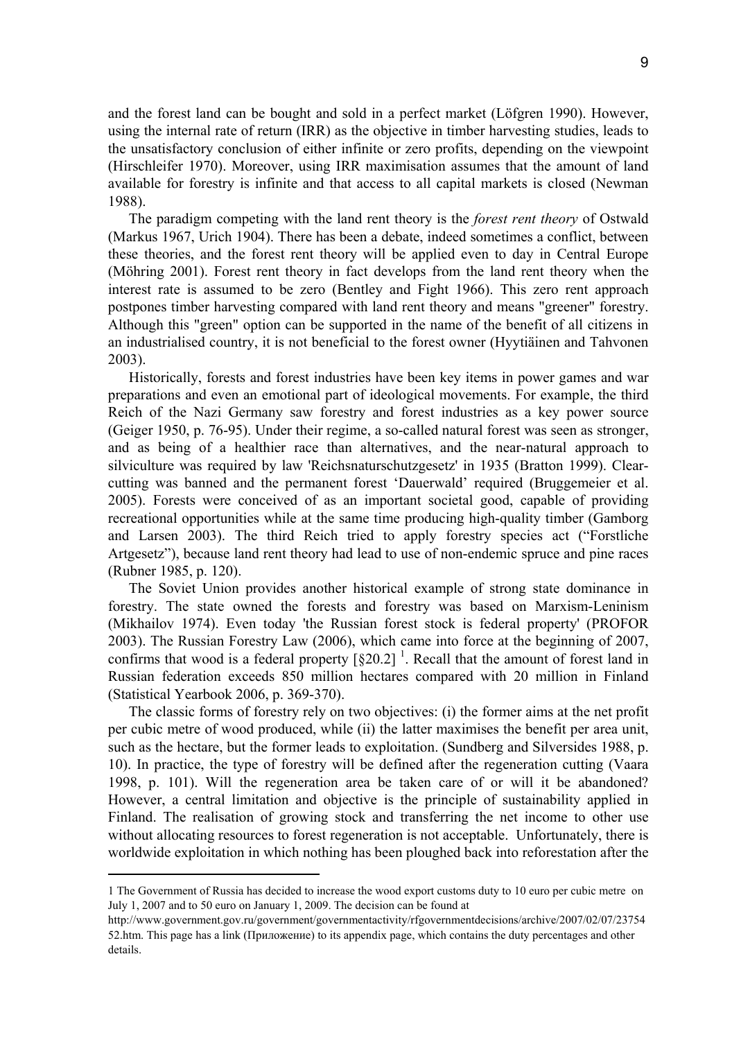and the forest land can be bought and sold in a perfect market (Löfgren 1990). However, using the internal rate of return (IRR) as the objective in timber harvesting studies, leads to the unsatisfactory conclusion of either infinite or zero profits, depending on the viewpoint (Hirschleifer 1970). Moreover, using IRR maximisation assumes that the amount of land available for forestry is infinite and that access to all capital markets is closed (Newman 1988).

The paradigm competing with the land rent theory is the *forest rent theory* of Ostwald (Markus 1967, Urich 1904). There has been a debate, indeed sometimes a conflict, between these theories, and the forest rent theory will be applied even to day in Central Europe (Möhring 2001). Forest rent theory in fact develops from the land rent theory when the interest rate is assumed to be zero (Bentley and Fight 1966). This zero rent approach postpones timber harvesting compared with land rent theory and means "greener" forestry. Although this "green" option can be supported in the name of the benefit of all citizens in an industrialised country, it is not beneficial to the forest owner (Hyytiäinen and Tahvonen 2003).

Historically, forests and forest industries have been key items in power games and war preparations and even an emotional part of ideological movements. For example, the third Reich of the Nazi Germany saw forestry and forest industries as a key power source (Geiger 1950, p. 76-95). Under their regime, a so-called natural forest was seen as stronger, and as being of a healthier race than alternatives, and the near-natural approach to silviculture was required by law 'Reichsnaturschutzgesetz' in 1935 (Bratton 1999). Clear-cutting was banned and the permanent forest 'Dauerwald' required (Bruggemeier et al. 2005). Forests were conceived of as an important societal good, capable of providing recreational opportunities while at the same time producing high-quality timber (Gamborg and Larsen 2003). The third Reich tried to apply forestry species act ("Forstliche Artgesetz"), because land rent theory had lead to use of non-endemic spruce and pine races (Rubner 1985, p. 120).

The Soviet Union provides another historical example of strong state dominance in forestry. The state owned the forests and forestry was based on Marxism-Leninism (Mikhailov 1974). Even today 'the Russian forest stock is federal property' (PROFOR 2003). The Russian Forestry Law (2006), which came into force at the beginning of 2007, confirms that wood is a federal property [§20.2] [1]. Recall that the amount of forest land in Russian federation exceeds 850 million hectares compared with 20 million in Finland (Statistical Yearbook 2006, p. 369-370).

The classic forms of forestry rely on two objectives: (i) the former aims at the net profit per cubic metre of wood produced, while (ii) the latter maximises the benefit per area unit, such as the hectare, but the former leads to exploitation. (Sundberg and Silversides 1988, p. 10). In practice, the type of forestry will be defined after the regeneration cutting (Vaara 1998, p. 101). Will the regeneration area be taken care of or will it be abandoned? However, a central limitation and objective is the principle of sustainability applied in Finland. The realisation of growing stock and transferring the net income to other use without allocating resources to forest regeneration is not acceptable. Unfortunately, there is worldwide exploitation in which nothing has been ploughed back into reforestation after the

---

1 The Government of Russia has decided to increase the wood export customs duty to 10 euro per cubic metre on July 1, 2007 and to 50 euro on January 1, 2009. The decision can be found at http://www.government.gov.ru/government/governmentactivity/rfgovernmentdecisions/archive/2007/02/07/2375452.htm. This page has a link (Приложение) to its appendix page, which contains the duty percentages and other details.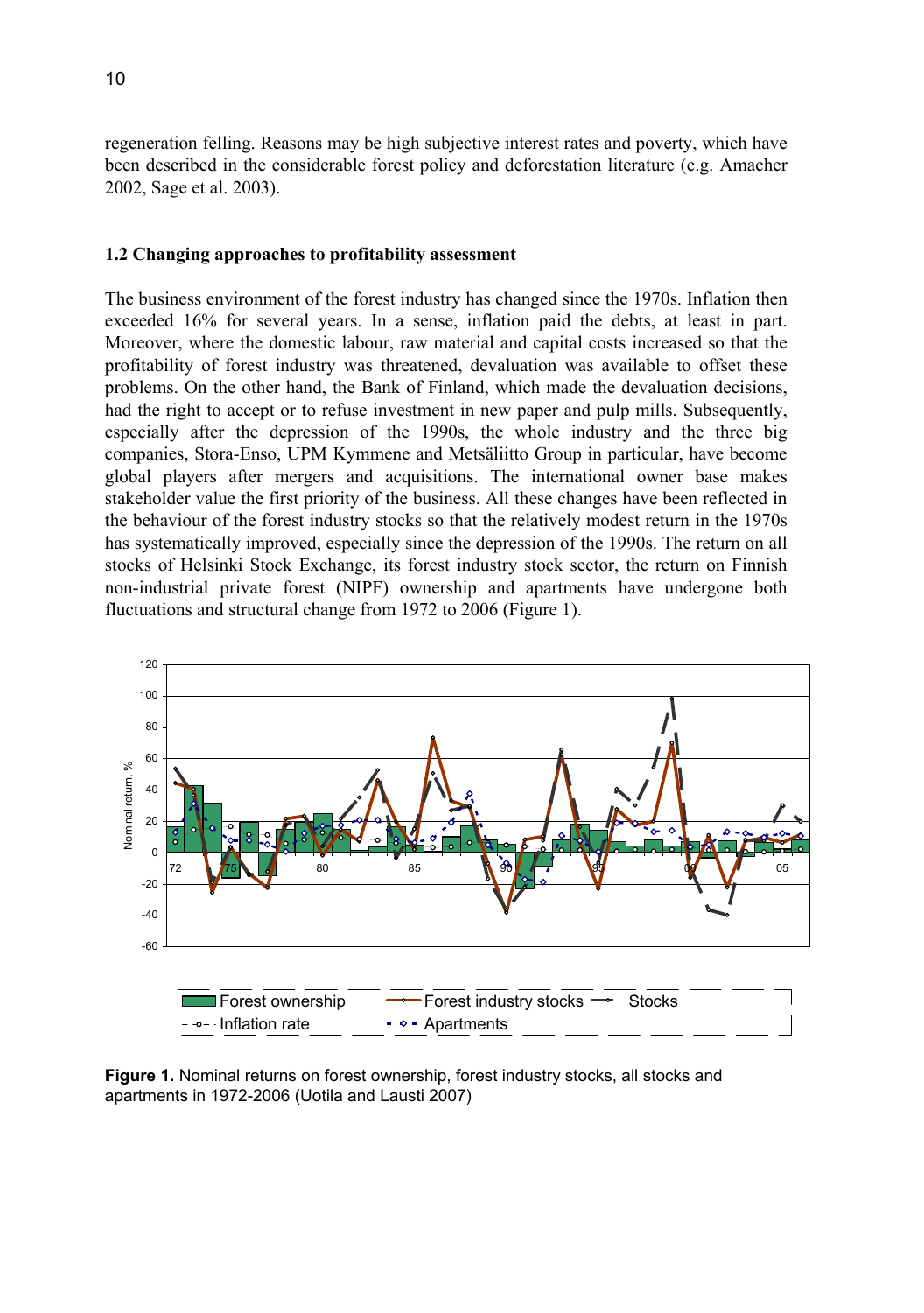regeneration felling. Reasons may be high subjective interest rates and poverty, which have been described in the considerable forest policy and deforestation literature (e.g. Amacher 2002, Sage et al. 2003).

### 1.2 Changing approaches to profitability assessment

The business environment of the forest industry has changed since the 1970s. Inflation then exceeded 16% for several years. In a sense, inflation paid the debts, at least in part. Moreover, where the domestic labour, raw material and capital costs increased so that the profitability of forest industry was threatened, devaluation was available to offset these problems. On the other hand, the Bank of Finland, which made the devaluation decisions, had the right to accept or to refuse investment in new paper and pulp mills. Subsequently, especially after the depression of the 1990s, the whole industry and the three big companies, Stora-Enso, UPM Kymmene and Metsäliitto Group in particular, have become global players after mergers and acquisitions. The international owner base makes stakeholder value the first priority of the business. All these changes have been reflected in the behaviour of the forest industry stocks so that the relatively modest return in the 1970s has systematically improved, especially since the depression of the 1990s. The return on all stocks of Helsinki Stock Exchange, its forest industry stock sector, the return on Finnish non-industrial private forest (NIPF) ownership and apartments have undergone both fluctuations and structural change from 1972 to 2006 (Figure 1).

**Figure 1.** Nominal returns on forest ownership, forest industry stocks, all stocks and apartments in 1972-2006 (Uotila and Lausti 2007)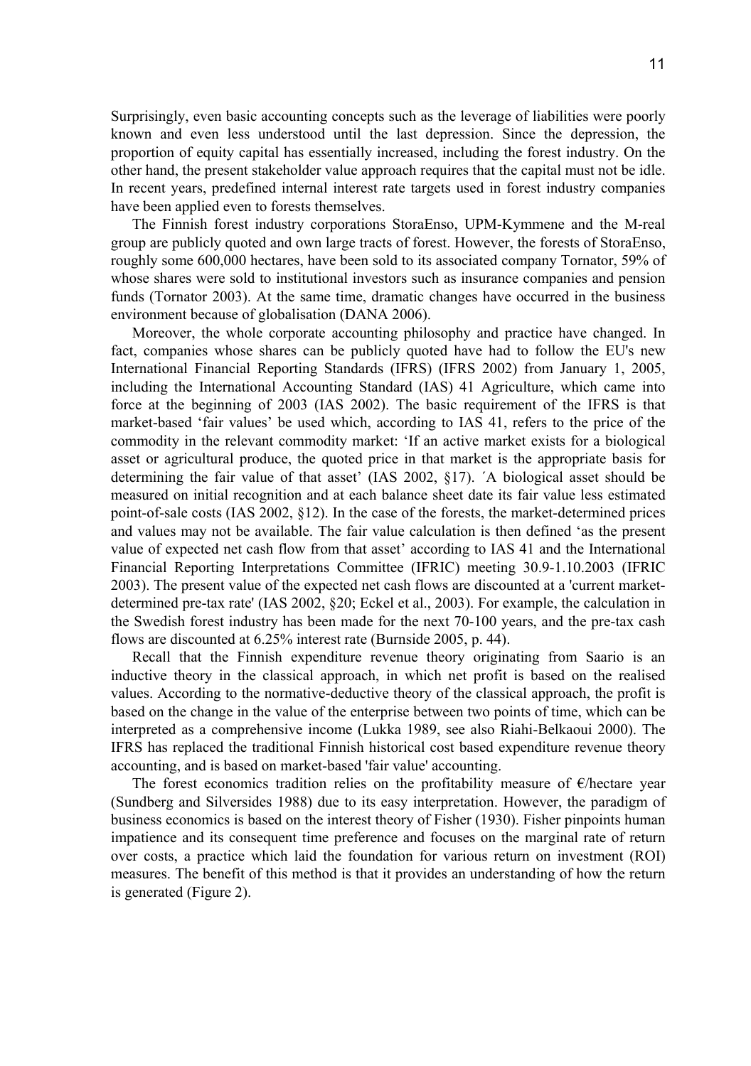Surprisingly, even basic accounting concepts such as the leverage of liabilities were poorly known and even less understood until the last depression. Since the depression, the proportion of equity capital has essentially increased, including the forest industry. On the other hand, the present stakeholder value approach requires that the capital must not be idle. In recent years, predefined internal interest rate targets used in forest industry companies have been applied even to forests themselves.

The Finnish forest industry corporations StoraEnso, UPM-Kymmene and the M-real group are publicly quoted and own large tracts of forest. However, the forests of StoraEnso, roughly some 600,000 hectares, have been sold to its associated company Tornator, 59% of whose shares were sold to institutional investors such as insurance companies and pension funds (Tornator 2003). At the same time, dramatic changes have occurred in the business environment because of globalisation (DANA 2006).

Moreover, the whole corporate accounting philosophy and practice have changed. In fact, companies whose shares can be publicly quoted have had to follow the EU's new International Financial Reporting Standards (IFRS) (IFRS 2002) from January 1, 2005, including the International Accounting Standard (IAS) 41 Agriculture, which came into force at the beginning of 2003 (IAS 2002). The basic requirement of the IFRS is that market-based 'fair values' be used which, according to IAS 41, refers to the price of the commodity in the relevant commodity market: 'If an active market exists for a biological asset or agricultural produce, the quoted price in that market is the appropriate basis for determining the fair value of that asset' (IAS 2002, §17). ´A biological asset should be measured on initial recognition and at each balance sheet date its fair value less estimated point-of-sale costs (IAS 2002, §12). In the case of the forests, the market-determined prices and values may not be available. The fair value calculation is then defined 'as the present value of expected net cash flow from that asset' according to IAS 41 and the International Financial Reporting Interpretations Committee (IFRIC) meeting 30.9-1.10.2003 (IFRIC 2003). The present value of the expected net cash flows are discounted at a 'current market-determined pre-tax rate' (IAS 2002, §20; Eckel et al., 2003). For example, the calculation in the Swedish forest industry has been made for the next 70-100 years, and the pre-tax cash flows are discounted at 6.25% interest rate (Burnside 2005, p. 44).

Recall that the Finnish expenditure revenue theory originating from Saario is an inductive theory in the classical approach, in which net profit is based on the realised values. According to the normative-deductive theory of the classical approach, the profit is based on the change in the value of the enterprise between two points of time, which can be interpreted as a comprehensive income (Lukka 1989, see also Riahi-Belkaoui 2000). The IFRS has replaced the traditional Finnish historical cost based expenditure revenue theory accounting, and is based on market-based 'fair value' accounting.

The forest economics tradition relies on the profitability measure of €/hectare year (Sundberg and Silversides 1988) due to its easy interpretation. However, the paradigm of business economics is based on the interest theory of Fisher (1930). Fisher pinpoints human impatience and its consequent time preference and focuses on the marginal rate of return over costs, a practice which laid the foundation for various return on investment (ROI) measures. The benefit of this method is that it provides an understanding of how the return is generated (Figure 2).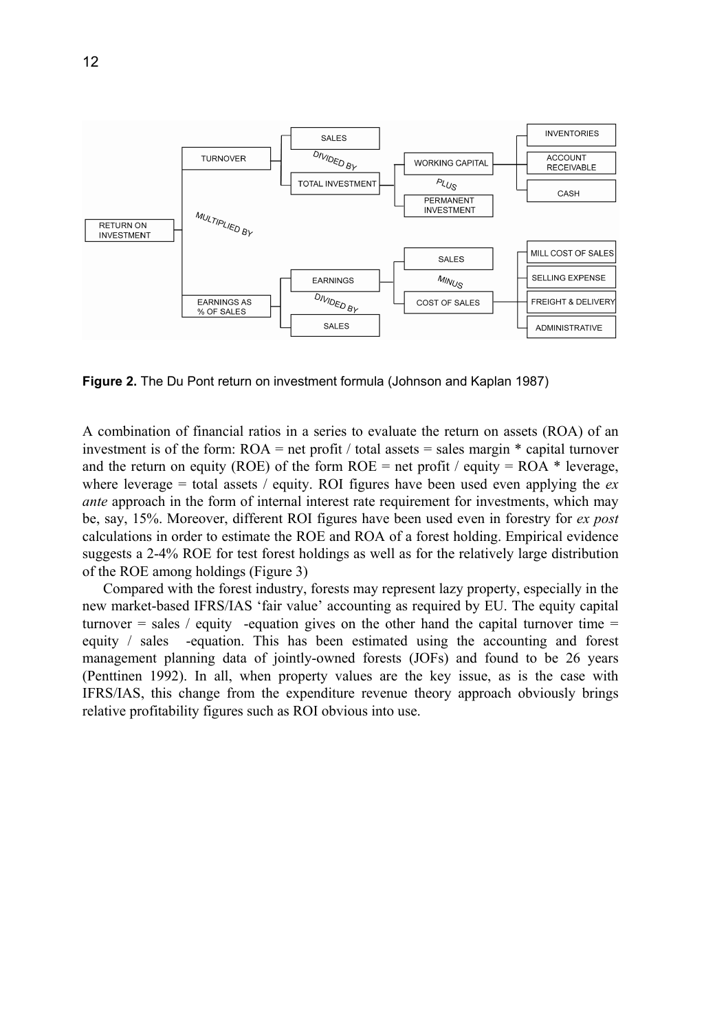**Figure 2.** The Du Pont return on investment formula (Johnson and Kaplan 1987)

A combination of financial ratios in a series to evaluate the return on assets (ROA) of an investment is of the form: ROA = net profit / total assets = sales margin * capital turnover and the return on equity (ROE) of the form ROE = net profit / equity = ROA * leverage, where leverage = total assets / equity. ROI figures have been used even applying the *ex ante* approach in the form of internal interest rate requirement for investments, which may be, say, 15%. Moreover, different ROI figures have been used even in forestry for *ex post* calculations in order to estimate the ROE and ROA of a forest holding. Empirical evidence suggests a 2-4% ROE for test forest holdings as well as for the relatively large distribution of the ROE among holdings (Figure 3)

Compared with the forest industry, forests may represent lazy property, especially in the new market-based IFRS/IAS 'fair value' accounting as required by EU. The equity capital turnover = sales / equity -equation gives on the other hand the capital turnover time = equity / sales -equation. This has been estimated using the accounting and forest management planning data of jointly-owned forests (JOFs) and found to be 26 years (Penttinen 1992). In all, when property values are the key issue, as is the case with IFRS/IAS, this change from the expenditure revenue theory approach obviously brings relative profitability figures such as ROI obvious into use.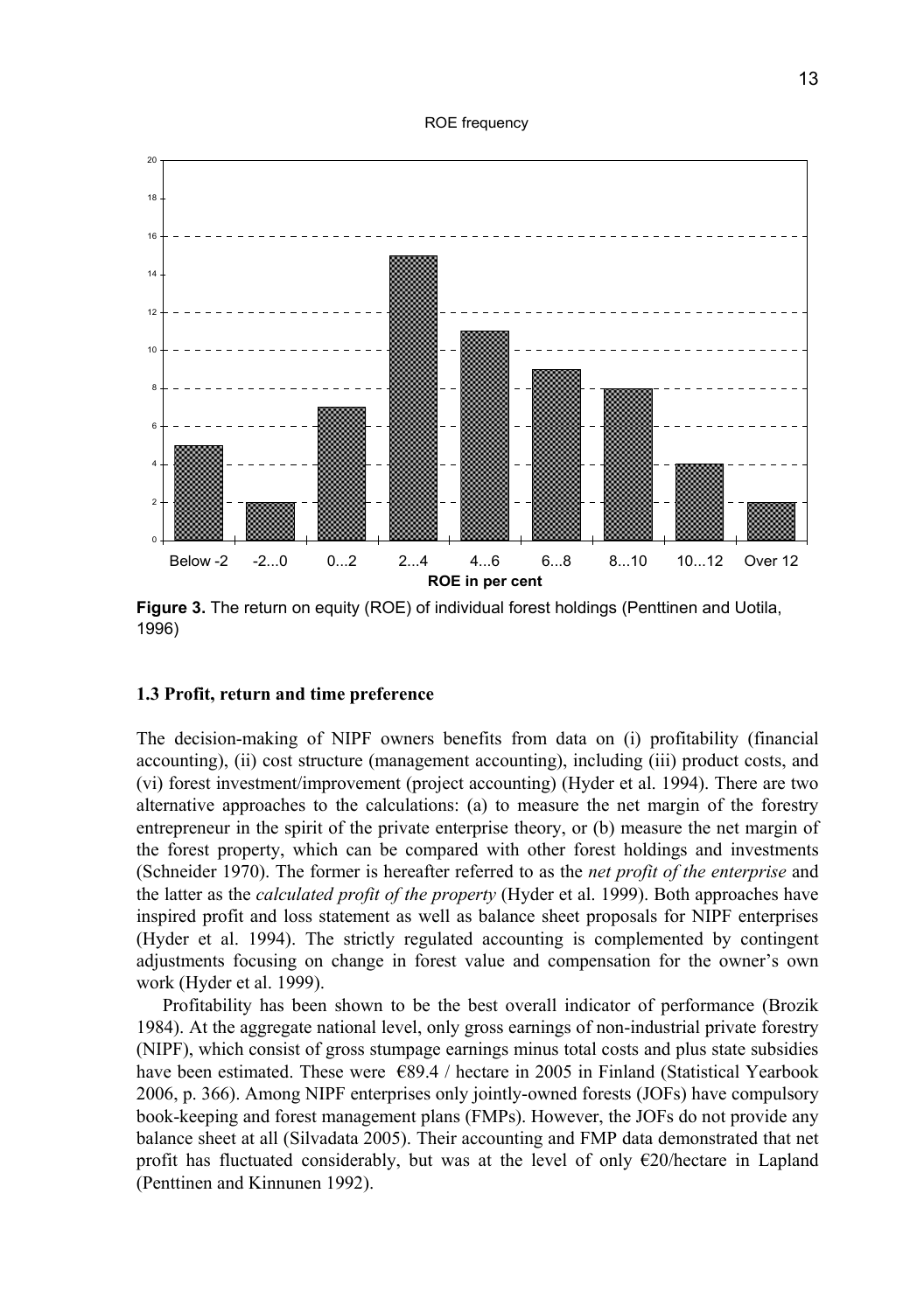ROE frequency

| ROE in per cent | Frequency |
|---|---|
| Below -2 | 5 |
| -2...0 | 2 |
| 0...2 | 7 |
| 2...4 | 15 |
| 4...6 | 11 |
| 6...8 | 9 |
| 8...10 | 8 |
| 10...12 | 4 |
| Over 12 | 2 |

**Figure 3.** The return on equity (ROE) of individual forest holdings (Penttinen and Uotila, 1996)

### 1.3 Profit, return and time preference

The decision-making of NIPF owners benefits from data on (i) profitability (financial accounting), (ii) cost structure (management accounting), including (iii) product costs, and (vi) forest investment/improvement (project accounting) (Hyder et al. 1994). There are two alternative approaches to the calculations: (a) to measure the net margin of the forestry entrepreneur in the spirit of the private enterprise theory, or (b) measure the net margin of the forest property, which can be compared with other forest holdings and investments (Schneider 1970). The former is hereafter referred to as the *net profit of the enterprise* and the latter as the *calculated profit of the property* (Hyder et al. 1999). Both approaches have inspired profit and loss statement as well as balance sheet proposals for NIPF enterprises (Hyder et al. 1994). The strictly regulated accounting is complemented by contingent adjustments focusing on change in forest value and compensation for the owner's own work (Hyder et al. 1999).

Profitability has been shown to be the best overall indicator of performance (Brozik 1984). At the aggregate national level, only gross earnings of non-industrial private forestry (NIPF), which consist of gross stumpage earnings minus total costs and plus state subsidies have been estimated. These were €89.4 / hectare in 2005 in Finland (Statistical Yearbook 2006, p. 366). Among NIPF enterprises only jointly-owned forests (JOFs) have compulsory book-keeping and forest management plans (FMPs). However, the JOFs do not provide any balance sheet at all (Silvadata 2005). Their accounting and FMP data demonstrated that net profit has fluctuated considerably, but was at the level of only €20/hectare in Lapland (Penttinen and Kinnunen 1992).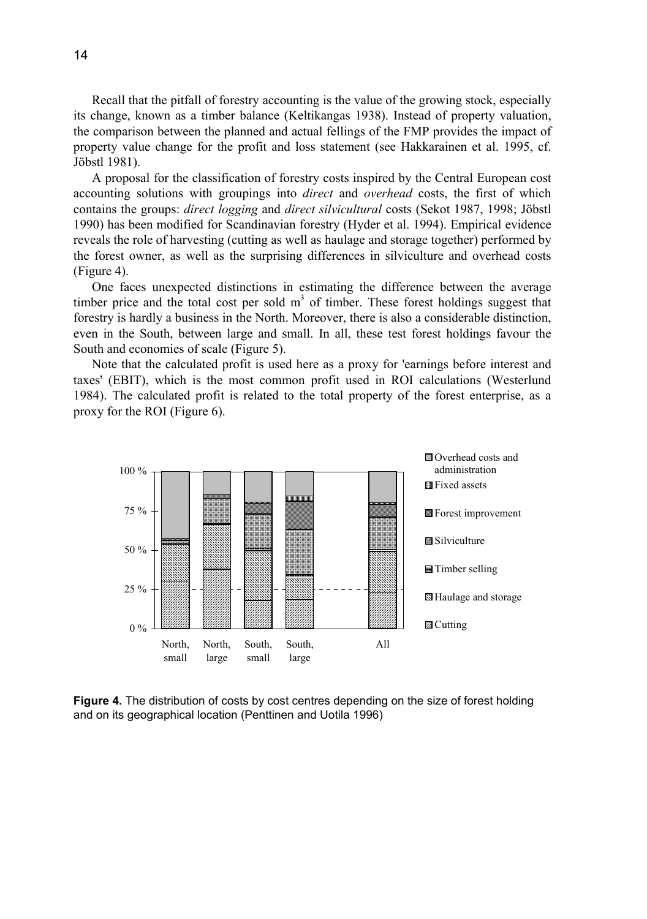Recall that the pitfall of forestry accounting is the value of the growing stock, especially its change, known as a timber balance (Keltikangas 1938). Instead of property valuation, the comparison between the planned and actual fellings of the FMP provides the impact of property value change for the profit and loss statement (see Hakkarainen et al. 1995, cf. Jöbstl 1981).

A proposal for the classification of forestry costs inspired by the Central European cost accounting solutions with groupings into *direct* and *overhead* costs, the first of which contains the groups: *direct logging* and *direct silvicultural* costs (Sekot 1987, 1998; Jöbstl 1990) has been modified for Scandinavian forestry (Hyder et al. 1994). Empirical evidence reveals the role of harvesting (cutting as well as haulage and storage together) performed by the forest owner, as well as the surprising differences in silviculture and overhead costs (Figure 4).

One faces unexpected distinctions in estimating the difference between the average timber price and the total cost per sold $m^3$ of timber. These forest holdings suggest that forestry is hardly a business in the North. Moreover, there is also a considerable distinction, even in the South, between large and small. In all, these test forest holdings favour the South and economies of scale (Figure 5).

Note that the calculated profit is used here as a proxy for 'earnings before interest and taxes' (EBIT), which is the most common profit used in ROI calculations (Westerlund 1984). The calculated profit is related to the total property of the forest enterprise, as a proxy for the ROI (Figure 6).

**Figure 4.** The distribution of costs by cost centres depending on the size of forest holding and on its geographical location (Penttinen and Uotila 1996)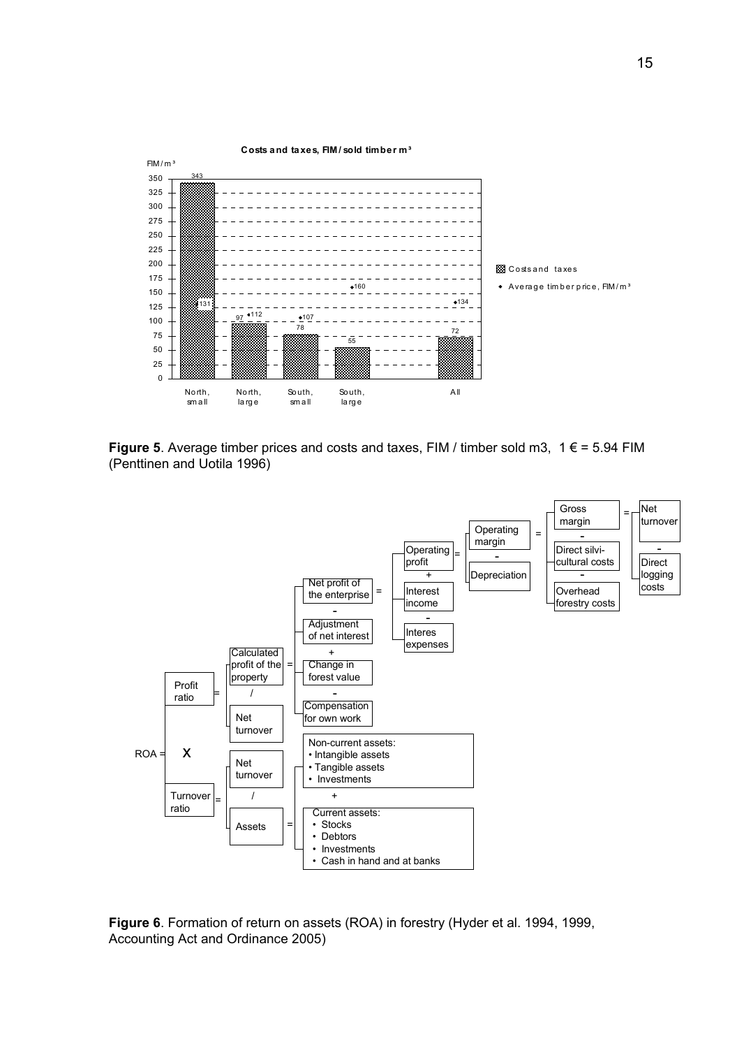**Figure 5**. Average timber prices and costs and taxes, FIM / timber sold m3, 1 € = 5.94 FIM (Penttinen and Uotila 1996)

**Figure 6**. Formation of return on assets (ROA) in forestry (Hyder et al. 1994, 1999, Accounting Act and Ordinance 2005)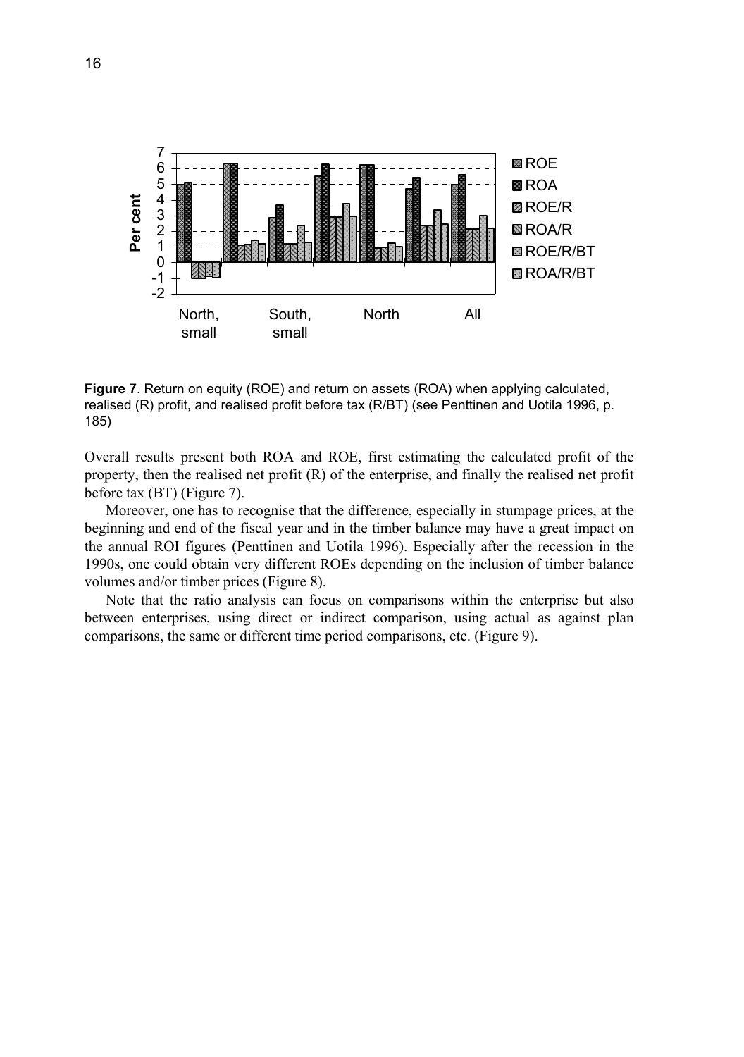**Figure 7**. Return on equity (ROE) and return on assets (ROA) when applying calculated, realised (R) profit, and realised profit before tax (R/BT) (see Penttinen and Uotila 1996, p. 185)

Overall results present both ROA and ROE, first estimating the calculated profit of the property, then the realised net profit (R) of the enterprise, and finally the realised net profit before tax (BT) (Figure 7).

Moreover, one has to recognise that the difference, especially in stumpage prices, at the beginning and end of the fiscal year and in the timber balance may have a great impact on the annual ROI figures (Penttinen and Uotila 1996). Especially after the recession in the 1990s, one could obtain very different ROEs depending on the inclusion of timber balance volumes and/or timber prices (Figure 8).

Note that the ratio analysis can focus on comparisons within the enterprise but also between enterprises, using direct or indirect comparison, using actual as against plan comparisons, the same or different time period comparisons, etc. (Figure 9).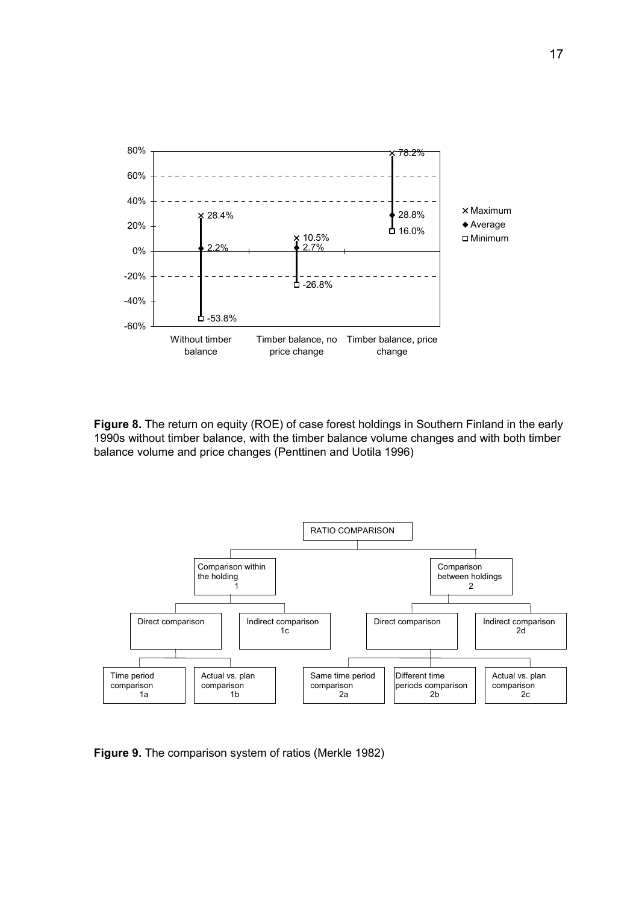**Figure 8.** The return on equity (ROE) of case forest holdings in Southern Finland in the early 1990s without timber balance, with the timber balance volume changes and with both timber balance volume and price changes (Penttinen and Uotila 1996)

**Figure 9.** The comparison system of ratios (Merkle 1982)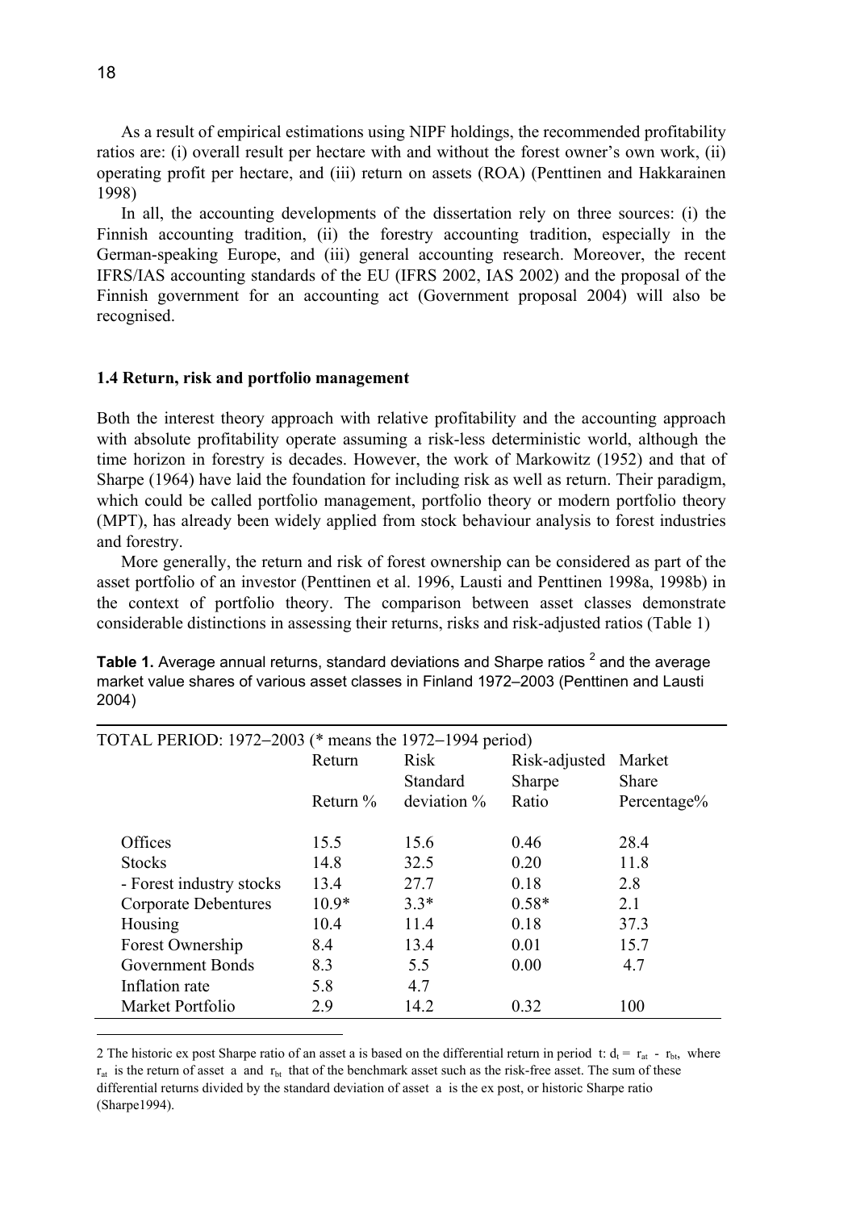As a result of empirical estimations using NIPF holdings, the recommended profitability ratios are: (i) overall result per hectare with and without the forest owner's own work, (ii) operating profit per hectare, and (iii) return on assets (ROA) (Penttinen and Hakkarainen 1998)

In all, the accounting developments of the dissertation rely on three sources: (i) the Finnish accounting tradition, (ii) the forestry accounting tradition, especially in the German-speaking Europe, and (iii) general accounting research. Moreover, the recent IFRS/IAS accounting standards of the EU (IFRS 2002, IAS 2002) and the proposal of the Finnish government for an accounting act (Government proposal 2004) will also be recognised.

### 1.4 Return, risk and portfolio management

Both the interest theory approach with relative profitability and the accounting approach with absolute profitability operate assuming a risk-less deterministic world, although the time horizon in forestry is decades. However, the work of Markowitz (1952) and that of Sharpe (1964) have laid the foundation for including risk as well as return. Their paradigm, which could be called portfolio management, portfolio theory or modern portfolio theory (MPT), has already been widely applied from stock behaviour analysis to forest industries and forestry.

More generally, the return and risk of forest ownership can be considered as part of the asset portfolio of an investor (Penttinen et al. 1996, Lausti and Penttinen 1998a, 1998b) in the context of portfolio theory. The comparison between asset classes demonstrate considerable distinctions in assessing their returns, risks and risk-adjusted ratios (Table 1)

**Table 1.** Average annual returns, standard deviations and Sharpe ratios [2] and the average market value shares of various asset classes in Finland 1972–2003 (Penttinen and Lausti 2004)

| TOTAL PERIOD: 1972–2003 (* means the 1972–1994 period) | Return | Risk | Risk-adjusted | Market |
|---|---|---|---|---|
| | | Standard | Sharpe | Share |
| | Return % | deviation % | Ratio | Percentage% |
| Offices | 15.5 | 15.6 | 0.46 | 28.4 |
| Stocks | 14.8 | 32.5 | 0.20 | 11.8 |
| - Forest industry stocks | 13.4 | 27.7 | 0.18 | 2.8 |
| Corporate Debentures | 10.9* | 3.3* | 0.58* | 2.1 |
| Housing | 10.4 | 11.4 | 0.18 | 37.3 |
| Forest Ownership | 8.4 | 13.4 | 0.01 | 15.7 |
| Government Bonds | 8.3 | 5.5 | 0.00 | 4.7 |
| Inflation rate | 5.8 | 4.7 | | |
| Market Portfolio | 2.9 | 14.2 | 0.32 | 100 |

2 The historic ex post Sharpe ratio of an asset a is based on the differential return in period t: $d_t = r_{at} - r_{bt}$, where $r_{at}$ is the return of asset a and $r_{bt}$ that of the benchmark asset such as the risk-free asset. The sum of these differential returns divided by the standard deviation of asset a is the ex post, or historic Sharpe ratio (Sharpe1994).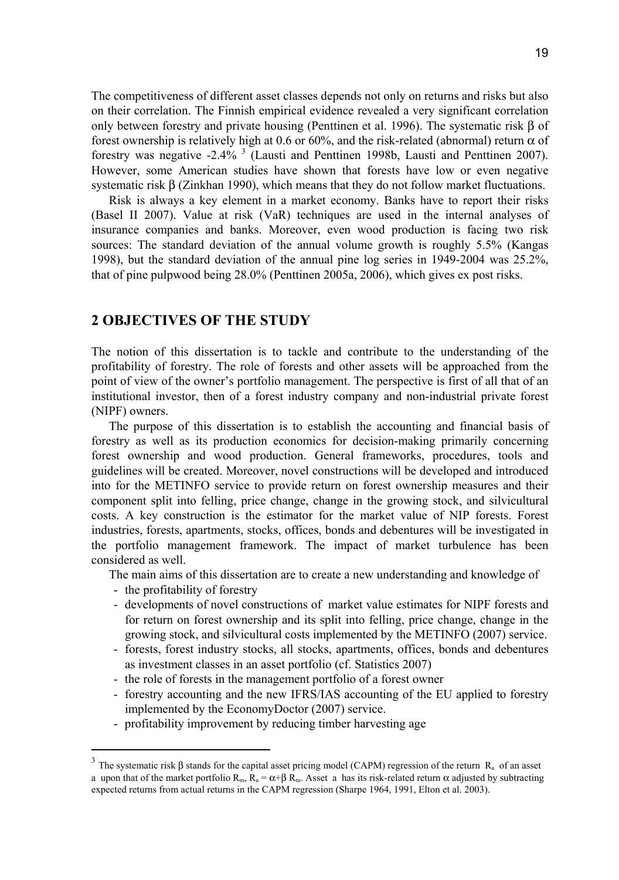The competitiveness of different asset classes depends not only on returns and risks but also on their correlation. The Finnish empirical evidence revealed a very significant correlation only between forestry and private housing (Penttinen et al. 1996). The systematic risk $\beta$ of forest ownership is relatively high at 0.6 or 60%, and the risk-related (abnormal) return $\alpha$ of forestry was negative -2.4% [3] (Lausti and Penttinen 1998b, Lausti and Penttinen 2007). However, some American studies have shown that forests have low or even negative systematic risk $\beta$ (Zinkhan 1990), which means that they do not follow market fluctuations.

Risk is always a key element in a market economy. Banks have to report their risks (Basel II 2007). Value at risk (VaR) techniques are used in the internal analyses of insurance companies and banks. Moreover, even wood production is facing two risk sources: The standard deviation of the annual volume growth is roughly 5.5% (Kangas 1998), but the standard deviation of the annual pine log series in 1949-2004 was 25.2%, that of pine pulpwood being 28.0% (Penttinen 2005a, 2006), which gives ex post risks.

## 2 OBJECTIVES OF THE STUDY

The notion of this dissertation is to tackle and contribute to the understanding of the profitability of forestry. The role of forests and other assets will be approached from the point of view of the owner's portfolio management. The perspective is first of all that of an institutional investor, then of a forest industry company and non-industrial private forest (NIPF) owners.

The purpose of this dissertation is to establish the accounting and financial basis of forestry as well as its production economics for decision-making primarily concerning forest ownership and wood production. General frameworks, procedures, tools and guidelines will be created. Moreover, novel constructions will be developed and introduced into for the METINFO service to provide return on forest ownership measures and their component split into felling, price change, change in the growing stock, and silvicultural costs. A key construction is the estimator for the market value of NIP forests. Forest industries, forests, apartments, stocks, offices, bonds and debentures will be investigated in the portfolio management framework. The impact of market turbulence has been considered as well.

The main aims of this dissertation are to create a new understanding and knowledge of

- the profitability of forestry
- developments of novel constructions of market value estimates for NIPF forests and for return on forest ownership and its split into felling, price change, change in the growing stock, and silvicultural costs implemented by the METINFO (2007) service.
- forests, forest industry stocks, all stocks, apartments, offices, bonds and debentures as investment classes in an asset portfolio (cf. Statistics 2007)
- the role of forests in the management portfolio of a forest owner
- forestry accounting and the new IFRS/IAS accounting of the EU applied to forestry implemented by the EconomyDoctor (2007) service.
- profitability improvement by reducing timber harvesting age

---

[3] The systematic risk $\beta$ stands for the capital asset pricing model (CAPM) regression of the return $R_a$ of an asset a upon that of the market portfolio $R_m$, $R_a = \alpha + \beta R_m$. Asset a has its risk-related return $\alpha$ adjusted by subtracting expected returns from actual returns in the CAPM regression (Sharpe 1964, 1991, Elton et al. 2003).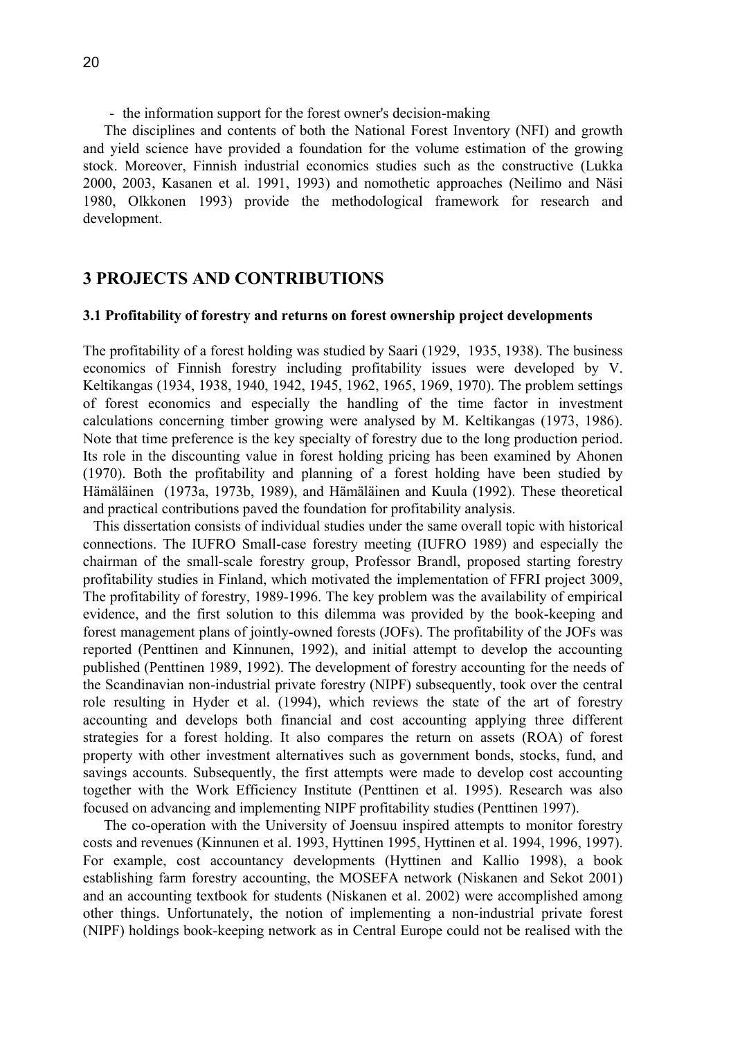- the information support for the forest owner's decision-making

The disciplines and contents of both the National Forest Inventory (NFI) and growth and yield science have provided a foundation for the volume estimation of the growing stock. Moreover, Finnish industrial economics studies such as the constructive (Lukka 2000, 2003, Kasanen et al. 1991, 1993) and nomothetic approaches (Neilimo and Näsi 1980, Olkkonen 1993) provide the methodological framework for research and development.

## 3 PROJECTS AND CONTRIBUTIONS

### 3.1 Profitability of forestry and returns on forest ownership project developments

The profitability of a forest holding was studied by Saari (1929, 1935, 1938). The business economics of Finnish forestry including profitability issues were developed by V. Keltikangas (1934, 1938, 1940, 1942, 1945, 1962, 1965, 1969, 1970). The problem settings of forest economics and especially the handling of the time factor in investment calculations concerning timber growing were analysed by M. Keltikangas (1973, 1986). Note that time preference is the key specialty of forestry due to the long production period. Its role in the discounting value in forest holding pricing has been examined by Ahonen (1970). Both the profitability and planning of a forest holding have been studied by Hämäläinen (1973a, 1973b, 1989), and Hämäläinen and Kuula (1992). These theoretical and practical contributions paved the foundation for profitability analysis.

This dissertation consists of individual studies under the same overall topic with historical connections. The IUFRO Small-case forestry meeting (IUFRO 1989) and especially the chairman of the small-scale forestry group, Professor Brandl, proposed starting forestry profitability studies in Finland, which motivated the implementation of FFRI project 3009, The profitability of forestry, 1989-1996. The key problem was the availability of empirical evidence, and the first solution to this dilemma was provided by the book-keeping and forest management plans of jointly-owned forests (JOFs). The profitability of the JOFs was reported (Penttinen and Kinnunen, 1992), and initial attempt to develop the accounting published (Penttinen 1989, 1992). The development of forestry accounting for the needs of the Scandinavian non-industrial private forestry (NIPF) subsequently, took over the central role resulting in Hyder et al. (1994), which reviews the state of the art of forestry accounting and develops both financial and cost accounting applying three different strategies for a forest holding. It also compares the return on assets (ROA) of forest property with other investment alternatives such as government bonds, stocks, fund, and savings accounts. Subsequently, the first attempts were made to develop cost accounting together with the Work Efficiency Institute (Penttinen et al. 1995). Research was also focused on advancing and implementing NIPF profitability studies (Penttinen 1997).

The co-operation with the University of Joensuu inspired attempts to monitor forestry costs and revenues (Kinnunen et al. 1993, Hyttinen 1995, Hyttinen et al. 1994, 1996, 1997). For example, cost accountancy developments (Hyttinen and Kallio 1998), a book establishing farm forestry accounting, the MOSEFA network (Niskanen and Sekot 2001) and an accounting textbook for students (Niskanen et al. 2002) were accomplished among other things. Unfortunately, the notion of implementing a non-industrial private forest (NIPF) holdings book-keeping network as in Central Europe could not be realised with the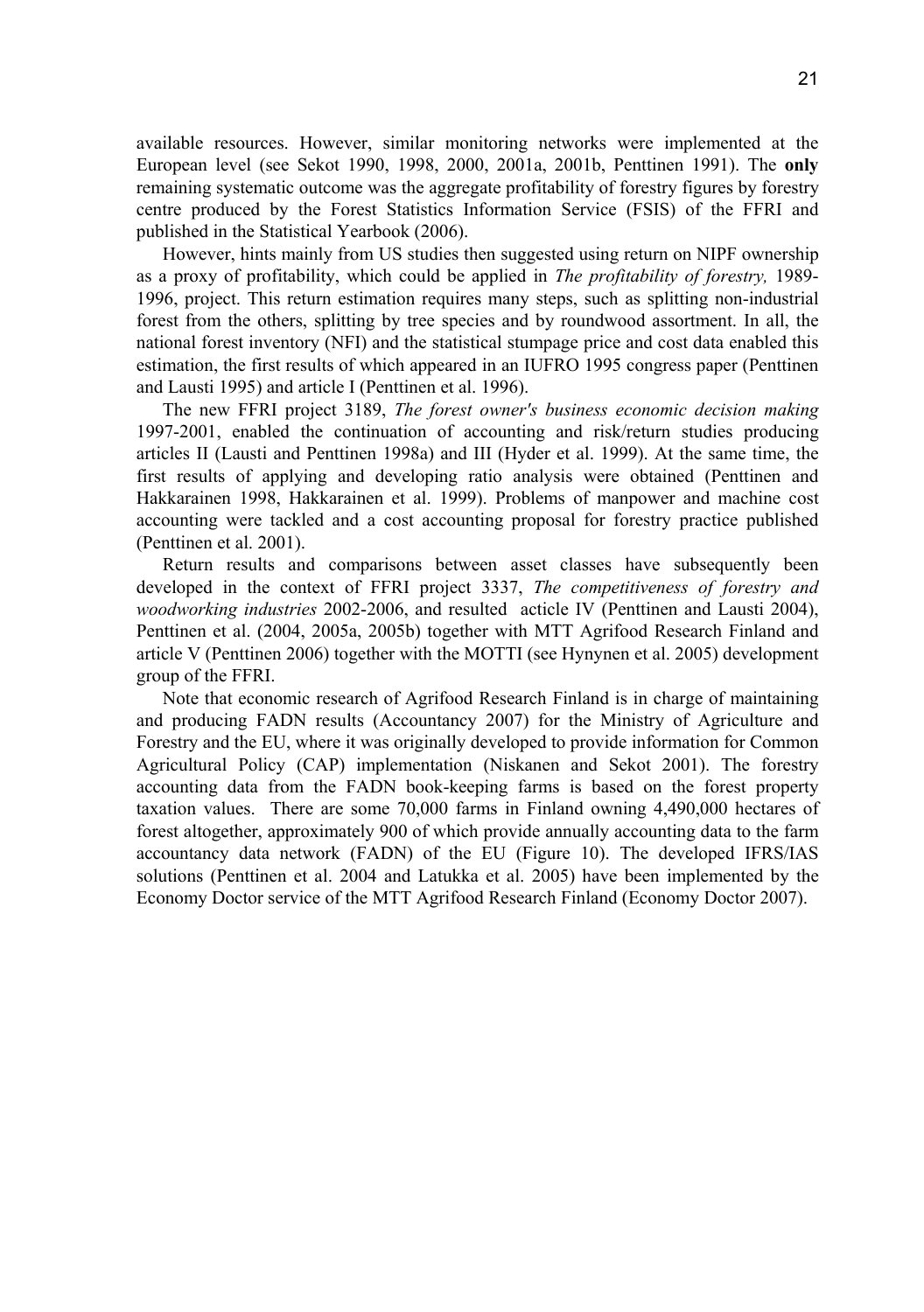available resources. However, similar monitoring networks were implemented at the European level (see Sekot 1990, 1998, 2000, 2001a, 2001b, Penttinen 1991). The **only** remaining systematic outcome was the aggregate profitability of forestry figures by forestry centre produced by the Forest Statistics Information Service (FSIS) of the FFRI and published in the Statistical Yearbook (2006).

However, hints mainly from US studies then suggested using return on NIPF ownership as a proxy of profitability, which could be applied in *The profitability of forestry,* 1989-1996, project. This return estimation requires many steps, such as splitting non-industrial forest from the others, splitting by tree species and by roundwood assortment. In all, the national forest inventory (NFI) and the statistical stumpage price and cost data enabled this estimation, the first results of which appeared in an IUFRO 1995 congress paper (Penttinen and Lausti 1995) and article I (Penttinen et al. 1996).

The new FFRI project 3189, *The forest owner's business economic decision making* 1997-2001, enabled the continuation of accounting and risk/return studies producing articles II (Lausti and Penttinen 1998a) and III (Hyder et al. 1999). At the same time, the first results of applying and developing ratio analysis were obtained (Penttinen and Hakkarainen 1998, Hakkarainen et al. 1999). Problems of manpower and machine cost accounting were tackled and a cost accounting proposal for forestry practice published (Penttinen et al. 2001).

Return results and comparisons between asset classes have subsequently been developed in the context of FFRI project 3337, *The competitiveness of forestry and woodworking industries* 2002-2006, and resulted acticle IV (Penttinen and Lausti 2004), Penttinen et al. (2004, 2005a, 2005b) together with MTT Agrifood Research Finland and article V (Penttinen 2006) together with the MOTTI (see Hynynen et al. 2005) development group of the FFRI.

Note that economic research of Agrifood Research Finland is in charge of maintaining and producing FADN results (Accountancy 2007) for the Ministry of Agriculture and Forestry and the EU, where it was originally developed to provide information for Common Agricultural Policy (CAP) implementation (Niskanen and Sekot 2001). The forestry accounting data from the FADN book-keeping farms is based on the forest property taxation values. There are some 70,000 farms in Finland owning 4,490,000 hectares of forest altogether, approximately 900 of which provide annually accounting data to the farm accountancy data network (FADN) of the EU (Figure 10). The developed IFRS/IAS solutions (Penttinen et al. 2004 and Latukka et al. 2005) have been implemented by the Economy Doctor service of the MTT Agrifood Research Finland (Economy Doctor 2007).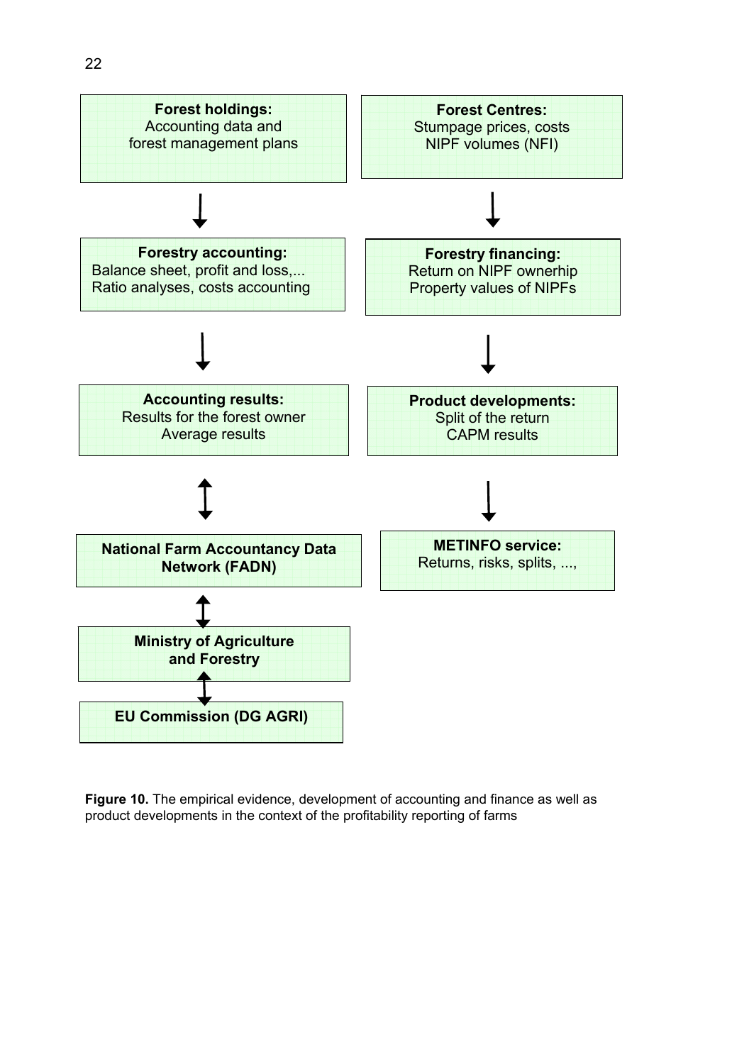**Forest holdings:**
Accounting data and
forest management plans

↓

**Forestry accounting:**
Balance sheet, profit and loss,...
Ratio analyses, costs accounting

↓

**Accounting results:**
Results for the forest owner
Average results

↕

**National Farm Accountancy Data Network (FADN)**

↕

**Ministry of Agriculture and Forestry**

↕

**EU Commission (DG AGRI)**

**Forest Centres:**
Stumpage prices, costs
NIPF volumes (NFI)

↓

**Forestry financing:**
Return on NIPF ownerhip
Property values of NIPFs

↓

**Product developments:**
Split of the return
CAPM results

↓

**METINFO service:**
Returns, risks, splits, ...,

**Figure 10.** The empirical evidence, development of accounting and finance as well as product developments in the context of the profitability reporting of farms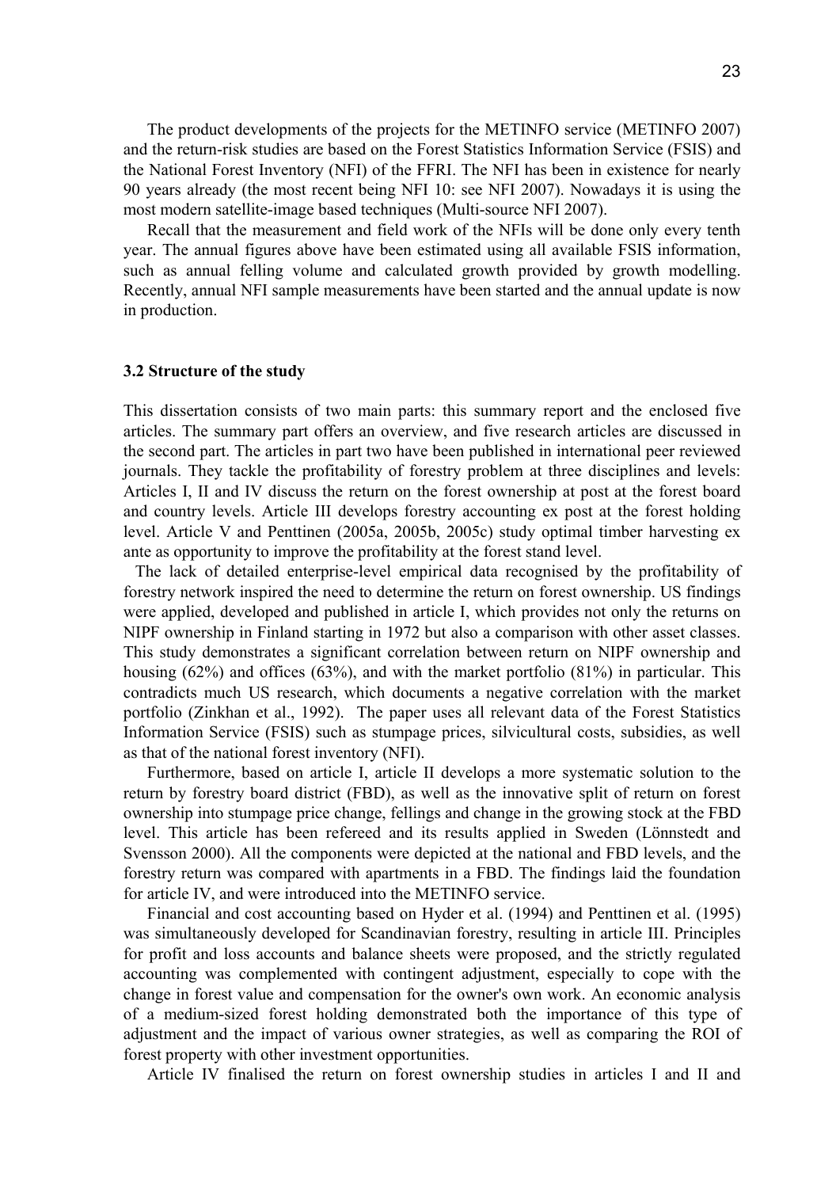The product developments of the projects for the METINFO service (METINFO 2007) and the return-risk studies are based on the Forest Statistics Information Service (FSIS) and the National Forest Inventory (NFI) of the FFRI. The NFI has been in existence for nearly 90 years already (the most recent being NFI 10: see NFI 2007). Nowadays it is using the most modern satellite-image based techniques (Multi-source NFI 2007).

Recall that the measurement and field work of the NFIs will be done only every tenth year. The annual figures above have been estimated using all available FSIS information, such as annual felling volume and calculated growth provided by growth modelling. Recently, annual NFI sample measurements have been started and the annual update is now in production.

### 3.2 Structure of the study

This dissertation consists of two main parts: this summary report and the enclosed five articles. The summary part offers an overview, and five research articles are discussed in the second part. The articles in part two have been published in international peer reviewed journals. They tackle the profitability of forestry problem at three disciplines and levels: Articles I, II and IV discuss the return on the forest ownership at post at the forest board and country levels. Article III develops forestry accounting ex post at the forest holding level. Article V and Penttinen (2005a, 2005b, 2005c) study optimal timber harvesting ex ante as opportunity to improve the profitability at the forest stand level.

The lack of detailed enterprise-level empirical data recognised by the profitability of forestry network inspired the need to determine the return on forest ownership. US findings were applied, developed and published in article I, which provides not only the returns on NIPF ownership in Finland starting in 1972 but also a comparison with other asset classes. This study demonstrates a significant correlation between return on NIPF ownership and housing (62%) and offices (63%), and with the market portfolio (81%) in particular. This contradicts much US research, which documents a negative correlation with the market portfolio (Zinkhan et al., 1992). The paper uses all relevant data of the Forest Statistics Information Service (FSIS) such as stumpage prices, silvicultural costs, subsidies, as well as that of the national forest inventory (NFI).

Furthermore, based on article I, article II develops a more systematic solution to the return by forestry board district (FBD), as well as the innovative split of return on forest ownership into stumpage price change, fellings and change in the growing stock at the FBD level. This article has been refereed and its results applied in Sweden (Lönnstedt and Svensson 2000). All the components were depicted at the national and FBD levels, and the forestry return was compared with apartments in a FBD. The findings laid the foundation for article IV, and were introduced into the METINFO service.

Financial and cost accounting based on Hyder et al. (1994) and Penttinen et al. (1995) was simultaneously developed for Scandinavian forestry, resulting in article III. Principles for profit and loss accounts and balance sheets were proposed, and the strictly regulated accounting was complemented with contingent adjustment, especially to cope with the change in forest value and compensation for the owner's own work. An economic analysis of a medium-sized forest holding demonstrated both the importance of this type of adjustment and the impact of various owner strategies, as well as comparing the ROI of forest property with other investment opportunities.

Article IV finalised the return on forest ownership studies in articles I and II and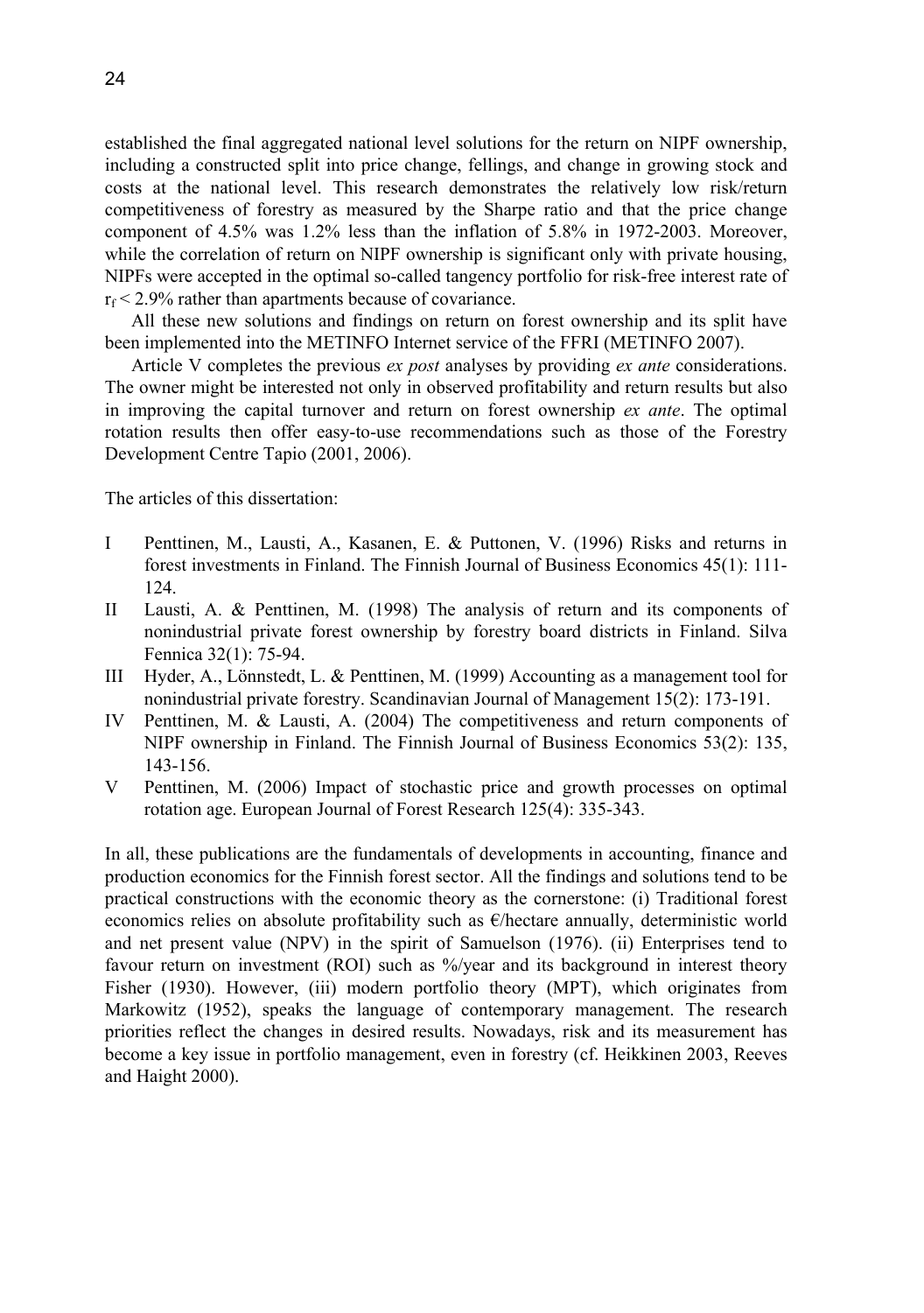established the final aggregated national level solutions for the return on NIPF ownership, including a constructed split into price change, fellings, and change in growing stock and costs at the national level. This research demonstrates the relatively low risk/return competitiveness of forestry as measured by the Sharpe ratio and that the price change component of 4.5% was 1.2% less than the inflation of 5.8% in 1972-2003. Moreover, while the correlation of return on NIPF ownership is significant only with private housing, NIPFs were accepted in the optimal so-called tangency portfolio for risk-free interest rate of $r_f < 2.9\%$ rather than apartments because of covariance.

All these new solutions and findings on return on forest ownership and its split have been implemented into the METINFO Internet service of the FFRI (METINFO 2007).

Article V completes the previous *ex post* analyses by providing *ex ante* considerations. The owner might be interested not only in observed profitability and return results but also in improving the capital turnover and return on forest ownership *ex ante*. The optimal rotation results then offer easy-to-use recommendations such as those of the Forestry Development Centre Tapio (2001, 2006).

The articles of this dissertation:

- I Penttinen, M., Lausti, A., Kasanen, E. & Puttonen, V. (1996) Risks and returns in forest investments in Finland. The Finnish Journal of Business Economics 45(1): 111-124.
- II Lausti, A. & Penttinen, M. (1998) The analysis of return and its components of nonindustrial private forest ownership by forestry board districts in Finland. Silva Fennica 32(1): 75-94.
- III Hyder, A., Lönnstedt, L. & Penttinen, M. (1999) Accounting as a management tool for nonindustrial private forestry. Scandinavian Journal of Management 15(2): 173-191.
- IV Penttinen, M. & Lausti, A. (2004) The competitiveness and return components of NIPF ownership in Finland. The Finnish Journal of Business Economics 53(2): 135, 143-156.
- V Penttinen, M. (2006) Impact of stochastic price and growth processes on optimal rotation age. European Journal of Forest Research 125(4): 335-343.

In all, these publications are the fundamentals of developments in accounting, finance and production economics for the Finnish forest sector. All the findings and solutions tend to be practical constructions with the economic theory as the cornerstone: (i) Traditional forest economics relies on absolute profitability such as €/hectare annually, deterministic world and net present value (NPV) in the spirit of Samuelson (1976). (ii) Enterprises tend to favour return on investment (ROI) such as %/year and its background in interest theory Fisher (1930). However, (iii) modern portfolio theory (MPT), which originates from Markowitz (1952), speaks the language of contemporary management. The research priorities reflect the changes in desired results. Nowadays, risk and its measurement has become a key issue in portfolio management, even in forestry (cf. Heikkinen 2003, Reeves and Haight 2000).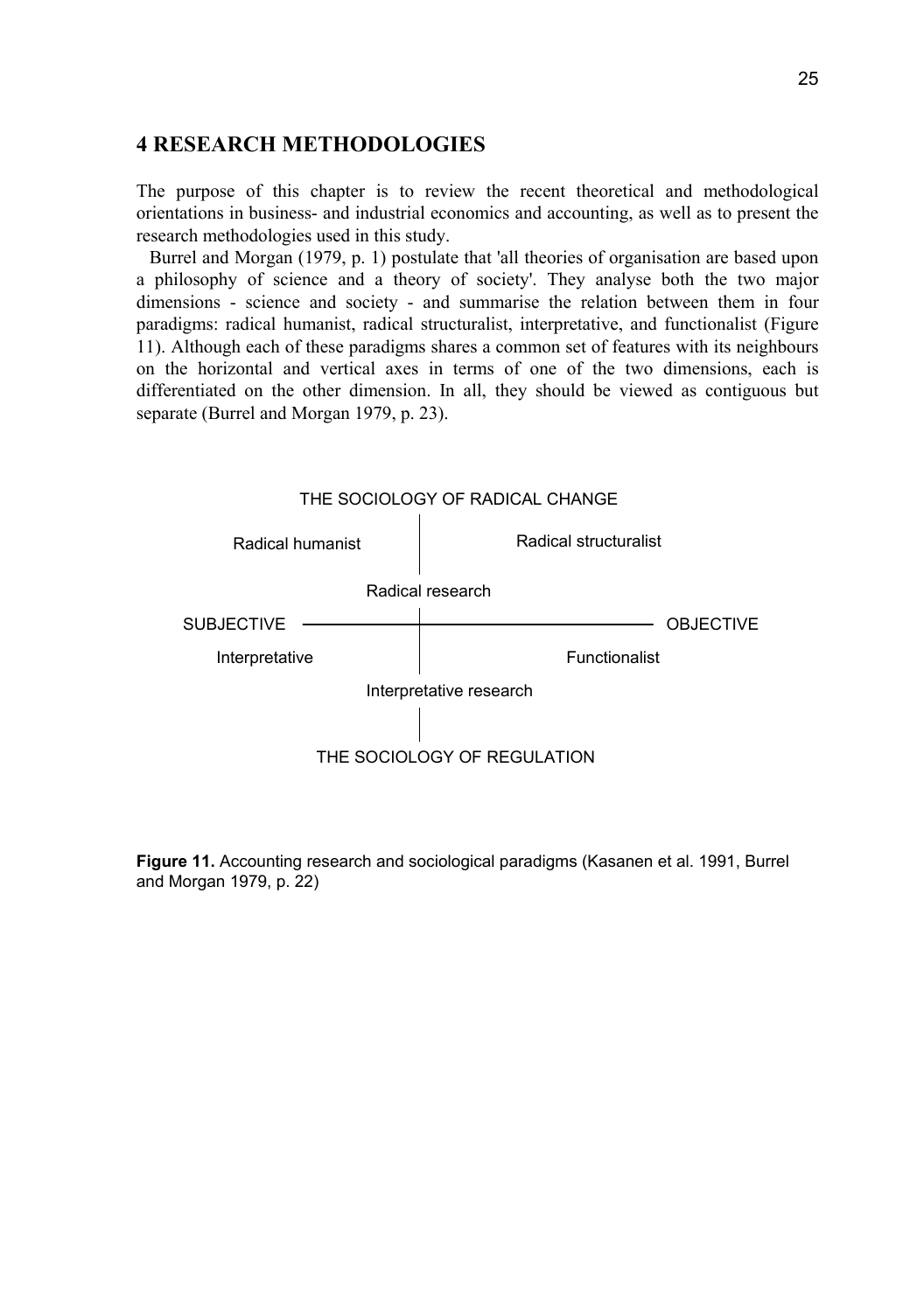# 4 RESEARCH METHODOLOGIES

The purpose of this chapter is to review the recent theoretical and methodological orientations in business- and industrial economics and accounting, as well as to present the research methodologies used in this study.

Burrel and Morgan (1979, p. 1) postulate that 'all theories of organisation are based upon a philosophy of science and a theory of society'. They analyse both the two major dimensions - science and society - and summarise the relation between them in four paradigms: radical humanist, radical structuralist, interpretative, and functionalist (Figure 11). Although each of these paradigms shares a common set of features with its neighbours on the horizontal and vertical axes in terms of one of the two dimensions, each is differentiated on the other dimension. In all, they should be viewed as contiguous but separate (Burrel and Morgan 1979, p. 23).

THE SOCIOLOGY OF RADICAL CHANGE

Radical humanist | Radical structuralist

Radical research

SUBJECTIVE —— OBJECTIVE

Interpretative | Functionalist

Interpretative research

THE SOCIOLOGY OF REGULATION

**Figure 11.** Accounting research and sociological paradigms (Kasanen et al. 1991, Burrel and Morgan 1979, p. 22)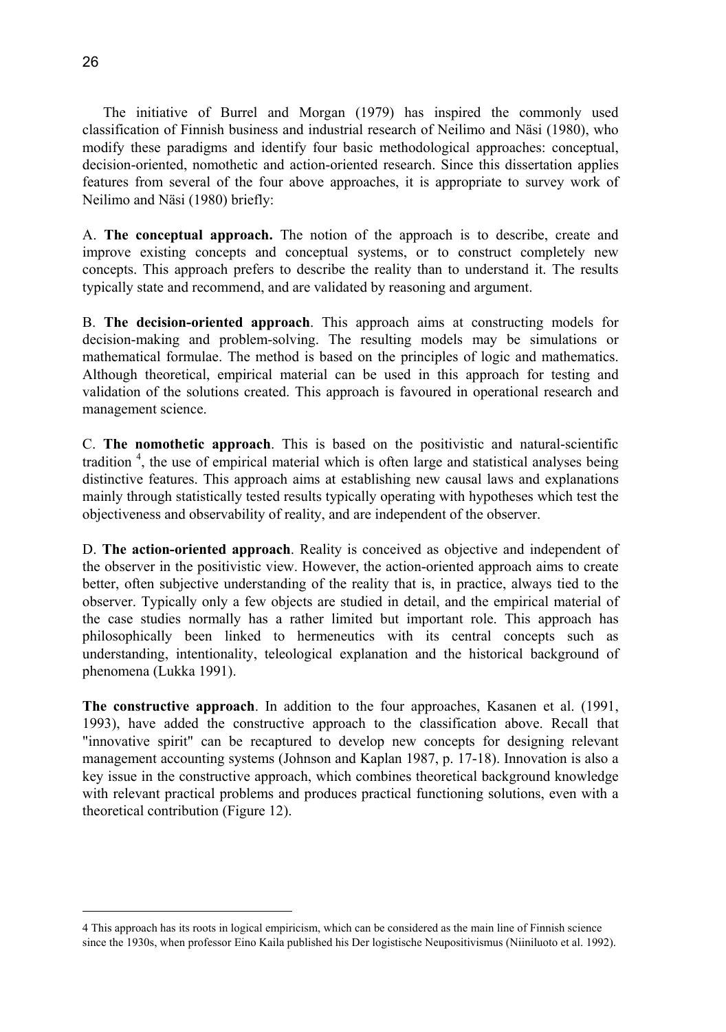The initiative of Burrel and Morgan (1979) has inspired the commonly used classification of Finnish business and industrial research of Neilimo and Näsi (1980), who modify these paradigms and identify four basic methodological approaches: conceptual, decision-oriented, nomothetic and action-oriented research. Since this dissertation applies features from several of the four above approaches, it is appropriate to survey work of Neilimo and Näsi (1980) briefly:

A. **The conceptual approach.** The notion of the approach is to describe, create and improve existing concepts and conceptual systems, or to construct completely new concepts. This approach prefers to describe the reality than to understand it. The results typically state and recommend, and are validated by reasoning and argument.

B. **The decision-oriented approach**. This approach aims at constructing models for decision-making and problem-solving. The resulting models may be simulations or mathematical formulae. The method is based on the principles of logic and mathematics. Although theoretical, empirical material can be used in this approach for testing and validation of the solutions created. This approach is favoured in operational research and management science.

C. **The nomothetic approach**. This is based on the positivistic and natural-scientific tradition [4], the use of empirical material which is often large and statistical analyses being distinctive features. This approach aims at establishing new causal laws and explanations mainly through statistically tested results typically operating with hypotheses which test the objectiveness and observability of reality, and are independent of the observer.

D. **The action-oriented approach**. Reality is conceived as objective and independent of the observer in the positivistic view. However, the action-oriented approach aims to create better, often subjective understanding of the reality that is, in practice, always tied to the observer. Typically only a few objects are studied in detail, and the empirical material of the case studies normally has a rather limited but important role. This approach has philosophically been linked to hermeneutics with its central concepts such as understanding, intentionality, teleological explanation and the historical background of phenomena (Lukka 1991).

**The constructive approach**. In addition to the four approaches, Kasanen et al. (1991, 1993), have added the constructive approach to the classification above. Recall that "innovative spirit" can be recaptured to develop new concepts for designing relevant management accounting systems (Johnson and Kaplan 1987, p. 17-18). Innovation is also a key issue in the constructive approach, which combines theoretical background knowledge with relevant practical problems and produces practical functioning solutions, even with a theoretical contribution (Figure 12).

---

4 This approach has its roots in logical empiricism, which can be considered as the main line of Finnish science since the 1930s, when professor Eino Kaila published his Der logistische Neupositivismus (Niiniluoto et al. 1992).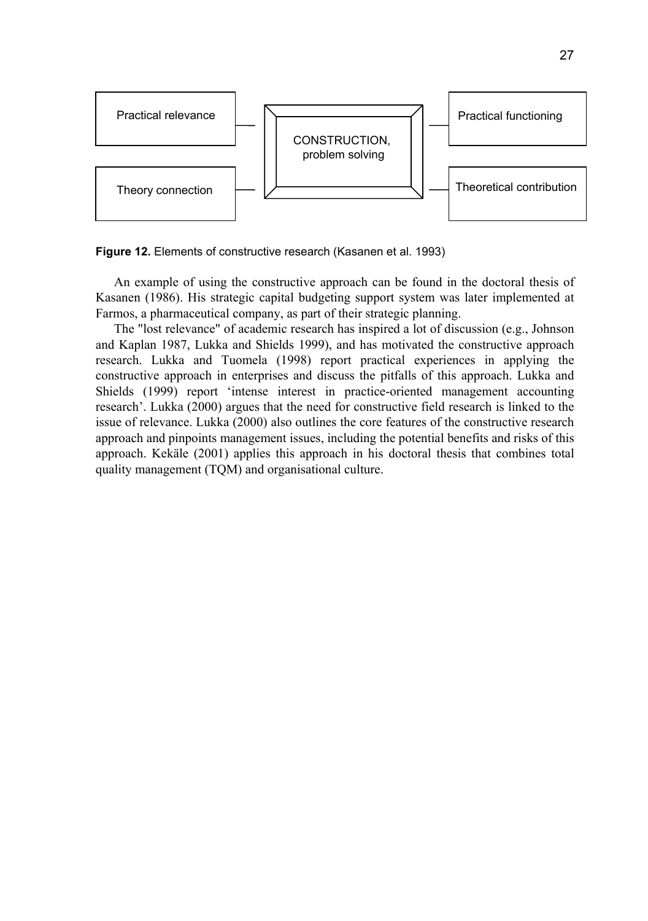Practical relevance

Theory connection

CONSTRUCTION, problem solving

Practical functioning

Theoretical contribution

**Figure 12.** Elements of constructive research (Kasanen et al. 1993)

An example of using the constructive approach can be found in the doctoral thesis of Kasanen (1986). His strategic capital budgeting support system was later implemented at Farmos, a pharmaceutical company, as part of their strategic planning.

The "lost relevance" of academic research has inspired a lot of discussion (e.g., Johnson and Kaplan 1987, Lukka and Shields 1999), and has motivated the constructive approach research. Lukka and Tuomela (1998) report practical experiences in applying the constructive approach in enterprises and discuss the pitfalls of this approach. Lukka and Shields (1999) report 'intense interest in practice-oriented management accounting research'. Lukka (2000) argues that the need for constructive field research is linked to the issue of relevance. Lukka (2000) also outlines the core features of the constructive research approach and pinpoints management issues, including the potential benefits and risks of this approach. Kekäle (2001) applies this approach in his doctoral thesis that combines total quality management (TQM) and organisational culture.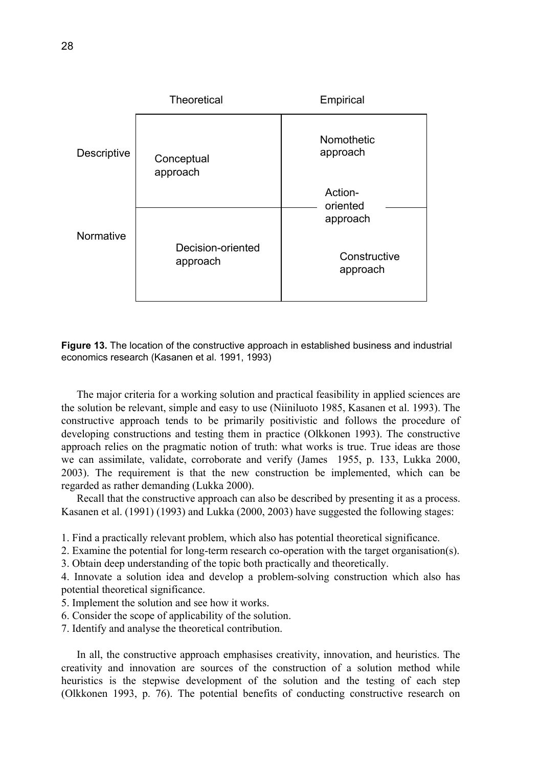| | Theoretical | Empirical |
|---|---|---|
| Descriptive | Conceptual approach | Nomothetic approach<br>Action-oriented approach |
| Normative | Decision-oriented approach | Action-oriented approach<br>Constructive approach |

**Figure 13.** The location of the constructive approach in established business and industrial economics research (Kasanen et al. 1991, 1993)

The major criteria for a working solution and practical feasibility in applied sciences are the solution be relevant, simple and easy to use (Niiniluoto 1985, Kasanen et al. 1993). The constructive approach tends to be primarily positivistic and follows the procedure of developing constructions and testing them in practice (Olkkonen 1993). The constructive approach relies on the pragmatic notion of truth: what works is true. True ideas are those we can assimilate, validate, corroborate and verify (James 1955, p. 133, Lukka 2000, 2003). The requirement is that the new construction be implemented, which can be regarded as rather demanding (Lukka 2000).

Recall that the constructive approach can also be described by presenting it as a process. Kasanen et al. (1991) (1993) and Lukka (2000, 2003) have suggested the following stages:

1. Find a practically relevant problem, which also has potential theoretical significance.
2. Examine the potential for long-term research co-operation with the target organisation(s).
3. Obtain deep understanding of the topic both practically and theoretically.
4. Innovate a solution idea and develop a problem-solving construction which also has potential theoretical significance.
5. Implement the solution and see how it works.
6. Consider the scope of applicability of the solution.
7. Identify and analyse the theoretical contribution.

In all, the constructive approach emphasises creativity, innovation, and heuristics. The creativity and innovation are sources of the construction of a solution method while heuristics is the stepwise development of the solution and the testing of each step (Olkkonen 1993, p. 76). The potential benefits of conducting constructive research on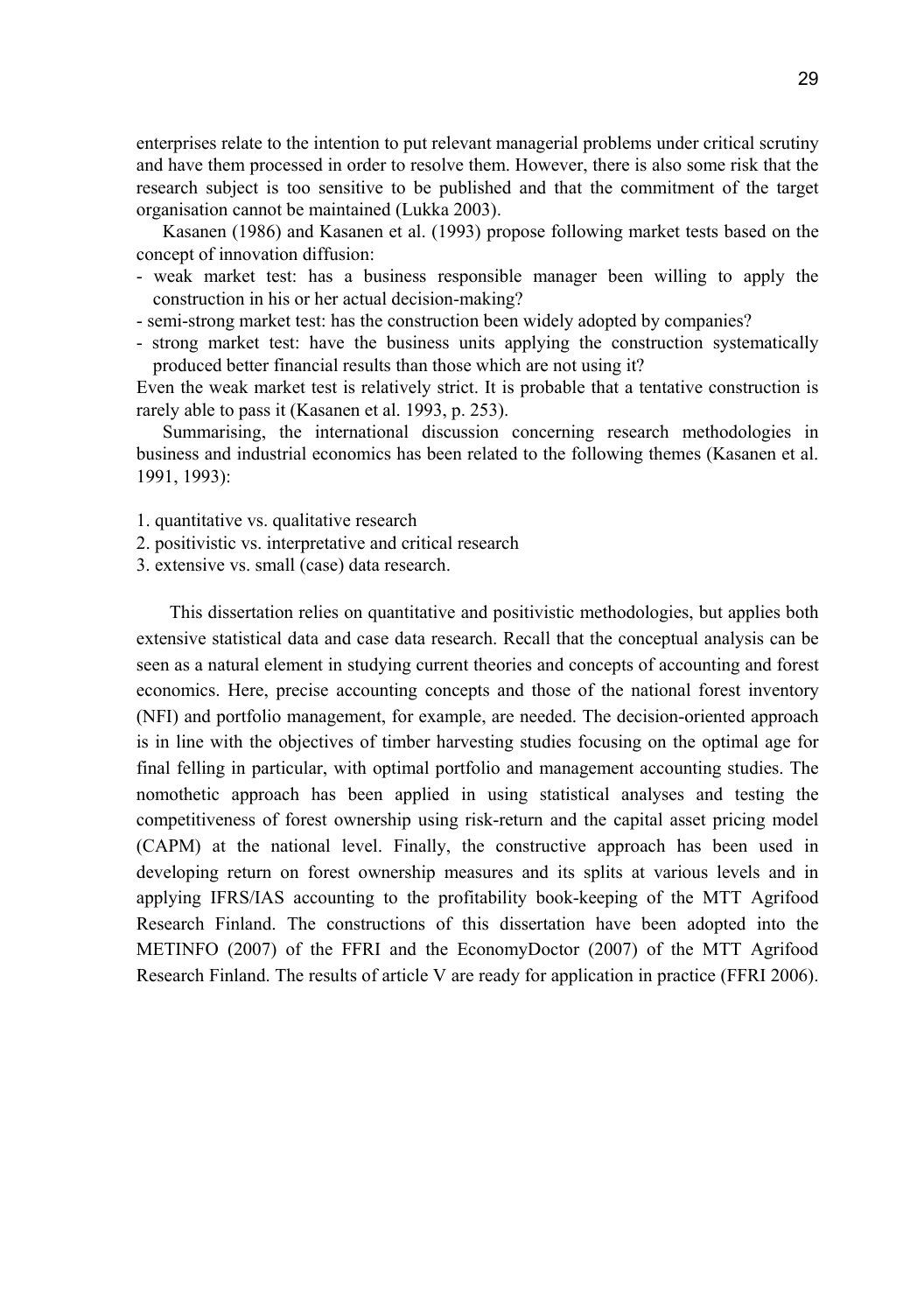enterprises relate to the intention to put relevant managerial problems under critical scrutiny and have them processed in order to resolve them. However, there is also some risk that the research subject is too sensitive to be published and that the commitment of the target organisation cannot be maintained (Lukka 2003).

Kasanen (1986) and Kasanen et al. (1993) propose following market tests based on the concept of innovation diffusion:

- weak market test: has a business responsible manager been willing to apply the construction in his or her actual decision-making?
- semi-strong market test: has the construction been widely adopted by companies?
- strong market test: have the business units applying the construction systematically produced better financial results than those which are not using it?

Even the weak market test is relatively strict. It is probable that a tentative construction is rarely able to pass it (Kasanen et al. 1993, p. 253).

Summarising, the international discussion concerning research methodologies in business and industrial economics has been related to the following themes (Kasanen et al. 1991, 1993):

1. quantitative vs. qualitative research
2. positivistic vs. interpretative and critical research
3. extensive vs. small (case) data research.

This dissertation relies on quantitative and positivistic methodologies, but applies both extensive statistical data and case data research. Recall that the conceptual analysis can be seen as a natural element in studying current theories and concepts of accounting and forest economics. Here, precise accounting concepts and those of the national forest inventory (NFI) and portfolio management, for example, are needed. The decision-oriented approach is in line with the objectives of timber harvesting studies focusing on the optimal age for final felling in particular, with optimal portfolio and management accounting studies. The nomothetic approach has been applied in using statistical analyses and testing the competitiveness of forest ownership using risk-return and the capital asset pricing model (CAPM) at the national level. Finally, the constructive approach has been used in developing return on forest ownership measures and its splits at various levels and in applying IFRS/IAS accounting to the profitability book-keeping of the MTT Agrifood Research Finland. The constructions of this dissertation have been adopted into the METINFO (2007) of the FFRI and the EconomyDoctor (2007) of the MTT Agrifood Research Finland. The results of article V are ready for application in practice (FFRI 2006).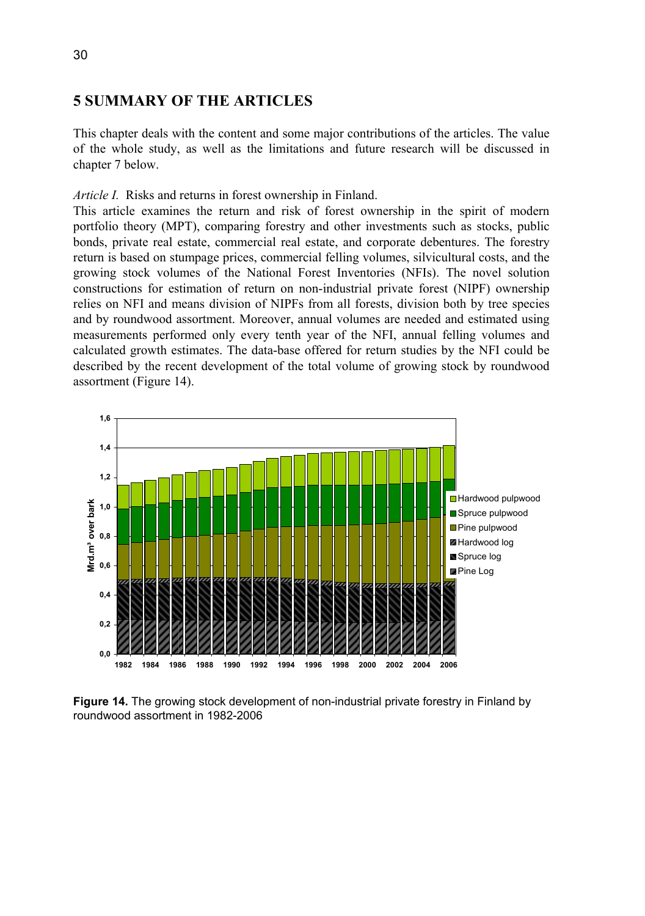# 5 SUMMARY OF THE ARTICLES

This chapter deals with the content and some major contributions of the articles. The value of the whole study, as well as the limitations and future research will be discussed in chapter 7 below.

*Article I.* Risks and returns in forest ownership in Finland.

This article examines the return and risk of forest ownership in the spirit of modern portfolio theory (MPT), comparing forestry and other investments such as stocks, public bonds, private real estate, commercial real estate, and corporate debentures. The forestry return is based on stumpage prices, commercial felling volumes, silvicultural costs, and the growing stock volumes of the National Forest Inventories (NFIs). The novel solution constructions for estimation of return on non-industrial private forest (NIPF) ownership relies on NFI and means division of NIPFs from all forests, division both by tree species and by roundwood assortment. Moreover, annual volumes are needed and estimated using measurements performed only every tenth year of the NFI, annual felling volumes and calculated growth estimates. The data-base offered for return studies by the NFI could be described by the recent development of the total volume of growing stock by roundwood assortment (Figure 14).

**Figure 14.** The growing stock development of non-industrial private forestry in Finland by roundwood assortment in 1982-2006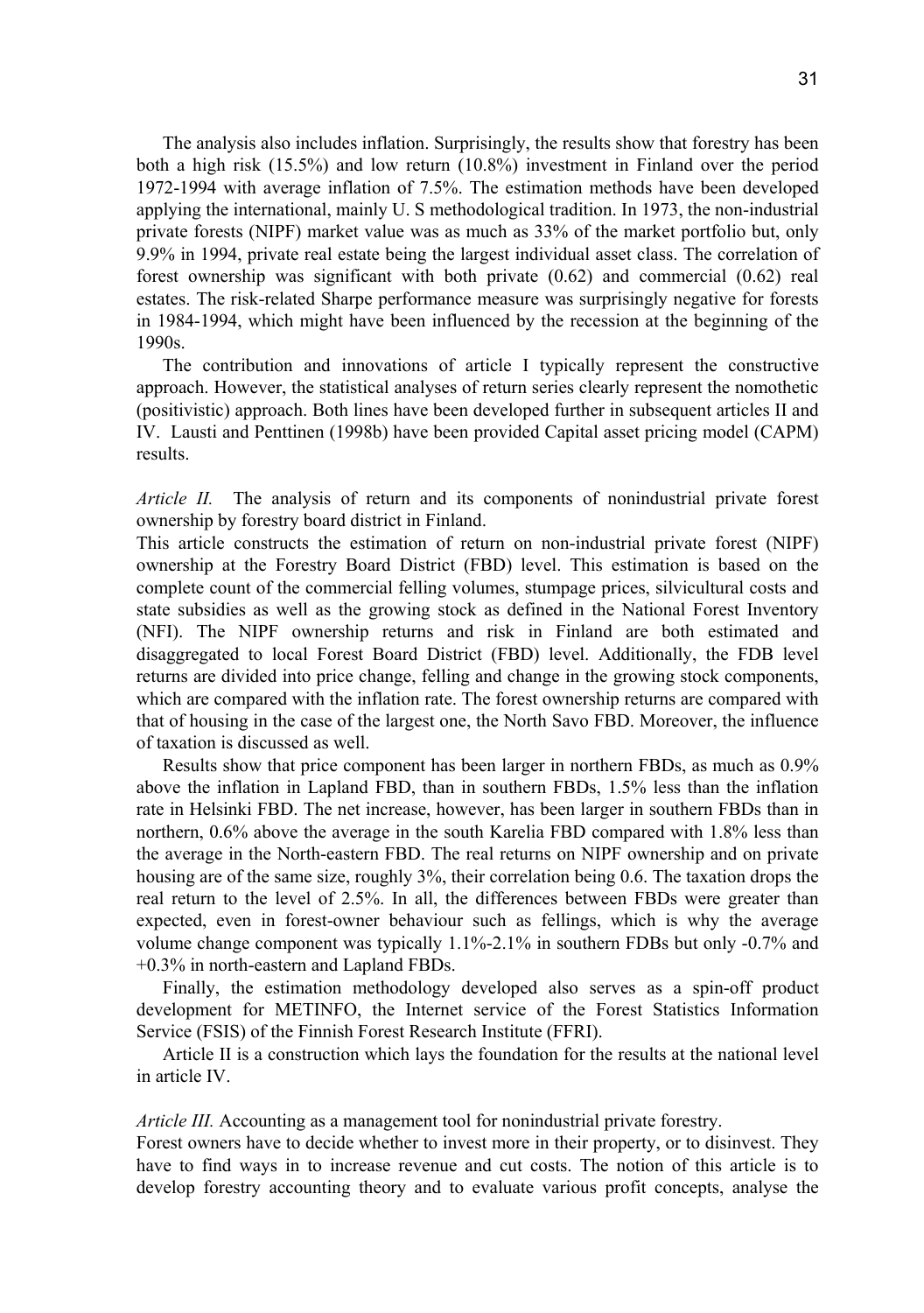The analysis also includes inflation. Surprisingly, the results show that forestry has been both a high risk (15.5%) and low return (10.8%) investment in Finland over the period 1972-1994 with average inflation of 7.5%. The estimation methods have been developed applying the international, mainly U. S methodological tradition. In 1973, the non-industrial private forests (NIPF) market value was as much as 33% of the market portfolio but, only 9.9% in 1994, private real estate being the largest individual asset class. The correlation of forest ownership was significant with both private (0.62) and commercial (0.62) real estates. The risk-related Sharpe performance measure was surprisingly negative for forests in 1984-1994, which might have been influenced by the recession at the beginning of the 1990s.

The contribution and innovations of article I typically represent the constructive approach. However, the statistical analyses of return series clearly represent the nomothetic (positivistic) approach. Both lines have been developed further in subsequent articles II and IV. Lausti and Penttinen (1998b) have been provided Capital asset pricing model (CAPM) results.

*Article II.* The analysis of return and its components of nonindustrial private forest ownership by forestry board district in Finland.

This article constructs the estimation of return on non-industrial private forest (NIPF) ownership at the Forestry Board District (FBD) level. This estimation is based on the complete count of the commercial felling volumes, stumpage prices, silvicultural costs and state subsidies as well as the growing stock as defined in the National Forest Inventory (NFI). The NIPF ownership returns and risk in Finland are both estimated and disaggregated to local Forest Board District (FBD) level. Additionally, the FDB level returns are divided into price change, felling and change in the growing stock components, which are compared with the inflation rate. The forest ownership returns are compared with that of housing in the case of the largest one, the North Savo FBD. Moreover, the influence of taxation is discussed as well.

Results show that price component has been larger in northern FBDs, as much as 0.9% above the inflation in Lapland FBD, than in southern FBDs, 1.5% less than the inflation rate in Helsinki FBD. The net increase, however, has been larger in southern FBDs than in northern, 0.6% above the average in the south Karelia FBD compared with 1.8% less than the average in the North-eastern FBD. The real returns on NIPF ownership and on private housing are of the same size, roughly 3%, their correlation being 0.6. The taxation drops the real return to the level of 2.5%. In all, the differences between FBDs were greater than expected, even in forest-owner behaviour such as fellings, which is why the average volume change component was typically 1.1%-2.1% in southern FDBs but only -0.7% and +0.3% in north-eastern and Lapland FBDs.

Finally, the estimation methodology developed also serves as a spin-off product development for METINFO, the Internet service of the Forest Statistics Information Service (FSIS) of the Finnish Forest Research Institute (FFRI).

Article II is a construction which lays the foundation for the results at the national level in article IV.

*Article III.* Accounting as a management tool for nonindustrial private forestry.

Forest owners have to decide whether to invest more in their property, or to disinvest. They have to find ways in to increase revenue and cut costs. The notion of this article is to develop forestry accounting theory and to evaluate various profit concepts, analyse the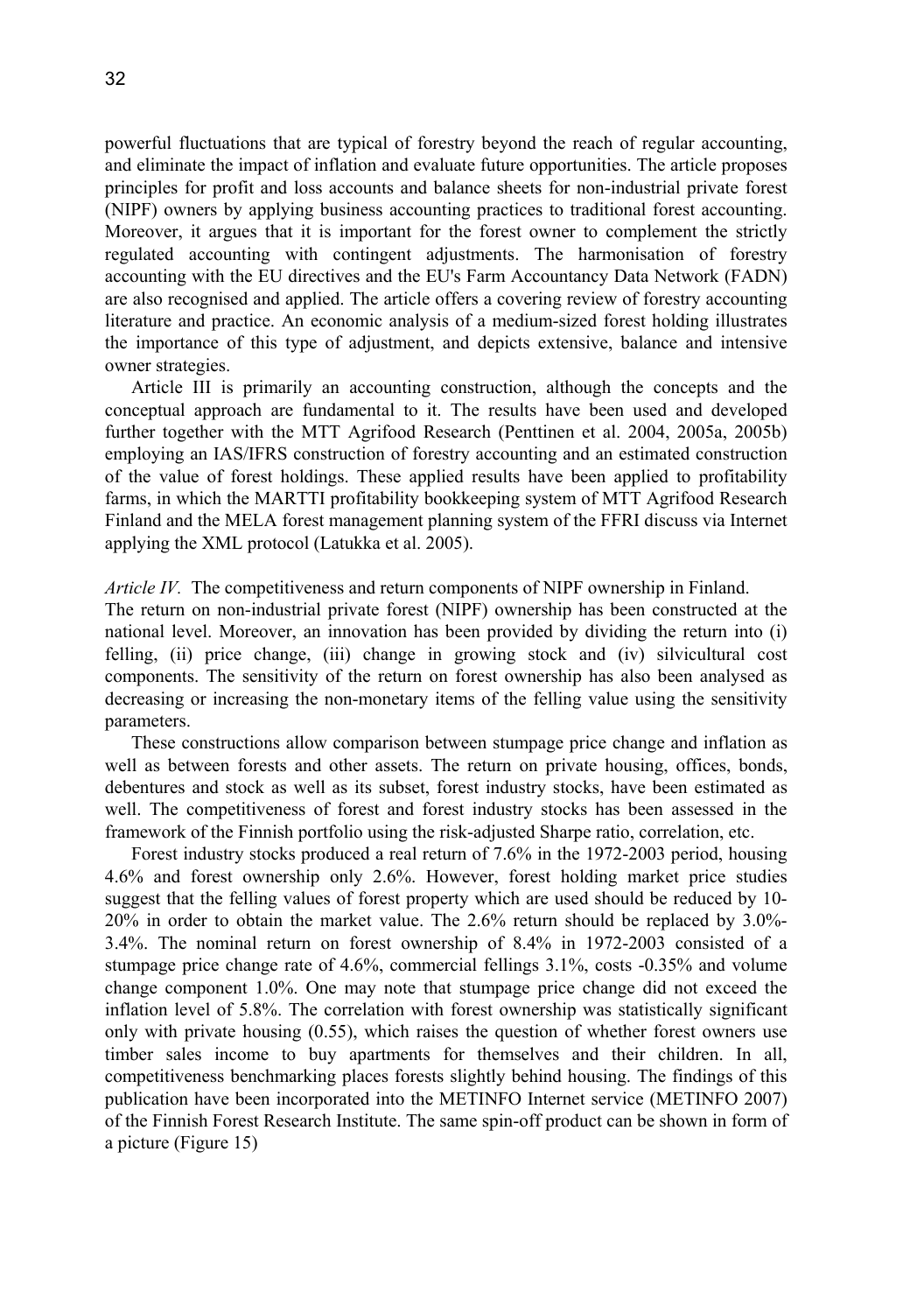powerful fluctuations that are typical of forestry beyond the reach of regular accounting, and eliminate the impact of inflation and evaluate future opportunities. The article proposes principles for profit and loss accounts and balance sheets for non-industrial private forest (NIPF) owners by applying business accounting practices to traditional forest accounting. Moreover, it argues that it is important for the forest owner to complement the strictly regulated accounting with contingent adjustments. The harmonisation of forestry accounting with the EU directives and the EU's Farm Accountancy Data Network (FADN) are also recognised and applied. The article offers a covering review of forestry accounting literature and practice. An economic analysis of a medium-sized forest holding illustrates the importance of this type of adjustment, and depicts extensive, balance and intensive owner strategies.

Article III is primarily an accounting construction, although the concepts and the conceptual approach are fundamental to it. The results have been used and developed further together with the MTT Agrifood Research (Penttinen et al. 2004, 2005a, 2005b) employing an IAS/IFRS construction of forestry accounting and an estimated construction of the value of forest holdings. These applied results have been applied to profitability farms, in which the MARTTI profitability bookkeeping system of MTT Agrifood Research Finland and the MELA forest management planning system of the FFRI discuss via Internet applying the XML protocol (Latukka et al. 2005).

*Article IV.* The competitiveness and return components of NIPF ownership in Finland.
The return on non-industrial private forest (NIPF) ownership has been constructed at the national level. Moreover, an innovation has been provided by dividing the return into (i) felling, (ii) price change, (iii) change in growing stock and (iv) silvicultural cost components. The sensitivity of the return on forest ownership has also been analysed as decreasing or increasing the non-monetary items of the felling value using the sensitivity parameters.

These constructions allow comparison between stumpage price change and inflation as well as between forests and other assets. The return on private housing, offices, bonds, debentures and stock as well as its subset, forest industry stocks, have been estimated as well. The competitiveness of forest and forest industry stocks has been assessed in the framework of the Finnish portfolio using the risk-adjusted Sharpe ratio, correlation, etc.

Forest industry stocks produced a real return of 7.6% in the 1972-2003 period, housing 4.6% and forest ownership only 2.6%. However, forest holding market price studies suggest that the felling values of forest property which are used should be reduced by 10-20% in order to obtain the market value. The 2.6% return should be replaced by 3.0%-3.4%. The nominal return on forest ownership of 8.4% in 1972-2003 consisted of a stumpage price change rate of 4.6%, commercial fellings 3.1%, costs -0.35% and volume change component 1.0%. One may note that stumpage price change did not exceed the inflation level of 5.8%. The correlation with forest ownership was statistically significant only with private housing (0.55), which raises the question of whether forest owners use timber sales income to buy apartments for themselves and their children. In all, competitiveness benchmarking places forests slightly behind housing. The findings of this publication have been incorporated into the METINFO Internet service (METINFO 2007) of the Finnish Forest Research Institute. The same spin-off product can be shown in form of a picture (Figure 15)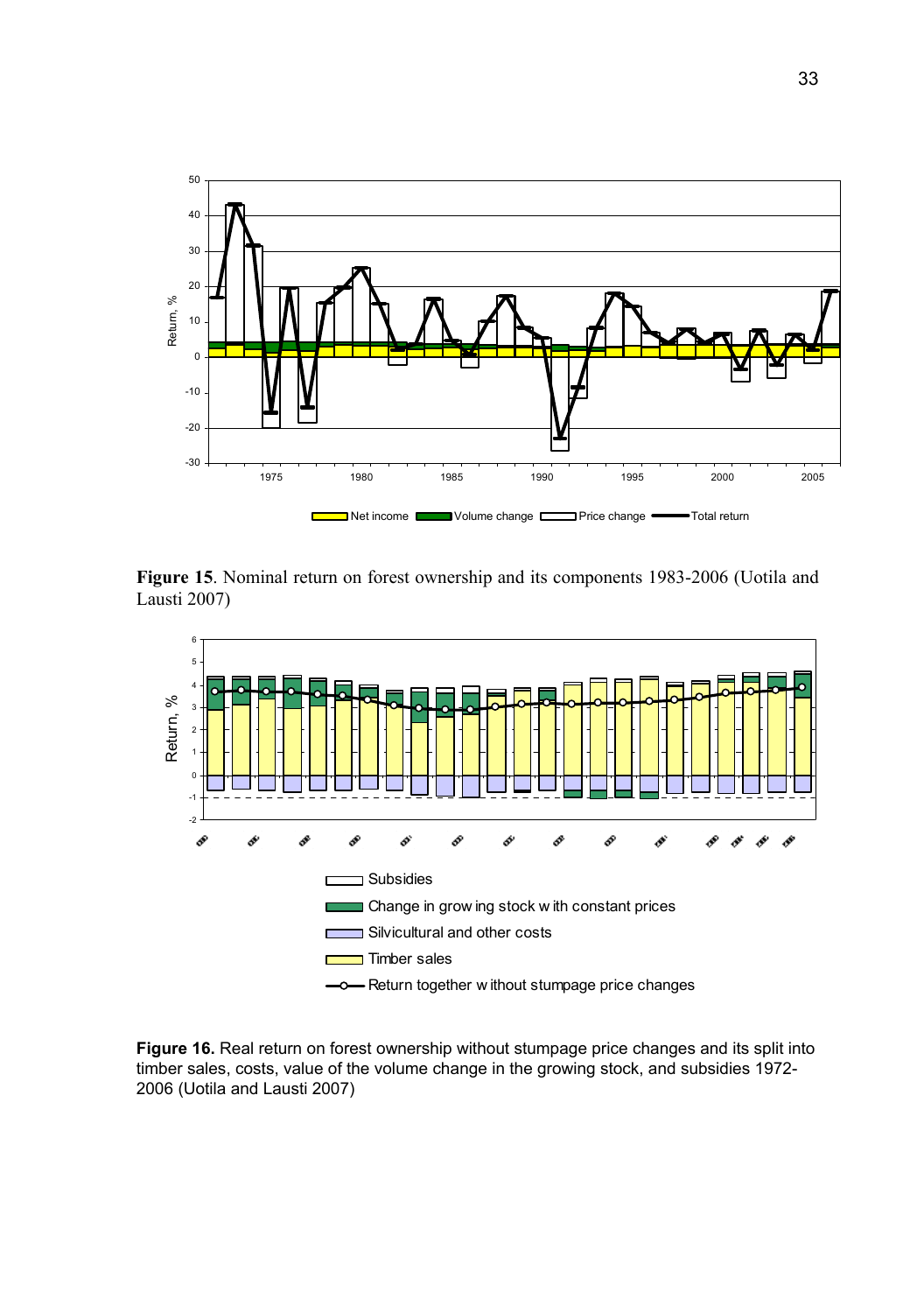**Figure 15**. Nominal return on forest ownership and its components 1983-2006 (Uotila and Lausti 2007)

**Figure 16.** Real return on forest ownership without stumpage price changes and its split into timber sales, costs, value of the volume change in the growing stock, and subsidies 1972-2006 (Uotila and Lausti 2007)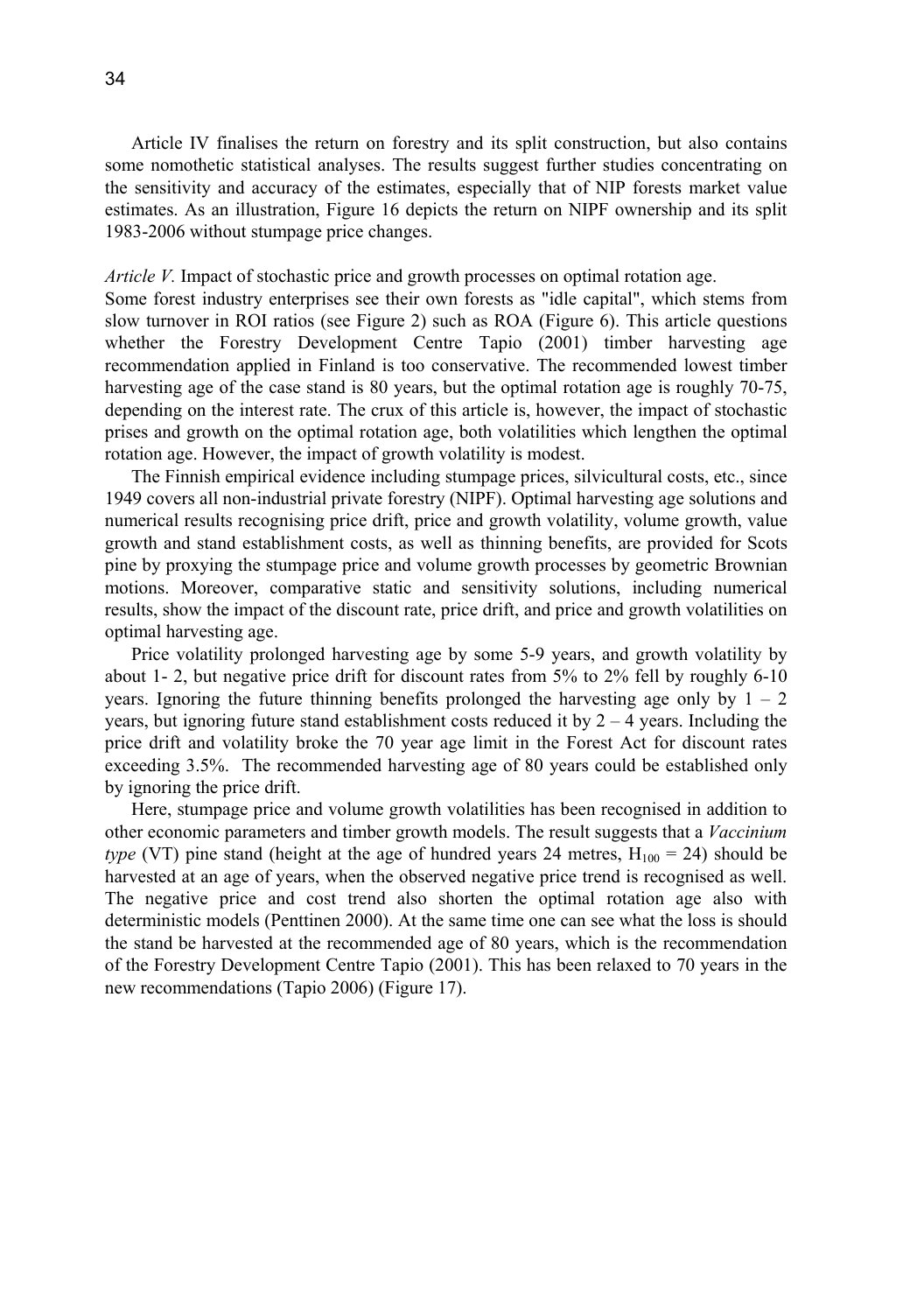Article IV finalises the return on forestry and its split construction, but also contains some nomothetic statistical analyses. The results suggest further studies concentrating on the sensitivity and accuracy of the estimates, especially that of NIP forests market value estimates. As an illustration, Figure 16 depicts the return on NIPF ownership and its split 1983-2006 without stumpage price changes.

*Article V.* Impact of stochastic price and growth processes on optimal rotation age.
Some forest industry enterprises see their own forests as "idle capital", which stems from slow turnover in ROI ratios (see Figure 2) such as ROA (Figure 6). This article questions whether the Forestry Development Centre Tapio (2001) timber harvesting age recommendation applied in Finland is too conservative. The recommended lowest timber harvesting age of the case stand is 80 years, but the optimal rotation age is roughly 70-75, depending on the interest rate. The crux of this article is, however, the impact of stochastic prises and growth on the optimal rotation age, both volatilities which lengthen the optimal rotation age. However, the impact of growth volatility is modest.

The Finnish empirical evidence including stumpage prices, silvicultural costs, etc., since 1949 covers all non-industrial private forestry (NIPF). Optimal harvesting age solutions and numerical results recognising price drift, price and growth volatility, volume growth, value growth and stand establishment costs, as well as thinning benefits, are provided for Scots pine by proxying the stumpage price and volume growth processes by geometric Brownian motions. Moreover, comparative static and sensitivity solutions, including numerical results, show the impact of the discount rate, price drift, and price and growth volatilities on optimal harvesting age.

Price volatility prolonged harvesting age by some 5-9 years, and growth volatility by about 1- 2, but negative price drift for discount rates from 5% to 2% fell by roughly 6-10 years. Ignoring the future thinning benefits prolonged the harvesting age only by 1 – 2 years, but ignoring future stand establishment costs reduced it by 2 – 4 years. Including the price drift and volatility broke the 70 year age limit in the Forest Act for discount rates exceeding 3.5%. The recommended harvesting age of 80 years could be established only by ignoring the price drift.

Here, stumpage price and volume growth volatilities has been recognised in addition to other economic parameters and timber growth models. The result suggests that a *Vaccinium type* (VT) pine stand (height at the age of hundred years 24 metres, $H_{100} = 24$) should be harvested at an age of years, when the observed negative price trend is recognised as well. The negative price and cost trend also shorten the optimal rotation age also with deterministic models (Penttinen 2000). At the same time one can see what the loss is should the stand be harvested at the recommended age of 80 years, which is the recommendation of the Forestry Development Centre Tapio (2001). This has been relaxed to 70 years in the new recommendations (Tapio 2006) (Figure 17).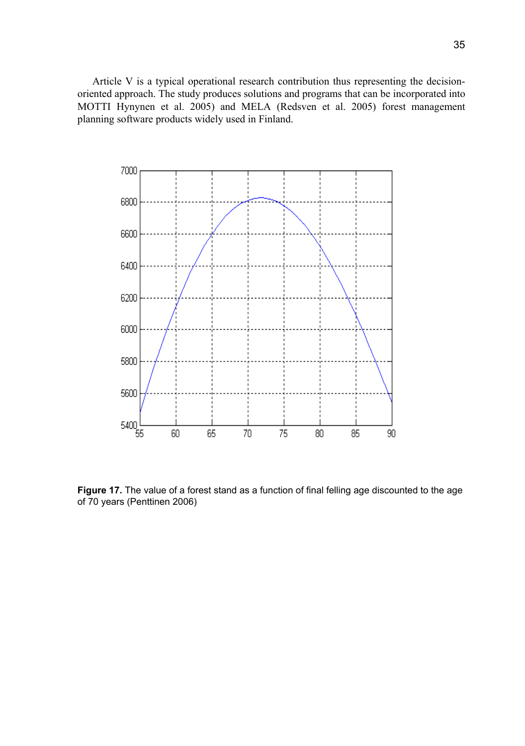Article V is a typical operational research contribution thus representing the decision-oriented approach. The study produces solutions and programs that can be incorporated into MOTTI Hynynen et al. 2005) and MELA (Redsven et al. 2005) forest management planning software products widely used in Finland.

**Figure 17.** The value of a forest stand as a function of final felling age discounted to the age of 70 years (Penttinen 2006)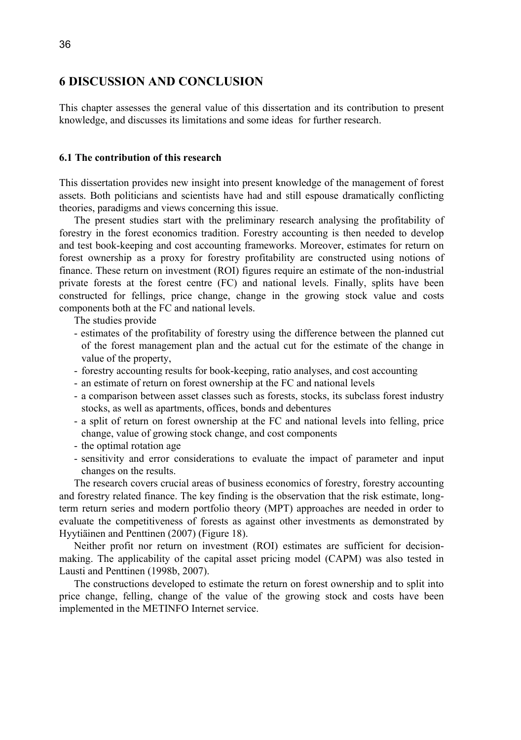# 6 DISCUSSION AND CONCLUSION

This chapter assesses the general value of this dissertation and its contribution to present knowledge, and discusses its limitations and some ideas for further research.

### 6.1 The contribution of this research

This dissertation provides new insight into present knowledge of the management of forest assets. Both politicians and scientists have had and still espouse dramatically conflicting theories, paradigms and views concerning this issue.

The present studies start with the preliminary research analysing the profitability of forestry in the forest economics tradition. Forestry accounting is then needed to develop and test book-keeping and cost accounting frameworks. Moreover, estimates for return on forest ownership as a proxy for forestry profitability are constructed using notions of finance. These return on investment (ROI) figures require an estimate of the non-industrial private forests at the forest centre (FC) and national levels. Finally, splits have been constructed for fellings, price change, change in the growing stock value and costs components both at the FC and national levels.

The studies provide

- estimates of the profitability of forestry using the difference between the planned cut of the forest management plan and the actual cut for the estimate of the change in value of the property,
- forestry accounting results for book-keeping, ratio analyses, and cost accounting
- an estimate of return on forest ownership at the FC and national levels
- a comparison between asset classes such as forests, stocks, its subclass forest industry stocks, as well as apartments, offices, bonds and debentures
- a split of return on forest ownership at the FC and national levels into felling, price change, value of growing stock change, and cost components
- the optimal rotation age
- sensitivity and error considerations to evaluate the impact of parameter and input changes on the results.

The research covers crucial areas of business economics of forestry, forestry accounting and forestry related finance. The key finding is the observation that the risk estimate, long-term return series and modern portfolio theory (MPT) approaches are needed in order to evaluate the competitiveness of forests as against other investments as demonstrated by Hyytiäinen and Penttinen (2007) (Figure 18).

Neither profit nor return on investment (ROI) estimates are sufficient for decision-making. The applicability of the capital asset pricing model (CAPM) was also tested in Lausti and Penttinen (1998b, 2007).

The constructions developed to estimate the return on forest ownership and to split into price change, felling, change of the value of the growing stock and costs have been implemented in the METINFO Internet service.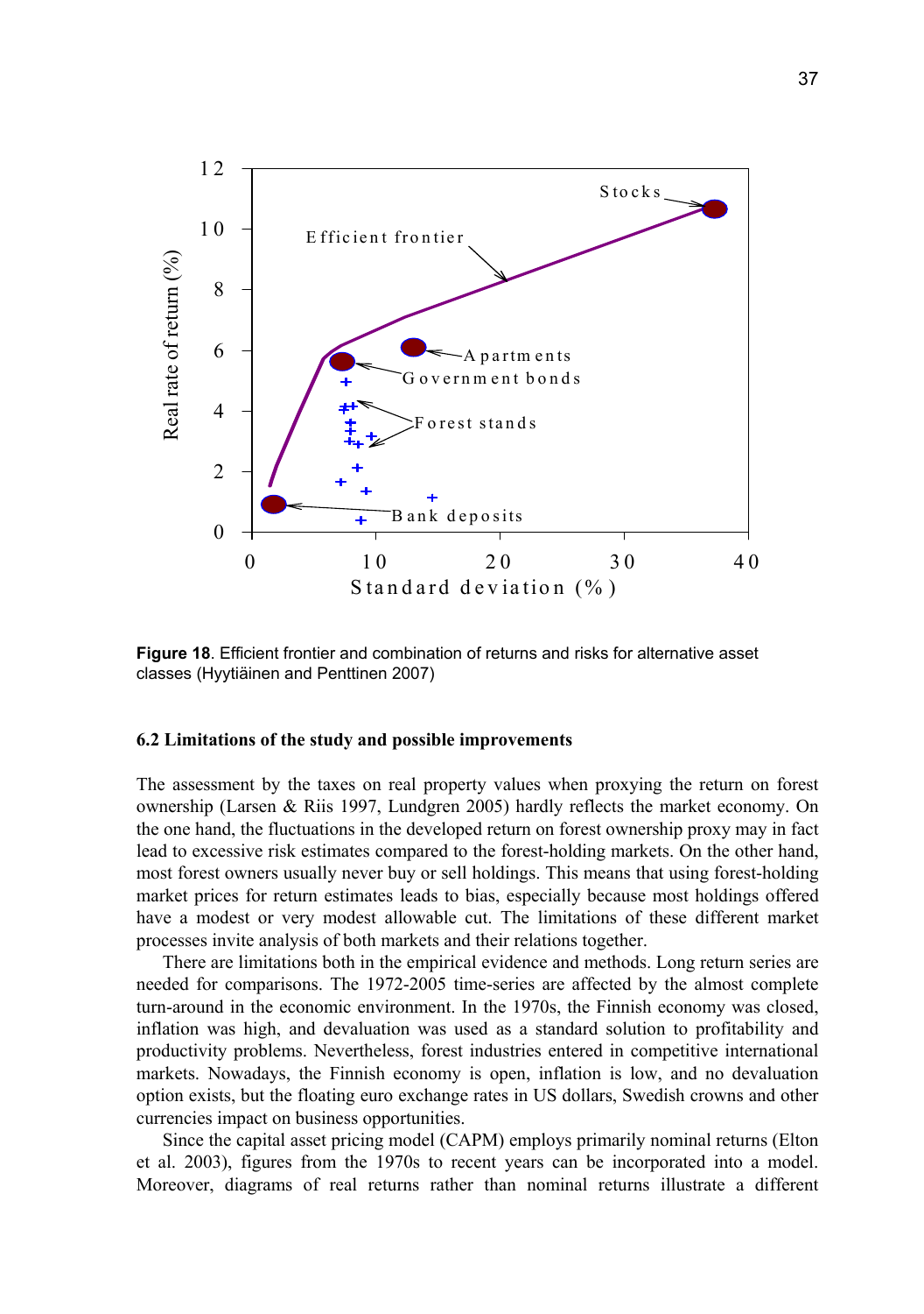**Figure 18**. Efficient frontier and combination of returns and risks for alternative asset classes (Hyytiäinen and Penttinen 2007)

### 6.2 Limitations of the study and possible improvements

The assessment by the taxes on real property values when proxying the return on forest ownership (Larsen & Riis 1997, Lundgren 2005) hardly reflects the market economy. On the one hand, the fluctuations in the developed return on forest ownership proxy may in fact lead to excessive risk estimates compared to the forest-holding markets. On the other hand, most forest owners usually never buy or sell holdings. This means that using forest-holding market prices for return estimates leads to bias, especially because most holdings offered have a modest or very modest allowable cut. The limitations of these different market processes invite analysis of both markets and their relations together.

There are limitations both in the empirical evidence and methods. Long return series are needed for comparisons. The 1972-2005 time-series are affected by the almost complete turn-around in the economic environment. In the 1970s, the Finnish economy was closed, inflation was high, and devaluation was used as a standard solution to profitability and productivity problems. Nevertheless, forest industries entered in competitive international markets. Nowadays, the Finnish economy is open, inflation is low, and no devaluation option exists, but the floating euro exchange rates in US dollars, Swedish crowns and other currencies impact on business opportunities.

Since the capital asset pricing model (CAPM) employs primarily nominal returns (Elton et al. 2003), figures from the 1970s to recent years can be incorporated into a model. Moreover, diagrams of real returns rather than nominal returns illustrate a different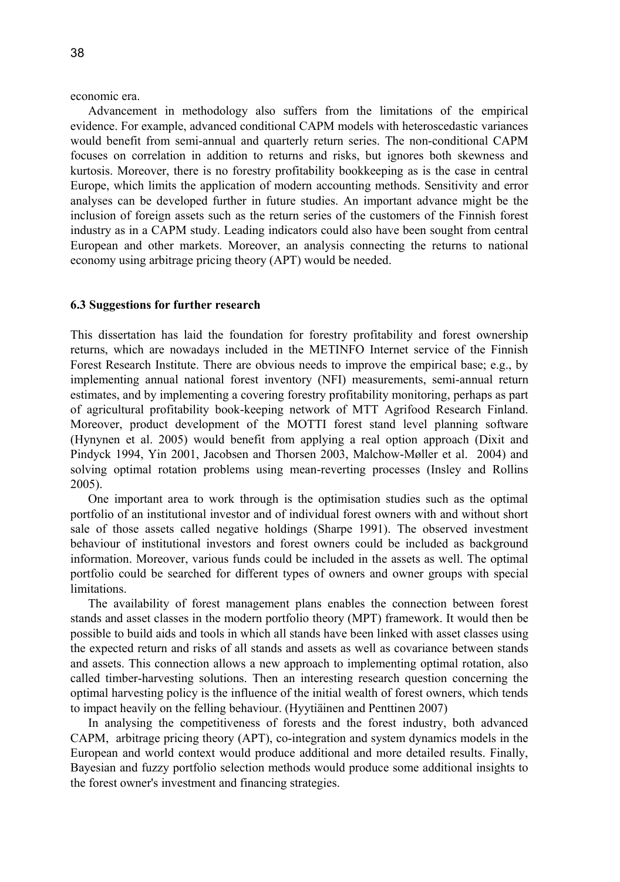economic era.

Advancement in methodology also suffers from the limitations of the empirical evidence. For example, advanced conditional CAPM models with heteroscedastic variances would benefit from semi-annual and quarterly return series. The non-conditional CAPM focuses on correlation in addition to returns and risks, but ignores both skewness and kurtosis. Moreover, there is no forestry profitability bookkeeping as is the case in central Europe, which limits the application of modern accounting methods. Sensitivity and error analyses can be developed further in future studies. An important advance might be the inclusion of foreign assets such as the return series of the customers of the Finnish forest industry as in a CAPM study. Leading indicators could also have been sought from central European and other markets. Moreover, an analysis connecting the returns to national economy using arbitrage pricing theory (APT) would be needed.

### 6.3 Suggestions for further research

This dissertation has laid the foundation for forestry profitability and forest ownership returns, which are nowadays included in the METINFO Internet service of the Finnish Forest Research Institute. There are obvious needs to improve the empirical base; e.g., by implementing annual national forest inventory (NFI) measurements, semi-annual return estimates, and by implementing a covering forestry profitability monitoring, perhaps as part of agricultural profitability book-keeping network of MTT Agrifood Research Finland. Moreover, product development of the MOTTI forest stand level planning software (Hynynen et al. 2005) would benefit from applying a real option approach (Dixit and Pindyck 1994, Yin 2001, Jacobsen and Thorsen 2003, Malchow-Møller et al. 2004) and solving optimal rotation problems using mean-reverting processes (Insley and Rollins 2005).

One important area to work through is the optimisation studies such as the optimal portfolio of an institutional investor and of individual forest owners with and without short sale of those assets called negative holdings (Sharpe 1991). The observed investment behaviour of institutional investors and forest owners could be included as background information. Moreover, various funds could be included in the assets as well. The optimal portfolio could be searched for different types of owners and owner groups with special limitations.

The availability of forest management plans enables the connection between forest stands and asset classes in the modern portfolio theory (MPT) framework. It would then be possible to build aids and tools in which all stands have been linked with asset classes using the expected return and risks of all stands and assets as well as covariance between stands and assets. This connection allows a new approach to implementing optimal rotation, also called timber-harvesting solutions. Then an interesting research question concerning the optimal harvesting policy is the influence of the initial wealth of forest owners, which tends to impact heavily on the felling behaviour. (Hyytiäinen and Penttinen 2007)

In analysing the competitiveness of forests and the forest industry, both advanced CAPM, arbitrage pricing theory (APT), co-integration and system dynamics models in the European and world context would produce additional and more detailed results. Finally, Bayesian and fuzzy portfolio selection methods would produce some additional insights to the forest owner's investment and financing strategies.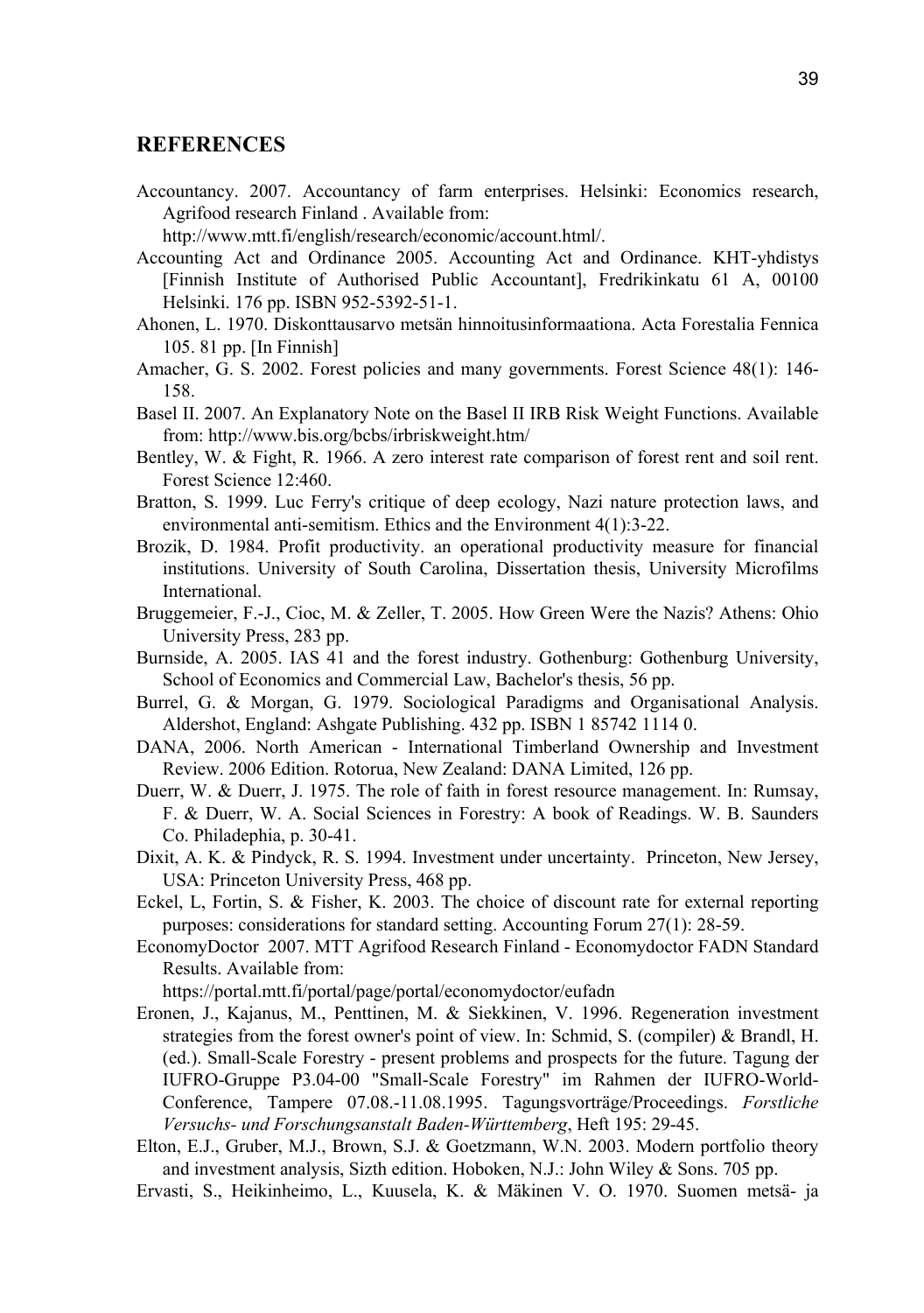## REFERENCES

Accountancy. 2007. Accountancy of farm enterprises. Helsinki: Economics research, Agrifood research Finland . Available from: http://www.mtt.fi/english/research/economic/account.html/.

Accounting Act and Ordinance 2005. Accounting Act and Ordinance. KHT-yhdistys [Finnish Institute of Authorised Public Accountant], Fredrikinkatu 61 A, 00100 Helsinki. 176 pp. ISBN 952-5392-51-1.

Ahonen, L. 1970. Diskonttausarvo metsän hinnoitusinformaationa. Acta Forestalia Fennica 105. 81 pp. [In Finnish]

Amacher, G. S. 2002. Forest policies and many governments. Forest Science 48(1): 146-158.

Basel II. 2007. An Explanatory Note on the Basel II IRB Risk Weight Functions. Available from: http://www.bis.org/bcbs/irbriskweight.htm/

Bentley, W. & Fight, R. 1966. A zero interest rate comparison of forest rent and soil rent. Forest Science 12:460.

Bratton, S. 1999. Luc Ferry's critique of deep ecology, Nazi nature protection laws, and environmental anti-semitism. Ethics and the Environment 4(1):3-22.

Brozik, D. 1984. Profit productivity. an operational productivity measure for financial institutions. University of South Carolina, Dissertation thesis, University Microfilms International.

Bruggemeier, F.-J., Cioc, M. & Zeller, T. 2005. How Green Were the Nazis? Athens: Ohio University Press, 283 pp.

Burnside, A. 2005. IAS 41 and the forest industry. Gothenburg: Gothenburg University, School of Economics and Commercial Law, Bachelor's thesis, 56 pp.

Burrel, G. & Morgan, G. 1979. Sociological Paradigms and Organisational Analysis. Aldershot, England: Ashgate Publishing. 432 pp. ISBN 1 85742 1114 0.

DANA, 2006. North American - International Timberland Ownership and Investment Review. 2006 Edition. Rotorua, New Zealand: DANA Limited, 126 pp.

Duerr, W. & Duerr, J. 1975. The role of faith in forest resource management. In: Rumsay, F. & Duerr, W. A. Social Sciences in Forestry: A book of Readings. W. B. Saunders Co. Philadephia, p. 30-41.

Dixit, A. K. & Pindyck, R. S. 1994. Investment under uncertainty. Princeton, New Jersey, USA: Princeton University Press, 468 pp.

Eckel, L, Fortin, S. & Fisher, K. 2003. The choice of discount rate for external reporting purposes: considerations for standard setting. Accounting Forum 27(1): 28-59.

EconomyDoctor 2007. MTT Agrifood Research Finland - Economydoctor FADN Standard Results. Available from: https://portal.mtt.fi/portal/page/portal/economydoctor/eufadn

Eronen, J., Kajanus, M., Penttinen, M. & Siekkinen, V. 1996. Regeneration investment strategies from the forest owner's point of view. In: Schmid, S. (compiler) & Brandl, H. (ed.). Small-Scale Forestry - present problems and prospects for the future. Tagung der IUFRO-Gruppe P3.04-00 "Small-Scale Forestry" im Rahmen der IUFRO-World-Conference, Tampere 07.08.-11.08.1995. Tagungsvorträge/Proceedings. *Forstliche Versuchs- und Forschungsanstalt Baden-Württemberg*, Heft 195: 29-45.

Elton, E.J., Gruber, M.J., Brown, S.J. & Goetzmann, W.N. 2003. Modern portfolio theory and investment analysis, Sizth edition. Hoboken, N.J.: John Wiley & Sons. 705 pp.

Ervasti, S., Heikinheimo, L., Kuusela, K. & Mäkinen V. O. 1970. Suomen metsä- ja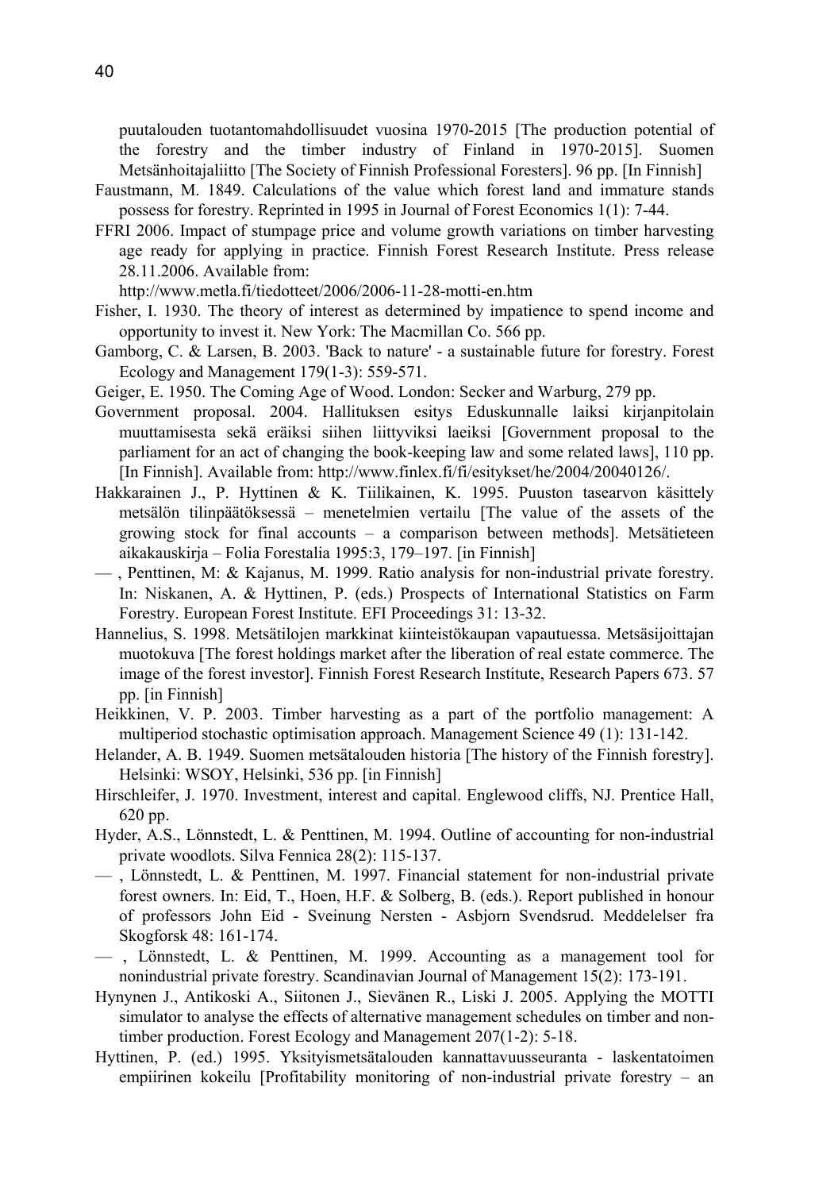puutalouden tuotantomahdollisuudet vuosina 1970-2015 [The production potential of the forestry and the timber industry of Finland in 1970-2015]. Suomen Metsänhoitajaliitto [The Society of Finnish Professional Foresters]. 96 pp. [In Finnish]

Faustmann, M. 1849. Calculations of the value which forest land and immature stands possess for forestry. Reprinted in 1995 in Journal of Forest Economics 1(1): 7-44.

FFRI 2006. Impact of stumpage price and volume growth variations on timber harvesting age ready for applying in practice. Finnish Forest Research Institute. Press release 28.11.2006. Available from: http://www.metla.fi/tiedotteet/2006/2006-11-28-motti-en.htm

Fisher, I. 1930. The theory of interest as determined by impatience to spend income and opportunity to invest it. New York: The Macmillan Co. 566 pp.

Gamborg, C. & Larsen, B. 2003. 'Back to nature' - a sustainable future for forestry. Forest Ecology and Management 179(1-3): 559-571.

Geiger, E. 1950. The Coming Age of Wood. London: Secker and Warburg, 279 pp.

Government proposal. 2004. Hallituksen esitys Eduskunnalle laiksi kirjanpitolain muuttamisesta sekä eräiksi siihen liittyviksi laeiksi [Government proposal to the parliament for an act of changing the book-keeping law and some related laws], 110 pp. [In Finnish]. Available from: http://www.finlex.fi/fi/esitykset/he/2004/20040126/.

Hakkarainen J., P. Hyttinen & K. Tiilikainen, K. 1995. Puuston tasearvon käsittely metsälön tilinpäätöksessä – menetelmien vertailu [The value of the assets of the growing stock for final accounts – a comparison between methods]. Metsätieteen aikakauskirja – Folia Forestalia 1995:3, 179–197. [in Finnish]

— , Penttinen, M: & Kajanus, M. 1999. Ratio analysis for non-industrial private forestry. In: Niskanen, A. & Hyttinen, P. (eds.) Prospects of International Statistics on Farm Forestry. European Forest Institute. EFI Proceedings 31: 13-32.

Hannelius, S. 1998. Metsätilojen markkinat kiinteistökaupan vapautuessa. Metsäsijoittajan muotokuva [The forest holdings market after the liberation of real estate commerce. The image of the forest investor]. Finnish Forest Research Institute, Research Papers 673. 57 pp. [in Finnish]

Heikkinen, V. P. 2003. Timber harvesting as a part of the portfolio management: A multiperiod stochastic optimisation approach. Management Science 49 (1): 131-142.

Helander, A. B. 1949. Suomen metsätalouden historia [The history of the Finnish forestry]. Helsinki: WSOY, Helsinki, 536 pp. [in Finnish]

Hirschleifer, J. 1970. Investment, interest and capital. Englewood cliffs, NJ. Prentice Hall, 620 pp.

Hyder, A.S., Lönnstedt, L. & Penttinen, M. 1994. Outline of accounting for non-industrial private woodlots. Silva Fennica 28(2): 115-137.

— , Lönnstedt, L. & Penttinen, M. 1997. Financial statement for non-industrial private forest owners. In: Eid, T., Hoen, H.F. & Solberg, B. (eds.). Report published in honour of professors John Eid - Sveinung Nersten - Asbjorn Svendsrud. Meddelelser fra Skogforsk 48: 161-174.

— , Lönnstedt, L. & Penttinen, M. 1999. Accounting as a management tool for nonindustrial private forestry. Scandinavian Journal of Management 15(2): 173-191.

Hynynen J., Antikoski A., Siitonen J., Sievänen R., Liski J. 2005. Applying the MOTTI simulator to analyse the effects of alternative management schedules on timber and non-timber production. Forest Ecology and Management 207(1-2): 5-18.

Hyttinen, P. (ed.) 1995. Yksityismetsätalouden kannattavuusseuranta - laskentatoimen empiirinen kokeilu [Profitability monitoring of non-industrial private forestry – an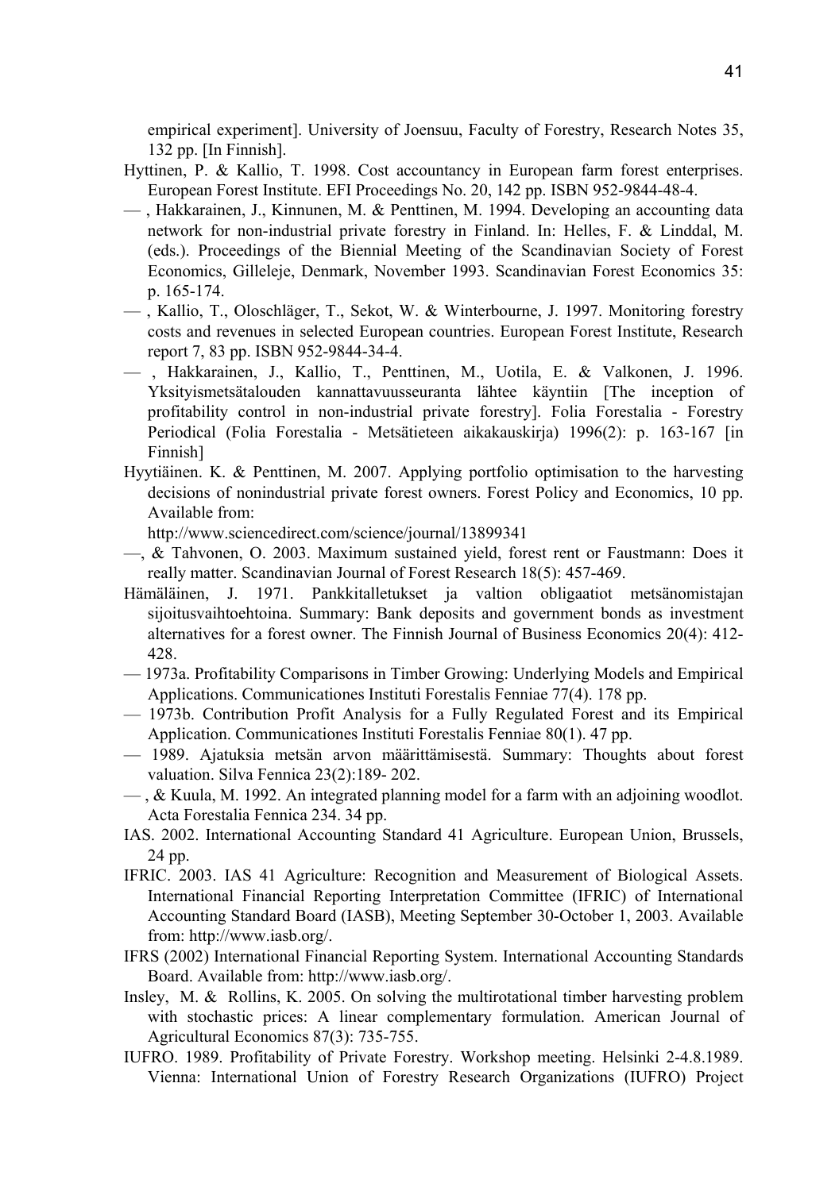empirical experiment]. University of Joensuu, Faculty of Forestry, Research Notes 35, 132 pp. [In Finnish].

Hyttinen, P. & Kallio, T. 1998. Cost accountancy in European farm forest enterprises. European Forest Institute. EFI Proceedings No. 20, 142 pp. ISBN 952-9844-48-4.

— , Hakkarainen, J., Kinnunen, M. & Penttinen, M. 1994. Developing an accounting data network for non-industrial private forestry in Finland. In: Helles, F. & Linddal, M. (eds.). Proceedings of the Biennial Meeting of the Scandinavian Society of Forest Economics, Gilleleje, Denmark, November 1993. Scandinavian Forest Economics 35: p. 165-174.

— , Kallio, T., Oloschläger, T., Sekot, W. & Winterbourne, J. 1997. Monitoring forestry costs and revenues in selected European countries. European Forest Institute, Research report 7, 83 pp. ISBN 952-9844-34-4.

— , Hakkarainen, J., Kallio, T., Penttinen, M., Uotila, E. & Valkonen, J. 1996. Yksityismetsätalouden kannattavuusseuranta lähtee käyntiin [The inception of profitability control in non-industrial private forestry]. Folia Forestalia - Forestry Periodical (Folia Forestalia - Metsätieteen aikakauskirja) 1996(2): p. 163-167 [in Finnish]

Hyytiäinen. K. & Penttinen, M. 2007. Applying portfolio optimisation to the harvesting decisions of nonindustrial private forest owners. Forest Policy and Economics, 10 pp. Available from:
http://www.sciencedirect.com/science/journal/13899341

—, & Tahvonen, O. 2003. Maximum sustained yield, forest rent or Faustmann: Does it really matter. Scandinavian Journal of Forest Research 18(5): 457-469.

Hämäläinen, J. 1971. Pankkitalletukset ja valtion obligaatiot metsänomistajan sijoitusvaihtoehtoina. Summary: Bank deposits and government bonds as investment alternatives for a forest owner. The Finnish Journal of Business Economics 20(4): 412-428.

— 1973a. Profitability Comparisons in Timber Growing: Underlying Models and Empirical Applications. Communicationes Instituti Forestalis Fenniae 77(4). 178 pp.

— 1973b. Contribution Profit Analysis for a Fully Regulated Forest and its Empirical Application. Communicationes Instituti Forestalis Fenniae 80(1). 47 pp.

— 1989. Ajatuksia metsän arvon määrittämisestä. Summary: Thoughts about forest valuation. Silva Fennica 23(2):189- 202.

— , & Kuula, M. 1992. An integrated planning model for a farm with an adjoining woodlot. Acta Forestalia Fennica 234. 34 pp.

IAS. 2002. International Accounting Standard 41 Agriculture. European Union, Brussels, 24 pp.

IFRIC. 2003. IAS 41 Agriculture: Recognition and Measurement of Biological Assets. International Financial Reporting Interpretation Committee (IFRIC) of International Accounting Standard Board (IASB), Meeting September 30-October 1, 2003. Available from: http://www.iasb.org/.

IFRS (2002) International Financial Reporting System. International Accounting Standards Board. Available from: http://www.iasb.org/.

Insley, M. & Rollins, K. 2005. On solving the multirotational timber harvesting problem with stochastic prices: A linear complementary formulation. American Journal of Agricultural Economics 87(3): 735-755.

IUFRO. 1989. Profitability of Private Forestry. Workshop meeting. Helsinki 2-4.8.1989. Vienna: International Union of Forestry Research Organizations (IUFRO) Project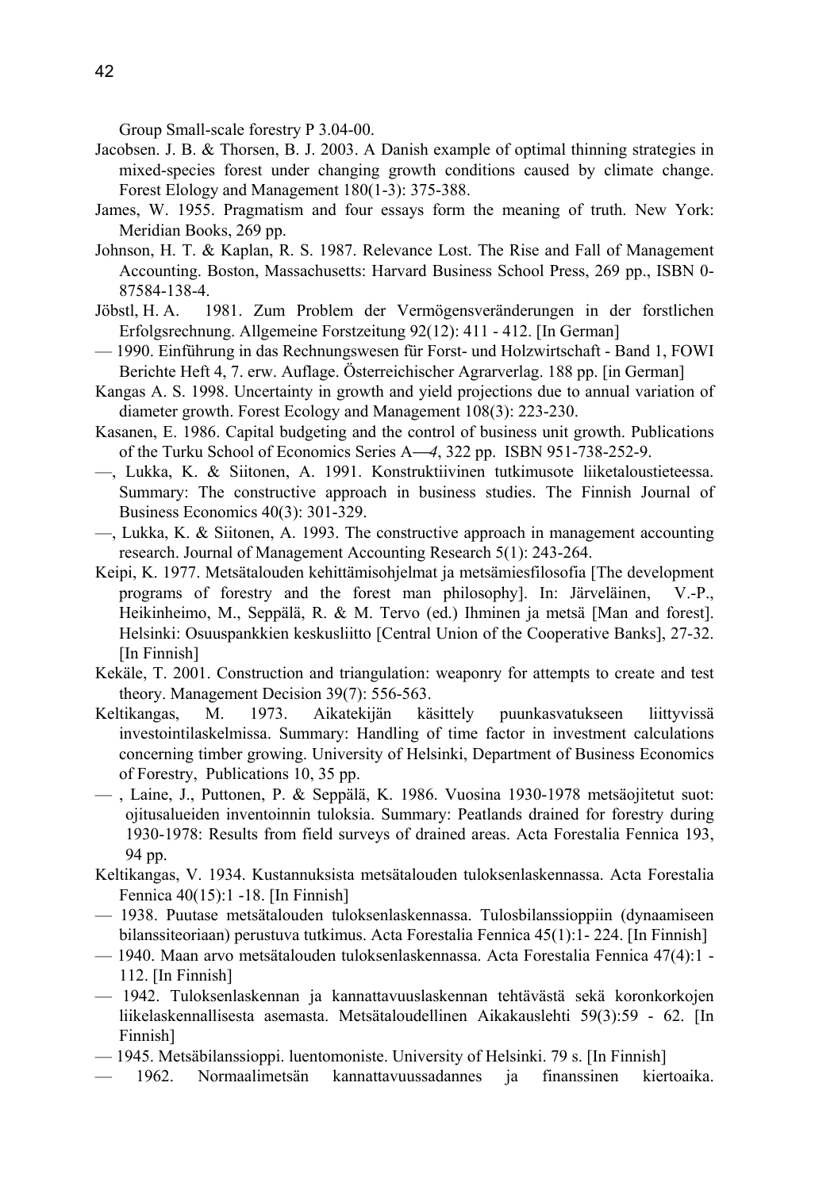Group Small-scale forestry P 3.04-00.

Jacobsen. J. B. & Thorsen, B. J. 2003. A Danish example of optimal thinning strategies in mixed-species forest under changing growth conditions caused by climate change. Forest Elology and Management 180(1-3): 375-388.

James, W. 1955. Pragmatism and four essays form the meaning of truth. New York: Meridian Books, 269 pp.

Johnson, H. T. & Kaplan, R. S. 1987. Relevance Lost. The Rise and Fall of Management Accounting. Boston, Massachusetts: Harvard Business School Press, 269 pp., ISBN 0-87584-138-4.

Jöbstl, H. A. 1981. Zum Problem der Vermögensveränderungen in der forstlichen Erfolgsrechnung. Allgemeine Forstzeitung 92(12): 411 - 412. [In German]

— 1990. Einführung in das Rechnungswesen für Forst- und Holzwirtschaft - Band 1, FOWI Berichte Heft 4, 7. erw. Auflage. Österreichischer Agrarverlag. 188 pp. [in German]

Kangas A. S. 1998. Uncertainty in growth and yield projections due to annual variation of diameter growth. Forest Ecology and Management 108(3): 223-230.

Kasanen, E. 1986. Capital budgeting and the control of business unit growth. Publications of the Turku School of Economics Series A—*4*, 322 pp. ISBN 951-738-252-9.

—, Lukka, K. & Siitonen, A. 1991. Konstruktiivinen tutkimusote liiketaloustieteessa. Summary: The constructive approach in business studies. The Finnish Journal of Business Economics 40(3): 301-329.

—, Lukka, K. & Siitonen, A. 1993. The constructive approach in management accounting research. Journal of Management Accounting Research 5(1): 243-264.

Keipi, K. 1977. Metsätalouden kehittämisohjelmat ja metsämiesfilosofia [The development programs of forestry and the forest man philosophy]. In: Järveläinen, V.-P., Heikinheimo, M., Seppälä, R. & M. Tervo (ed.) Ihminen ja metsä [Man and forest]. Helsinki: Osuuspankkien keskusliitto [Central Union of the Cooperative Banks], 27-32. [In Finnish]

Kekäle, T. 2001. Construction and triangulation: weaponry for attempts to create and test theory. Management Decision 39(7): 556-563.

Keltikangas, M. 1973. Aikatekijän käsittely puunkasvatukseen liittyvissä investointilaskelmissa. Summary: Handling of time factor in investment calculations concerning timber growing. University of Helsinki, Department of Business Economics of Forestry, Publications 10, 35 pp.

— , Laine, J., Puttonen, P. & Seppälä, K. 1986. Vuosina 1930-1978 metsäojitetut suot: ojitusalueiden inventoinnin tuloksia. Summary: Peatlands drained for forestry during 1930-1978: Results from field surveys of drained areas. Acta Forestalia Fennica 193, 94 pp.

Keltikangas, V. 1934. Kustannuksista metsätalouden tuloksenlaskennassa. Acta Forestalia Fennica 40(15):1 -18. [In Finnish]

— 1938. Puutase metsätalouden tuloksenlaskennassa. Tulosbilanssioppiin (dynaamiseen bilanssiteoriaan) perustuva tutkimus. Acta Forestalia Fennica 45(1):1- 224. [In Finnish]

— 1940. Maan arvo metsätalouden tuloksenlaskennassa. Acta Forestalia Fennica 47(4):1 - 112. [In Finnish]

— 1942. Tuloksenlaskennan ja kannattavuuslaskennan tehtävästä sekä koronkorkojen liikelaskennallisesta asemasta. Metsätaloudellinen Aikakauslehti 59(3):59 - 62. [In Finnish]

— 1945. Metsäbilanssioppi. luentomoniste. University of Helsinki. 79 s. [In Finnish]

— 1962. Normaalimetsän kannattavuussadannes ja finanssinen kiertoaika.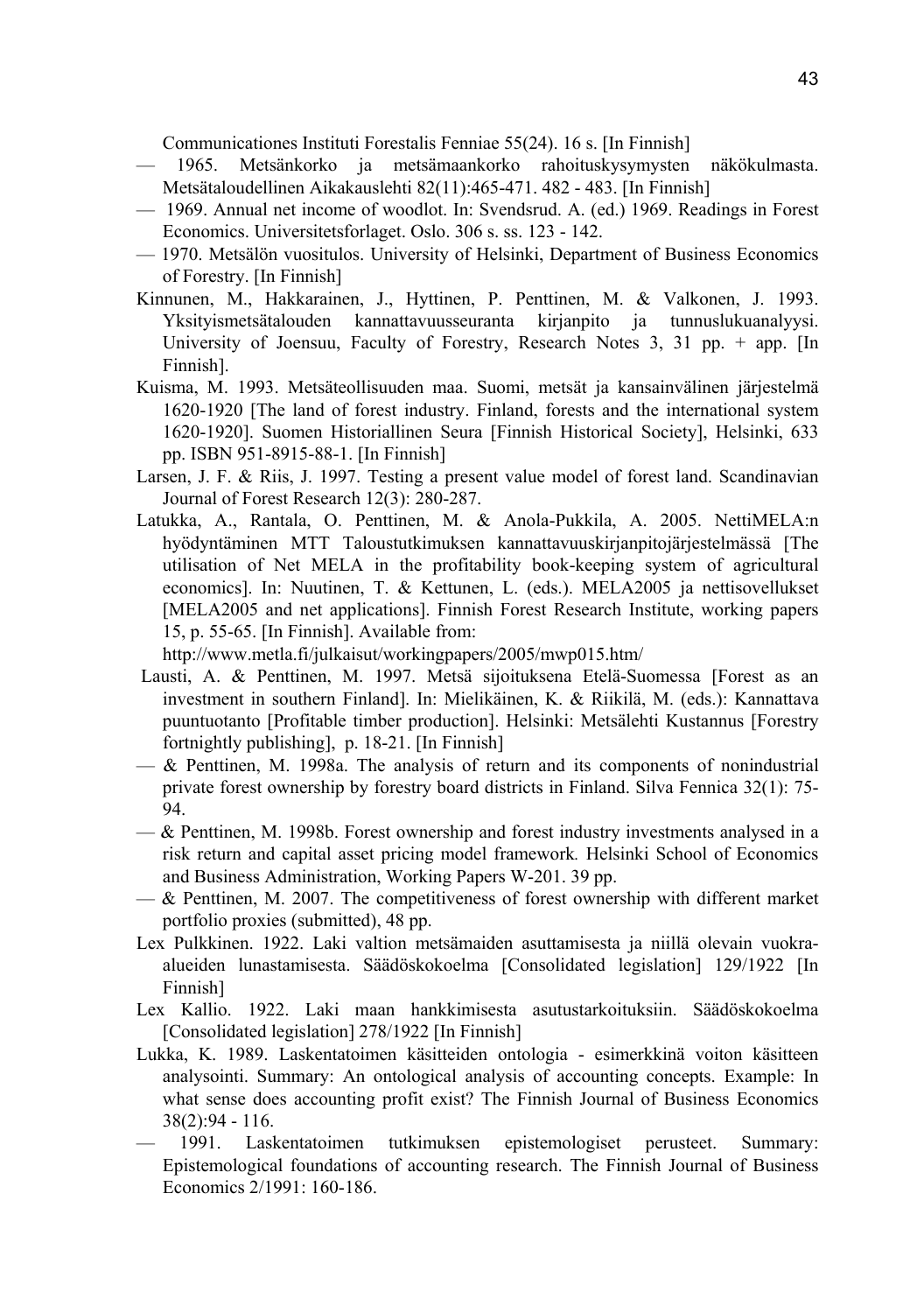Communicationes Instituti Forestalis Fenniae 55(24). 16 s. [In Finnish]

— 1965. Metsänkorko ja metsämaankorko rahoituskysymysten näkökulmasta. Metsätaloudellinen Aikakauslehti 82(11):465-471. 482 - 483. [In Finnish]

— 1969. Annual net income of woodlot. In: Svendsrud. A. (ed.) 1969. Readings in Forest Economics. Universitetsforlaget. Oslo. 306 s. ss. 123 - 142.

— 1970. Metsälön vuositulos. University of Helsinki, Department of Business Economics of Forestry. [In Finnish]

Kinnunen, M., Hakkarainen, J., Hyttinen, P. Penttinen, M. & Valkonen, J. 1993. Yksityismetsätalouden kannattavuusseuranta kirjanpito ja tunnuslukuanalyysi. University of Joensuu, Faculty of Forestry, Research Notes 3, 31 pp. + app. [In Finnish].

Kuisma, M. 1993. Metsäteollisuuden maa. Suomi, metsät ja kansainvälinen järjestelmä 1620-1920 [The land of forest industry. Finland, forests and the international system 1620-1920]. Suomen Historiallinen Seura [Finnish Historical Society], Helsinki, 633 pp. ISBN 951-8915-88-1. [In Finnish]

Larsen, J. F. & Riis, J. 1997. Testing a present value model of forest land. Scandinavian Journal of Forest Research 12(3): 280-287.

Latukka, A., Rantala, O. Penttinen, M. & Anola-Pukkila, A. 2005. NettiMELA:n hyödyntäminen MTT Taloustutkimuksen kannattavuuskirjanpitojärjestelmässä [The utilisation of Net MELA in the profitability book-keeping system of agricultural economics]. In: Nuutinen, T. & Kettunen, L. (eds.). MELA2005 ja nettisovellukset [MELA2005 and net applications]. Finnish Forest Research Institute, working papers 15, p. 55-65. [In Finnish]. Available from: http://www.metla.fi/julkaisut/workingpapers/2005/mwp015.htm/

Lausti, A. & Penttinen, M. 1997. Metsä sijoituksena Etelä-Suomessa [Forest as an investment in southern Finland]. In: Mielikäinen, K. & Riikilä, M. (eds.): Kannattava puuntuotanto [Profitable timber production]. Helsinki: Metsälehti Kustannus [Forestry fortnightly publishing], p. 18-21. [In Finnish]

— & Penttinen, M. 1998a. The analysis of return and its components of nonindustrial private forest ownership by forestry board districts in Finland. Silva Fennica 32(1): 75-94.

— & Penttinen, M. 1998b. Forest ownership and forest industry investments analysed in a risk return and capital asset pricing model framework. Helsinki School of Economics and Business Administration, Working Papers W-201. 39 pp.

— & Penttinen, M. 2007. The competitiveness of forest ownership with different market portfolio proxies (submitted), 48 pp.

Lex Pulkkinen. 1922. Laki valtion metsämaiden asuttamisesta ja niillä olevain vuokra-alueiden lunastamisesta. Säädöskokoelma [Consolidated legislation] 129/1922 [In Finnish]

Lex Kallio. 1922. Laki maan hankkimisesta asutustarkoituksiin. Säädöskokoelma [Consolidated legislation] 278/1922 [In Finnish]

Lukka, K. 1989. Laskentatoimen käsitteiden ontologia - esimerkkinä voiton käsitteen analysointi. Summary: An ontological analysis of accounting concepts. Example: In what sense does accounting profit exist? The Finnish Journal of Business Economics 38(2):94 - 116.

— 1991. Laskentatoimen tutkimuksen epistemologiset perusteet. Summary: Epistemological foundations of accounting research. The Finnish Journal of Business Economics 2/1991: 160-186.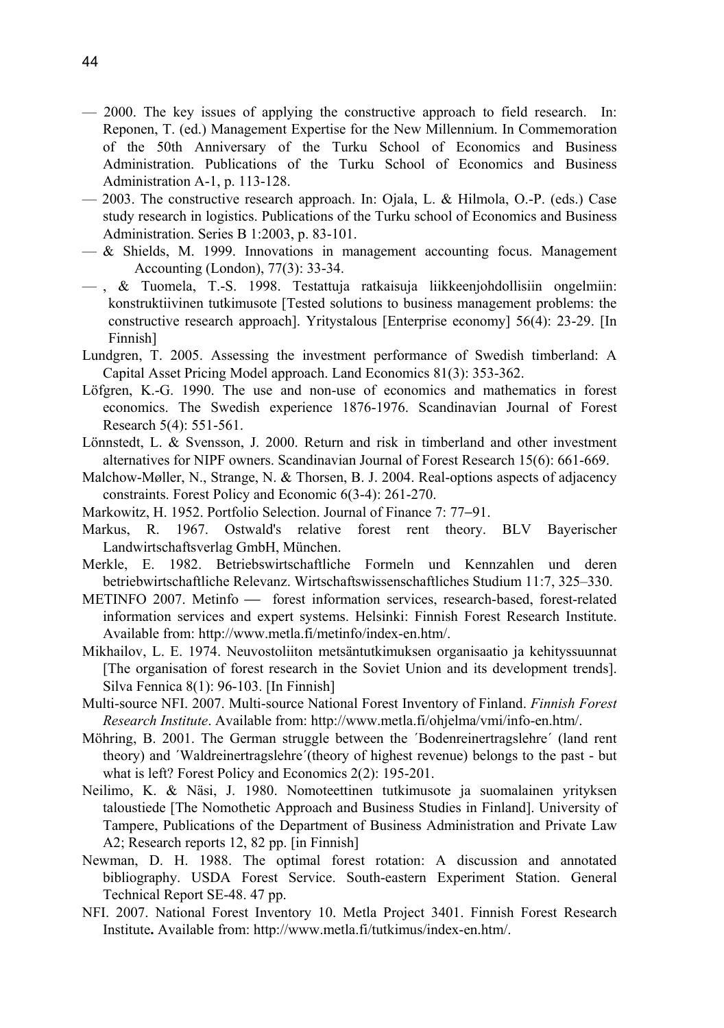— 2000. The key issues of applying the constructive approach to field research. In: Reponen, T. (ed.) Management Expertise for the New Millennium. In Commemoration of the 50th Anniversary of the Turku School of Economics and Business Administration. Publications of the Turku School of Economics and Business Administration A-1, p. 113-128.

— 2003. The constructive research approach. In: Ojala, L. & Hilmola, O.-P. (eds.) Case study research in logistics. Publications of the Turku school of Economics and Business Administration. Series B 1:2003, p. 83-101.

— & Shields, M. 1999. Innovations in management accounting focus. Management Accounting (London), 77(3): 33-34.

— , & Tuomela, T.-S. 1998. Testattuja ratkaisuja liikkeenjohdollisiin ongelmiin: konstruktiivinen tutkimusote [Tested solutions to business management problems: the constructive research approach]. Yritystalous [Enterprise economy] 56(4): 23-29. [In Finnish]

Lundgren, T. 2005. Assessing the investment performance of Swedish timberland: A Capital Asset Pricing Model approach. Land Economics 81(3): 353-362.

Löfgren, K.-G. 1990. The use and non-use of economics and mathematics in forest economics. The Swedish experience 1876-1976. Scandinavian Journal of Forest Research 5(4): 551-561.

Lönnstedt, L. & Svensson, J. 2000. Return and risk in timberland and other investment alternatives for NIPF owners. Scandinavian Journal of Forest Research 15(6): 661-669.

Malchow-Møller, N., Strange, N. & Thorsen, B. J. 2004. Real-options aspects of adjacency constraints. Forest Policy and Economic 6(3-4): 261-270.

Markowitz, H. 1952. Portfolio Selection. Journal of Finance 7: 77–91.

Markus, R. 1967. Ostwald's relative forest rent theory. BLV Bayerischer Landwirtschaftsverlag GmbH, München.

Merkle, E. 1982. Betriebswirtschaftliche Formeln und Kennzahlen und deren betriebwirtschaftliche Relevanz. Wirtschaftswissenschaftliches Studium 11:7, 325–330.

METINFO 2007. Metinfo — forest information services, research-based, forest-related information services and expert systems. Helsinki: Finnish Forest Research Institute. Available from: http://www.metla.fi/metinfo/index-en.htm/.

Mikhailov, L. E. 1974. Neuvostoliiton metsäntutkimuksen organisaatio ja kehityssuunnat [The organisation of forest research in the Soviet Union and its development trends]. Silva Fennica 8(1): 96-103. [In Finnish]

Multi-source NFI. 2007. Multi-source National Forest Inventory of Finland. *Finnish Forest Research Institute*. Available from: http://www.metla.fi/ohjelma/vmi/info-en.htm/.

Möhring, B. 2001. The German struggle between the ´Bodenreinertragslehre´ (land rent theory) and ´Waldreinertragslehre´(theory of highest revenue) belongs to the past - but what is left? Forest Policy and Economics 2(2): 195-201.

Neilimo, K. & Näsi, J. 1980. Nomoteettinen tutkimusote ja suomalainen yrityksen taloustiede [The Nomothetic Approach and Business Studies in Finland]. University of Tampere, Publications of the Department of Business Administration and Private Law A2; Research reports 12, 82 pp. [in Finnish]

Newman, D. H. 1988. The optimal forest rotation: A discussion and annotated bibliography. USDA Forest Service. South-eastern Experiment Station. General Technical Report SE-48. 47 pp.

NFI. 2007. National Forest Inventory 10. Metla Project 3401. Finnish Forest Research Institute**.** Available from: http://www.metla.fi/tutkimus/index-en.htm/.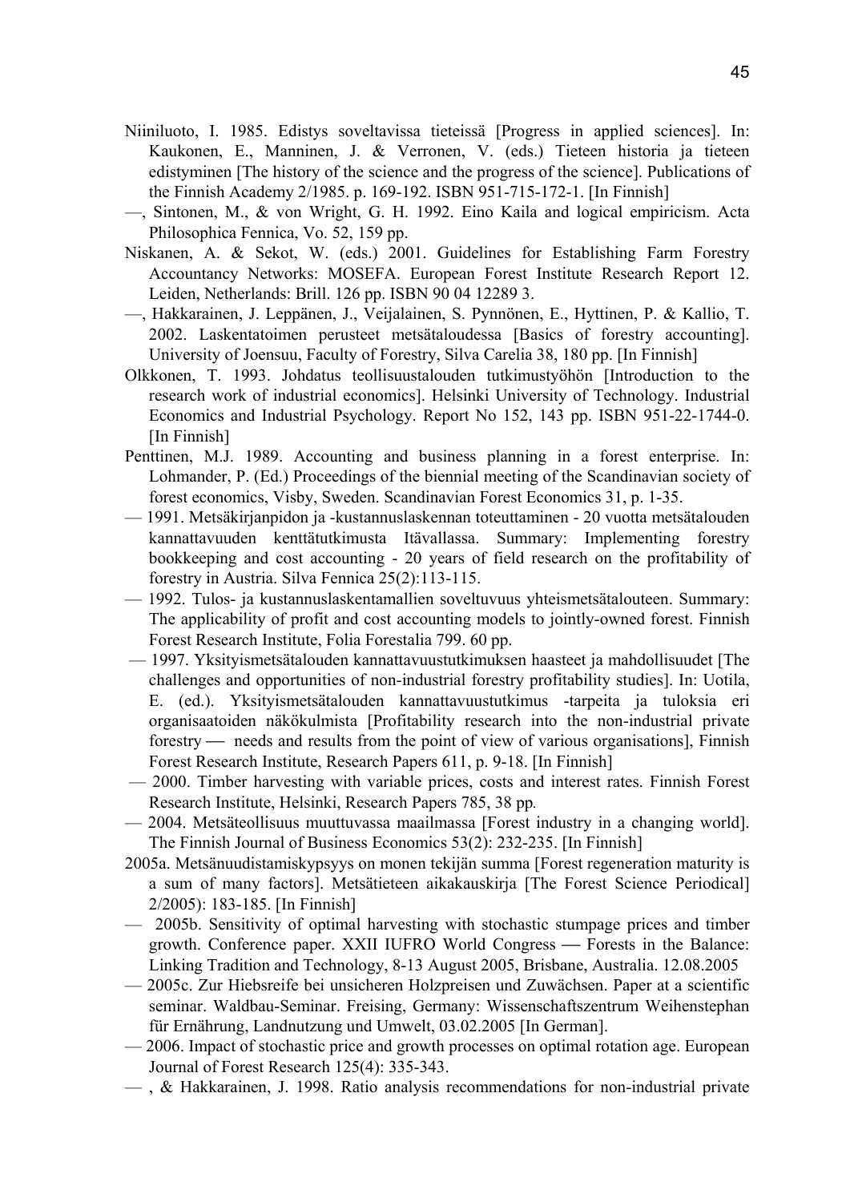Niiniluoto, I. 1985. Edistys soveltavissa tieteissä [Progress in applied sciences]. In: Kaukonen, E., Manninen, J. & Verronen, V. (eds.) Tieteen historia ja tieteen edistyminen [The history of the science and the progress of the science]. Publications of the Finnish Academy 2/1985. p. 169-192. ISBN 951-715-172-1. [In Finnish]

—, Sintonen, M., & von Wright, G. H. 1992. Eino Kaila and logical empiricism. Acta Philosophica Fennica, Vo. 52, 159 pp.

Niskanen, A. & Sekot, W. (eds.) 2001. Guidelines for Establishing Farm Forestry Accountancy Networks: MOSEFA. European Forest Institute Research Report 12. Leiden, Netherlands: Brill. 126 pp. ISBN 90 04 12289 3.

—, Hakkarainen, J. Leppänen, J., Veijalainen, S. Pynnönen, E., Hyttinen, P. & Kallio, T. 2002. Laskentatoimen perusteet metsätaloudessa [Basics of forestry accounting]. University of Joensuu, Faculty of Forestry, Silva Carelia 38, 180 pp. [In Finnish]

Olkkonen, T. 1993. Johdatus teollisuustalouden tutkimustyöhön [Introduction to the research work of industrial economics]. Helsinki University of Technology. Industrial Economics and Industrial Psychology. Report No 152, 143 pp. ISBN 951-22-1744-0. [In Finnish]

Penttinen, M.J. 1989. Accounting and business planning in a forest enterprise. In: Lohmander, P. (Ed.) Proceedings of the biennial meeting of the Scandinavian society of forest economics, Visby, Sweden. Scandinavian Forest Economics 31, p. 1-35.

— 1991. Metsäkirjanpidon ja -kustannuslaskennan toteuttaminen - 20 vuotta metsätalouden kannattavuuden kenttätutkimusta Itävallassa. Summary: Implementing forestry bookkeeping and cost accounting - 20 years of field research on the profitability of forestry in Austria. Silva Fennica 25(2):113-115.

— 1992. Tulos- ja kustannuslaskentamallien soveltuvuus yhteismetsätalouteen. Summary: The applicability of profit and cost accounting models to jointly-owned forest. Finnish Forest Research Institute, Folia Forestalia 799. 60 pp.

— 1997. Yksityismetsätalouden kannattavuustutkimuksen haasteet ja mahdollisuudet [The challenges and opportunities of non-industrial forestry profitability studies]. In: Uotila, E. (ed.). Yksityismetsätalouden kannattavuustutkimus -tarpeita ja tuloksia eri organisaatoiden näkökulmista [Profitability research into the non-industrial private forestry — needs and results from the point of view of various organisations], Finnish Forest Research Institute, Research Papers 611, p. 9-18. [In Finnish]

— 2000. Timber harvesting with variable prices, costs and interest rates. Finnish Forest Research Institute, Helsinki, Research Papers 785, 38 pp.

— 2004. Metsäteollisuus muuttuvassa maailmassa [Forest industry in a changing world]. The Finnish Journal of Business Economics 53(2): 232-235. [In Finnish]

2005a. Metsänuudistamiskypsyys on monen tekijän summa [Forest regeneration maturity is a sum of many factors]. Metsätieteen aikakauskirja [The Forest Science Periodical] 2/2005): 183-185. [In Finnish]

— 2005b. Sensitivity of optimal harvesting with stochastic stumpage prices and timber growth. Conference paper. XXII IUFRO World Congress — Forests in the Balance: Linking Tradition and Technology, 8-13 August 2005, Brisbane, Australia. 12.08.2005

— 2005c. Zur Hiebsreife bei unsicheren Holzpreisen und Zuwächsen. Paper at a scientific seminar. Waldbau-Seminar. Freising, Germany: Wissenschaftszentrum Weihenstephan für Ernährung, Landnutzung und Umwelt, 03.02.2005 [In German].

— 2006. Impact of stochastic price and growth processes on optimal rotation age. European Journal of Forest Research 125(4): 335-343.

— , & Hakkarainen, J. 1998. Ratio analysis recommendations for non-industrial private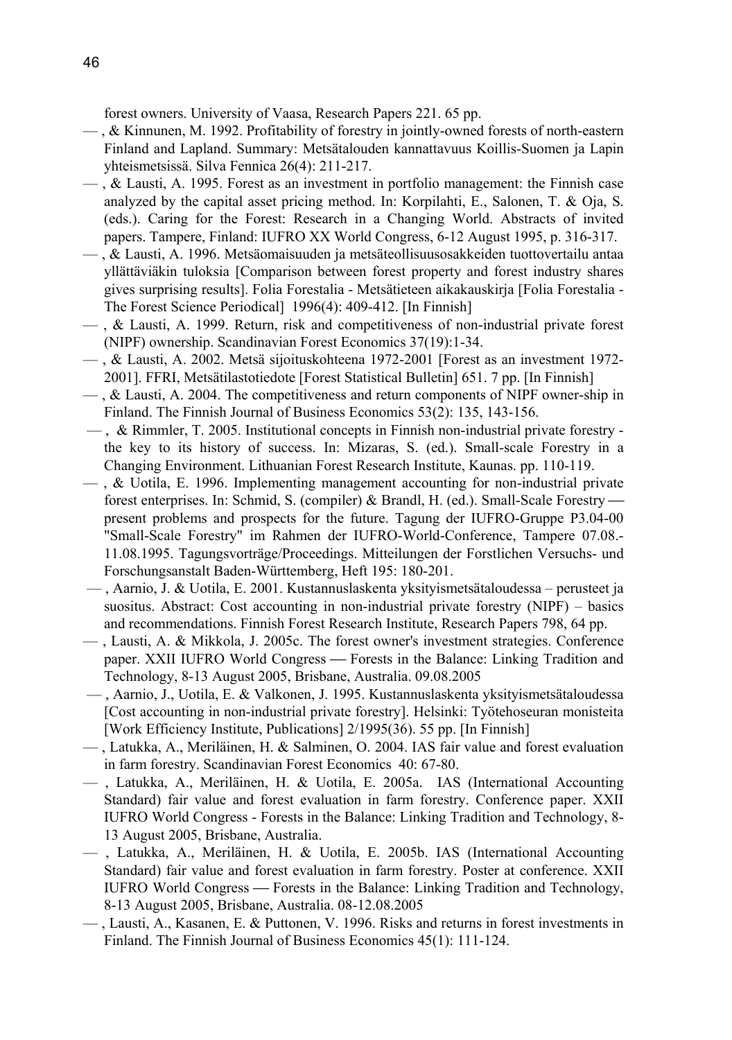forest owners. University of Vaasa, Research Papers 221. 65 pp.

— , & Kinnunen, M. 1992. Profitability of forestry in jointly-owned forests of north-eastern Finland and Lapland. Summary: Metsätalouden kannattavuus Koillis-Suomen ja Lapin yhteismetsissä. Silva Fennica 26(4): 211-217.

— , & Lausti, A. 1995. Forest as an investment in portfolio management: the Finnish case analyzed by the capital asset pricing method. In: Korpilahti, E., Salonen, T. & Oja, S. (eds.). Caring for the Forest: Research in a Changing World. Abstracts of invited papers. Tampere, Finland: IUFRO XX World Congress, 6-12 August 1995, p. 316-317.

— , & Lausti, A. 1996. Metsäomaisuuden ja metsäteollisuusosakkeiden tuottovertailu antaa yllättäviäkin tuloksia [Comparison between forest property and forest industry shares gives surprising results]. Folia Forestalia - Metsätieteen aikakauskirja [Folia Forestalia - The Forest Science Periodical] 1996(4): 409-412. [In Finnish]

— , & Lausti, A. 1999. Return, risk and competitiveness of non-industrial private forest (NIPF) ownership. Scandinavian Forest Economics 37(19):1-34.

— , & Lausti, A. 2002. Metsä sijoituskohteena 1972-2001 [Forest as an investment 1972-2001]. FFRI, Metsätilastotiedote [Forest Statistical Bulletin] 651. 7 pp. [In Finnish]

— , & Lausti, A. 2004. The competitiveness and return components of NIPF owner-ship in Finland. The Finnish Journal of Business Economics 53(2): 135, 143-156.

— , & Rimmler, T. 2005. Institutional concepts in Finnish non-industrial private forestry - the key to its history of success. In: Mizaras, S. (ed.). Small-scale Forestry in a Changing Environment. Lithuanian Forest Research Institute, Kaunas. pp. 110-119.

— , & Uotila, E. 1996. Implementing management accounting for non-industrial private forest enterprises. In: Schmid, S. (compiler) & Brandl, H. (ed.). Small-Scale Forestry — present problems and prospects for the future. Tagung der IUFRO-Gruppe P3.04-00 "Small-Scale Forestry" im Rahmen der IUFRO-World-Conference, Tampere 07.08.-11.08.1995. Tagungsvorträge/Proceedings. Mitteilungen der Forstlichen Versuchs- und Forschungsanstalt Baden-Württemberg, Heft 195: 180-201.

— , Aarnio, J. & Uotila, E. 2001. Kustannuslaskenta yksityismetsätaloudessa – perusteet ja suositus. Abstract: Cost accounting in non-industrial private forestry (NIPF) – basics and recommendations. Finnish Forest Research Institute, Research Papers 798, 64 pp.

— , Lausti, A. & Mikkola, J. 2005c. The forest owner's investment strategies. Conference paper. XXII IUFRO World Congress — Forests in the Balance: Linking Tradition and Technology, 8-13 August 2005, Brisbane, Australia. 09.08.2005

— , Aarnio, J., Uotila, E. & Valkonen, J. 1995. Kustannuslaskenta yksityismetsätaloudessa [Cost accounting in non-industrial private forestry]. Helsinki: Työtehoseuran monisteita [Work Efficiency Institute, Publications] 2/1995(36). 55 pp. [In Finnish]

— , Latukka, A., Meriläinen, H. & Salminen, O. 2004. IAS fair value and forest evaluation in farm forestry. Scandinavian Forest Economics 40: 67-80.

— , Latukka, A., Meriläinen, H. & Uotila, E. 2005a. IAS (International Accounting Standard) fair value and forest evaluation in farm forestry. Conference paper. XXII IUFRO World Congress - Forests in the Balance: Linking Tradition and Technology, 8-13 August 2005, Brisbane, Australia.

— , Latukka, A., Meriläinen, H. & Uotila, E. 2005b. IAS (International Accounting Standard) fair value and forest evaluation in farm forestry. Poster at conference. XXII IUFRO World Congress — Forests in the Balance: Linking Tradition and Technology, 8-13 August 2005, Brisbane, Australia. 08-12.08.2005

— , Lausti, A., Kasanen, E. & Puttonen, V. 1996. Risks and returns in forest investments in Finland. The Finnish Journal of Business Economics 45(1): 111-124.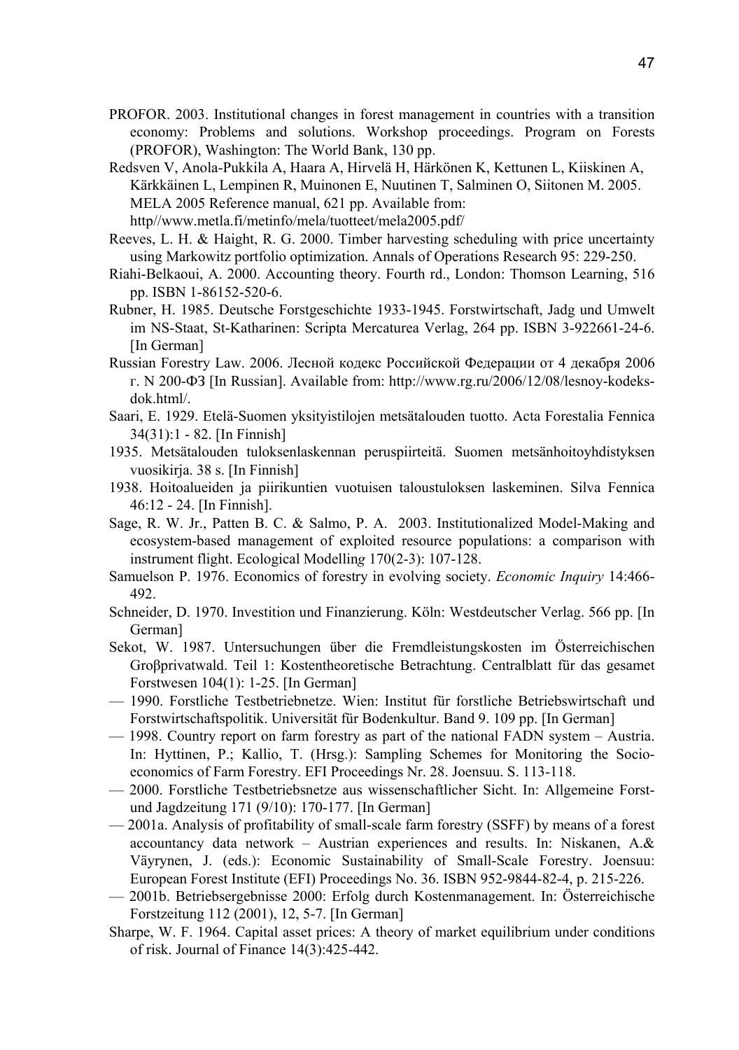PROFOR. 2003. Institutional changes in forest management in countries with a transition economy: Problems and solutions. Workshop proceedings. Program on Forests (PROFOR), Washington: The World Bank, 130 pp.

Redsven V, Anola-Pukkila A, Haara A, Hirvelä H, Härkönen K, Kettunen L, Kiiskinen A, Kärkkäinen L, Lempinen R, Muinonen E, Nuutinen T, Salminen O, Siitonen M. 2005. MELA 2005 Reference manual, 621 pp. Available from: http//www.metla.fi/metinfo/mela/tuotteet/mela2005.pdf/

Reeves, L. H. & Haight, R. G. 2000. Timber harvesting scheduling with price uncertainty using Markowitz portfolio optimization. Annals of Operations Research 95: 229-250.

Riahi-Belkaoui, A. 2000. Accounting theory. Fourth rd., London: Thomson Learning, 516 pp. ISBN 1-86152-520-6.

Rubner, H. 1985. Deutsche Forstgeschichte 1933-1945. Forstwirtschaft, Jadg und Umwelt im NS-Staat, St-Katharinen: Scripta Mercaturea Verlag, 264 pp. ISBN 3-922661-24-6. [In German]

Russian Forestry Law. 2006. Лесной кодекс Российской Федерации от 4 декабря 2006 г. N 200-ФЗ [In Russian]. Available from: http://www.rg.ru/2006/12/08/lesnoy-kodeks-dok.html/.

Saari, E. 1929. Etelä-Suomen yksityistilojen metsätalouden tuotto. Acta Forestalia Fennica 34(31):1 - 82. [In Finnish]

1935. Metsätalouden tuloksenlaskennan peruspiirteitä. Suomen metsänhoitoyhdistyksen vuosikirja. 38 s. [In Finnish]

1938. Hoitoalueiden ja piirikuntien vuotuisen taloustuloksen laskeminen. Silva Fennica 46:12 - 24. [In Finnish].

Sage, R. W. Jr., Patten B. C. & Salmo, P. A. 2003. Institutionalized Model-Making and ecosystem-based management of exploited resource populations: a comparison with instrument flight. Ecological Modelling 170(2-3): 107-128.

Samuelson P. 1976. Economics of forestry in evolving society. *Economic Inquiry* 14:466-492.

Schneider, D. 1970. Investition und Finanzierung. Köln: Westdeutscher Verlag. 566 pp. [In German]

Sekot, W. 1987. Untersuchungen über die Fremdleistungskosten im Österreichischen Groβprivatwald. Teil 1: Kostentheoretische Betrachtung. Centralblatt für das gesamet Forstwesen 104(1): 1-25. [In German]

— 1990. Forstliche Testbetriebnetze. Wien: Institut für forstliche Betriebswirtschaft und Forstwirtschaftspolitik. Universität für Bodenkultur. Band 9. 109 pp. [In German]

— 1998. Country report on farm forestry as part of the national FADN system – Austria. In: Hyttinen, P.; Kallio, T. (Hrsg.): Sampling Schemes for Monitoring the Socio-economics of Farm Forestry. EFI Proceedings Nr. 28. Joensuu. S. 113-118.

— 2000. Forstliche Testbetriebsnetze aus wissenschaftlicher Sicht. In: Allgemeine Forst- und Jagdzeitung 171 (9/10): 170-177. [In German]

— 2001a. Analysis of profitability of small-scale farm forestry (SSFF) by means of a forest accountancy data network – Austrian experiences and results. In: Niskanen, A.& Väyrynen, J. (eds.): Economic Sustainability of Small-Scale Forestry. Joensuu: European Forest Institute (EFI) Proceedings No. 36. ISBN 952-9844-82-4, p. 215-226.

— 2001b. Betriebsergebnisse 2000: Erfolg durch Kostenmanagement. In: Österreichische Forstzeitung 112 (2001), 12, 5-7. [In German]

Sharpe, W. F. 1964. Capital asset prices: A theory of market equilibrium under conditions of risk. Journal of Finance 14(3):425-442.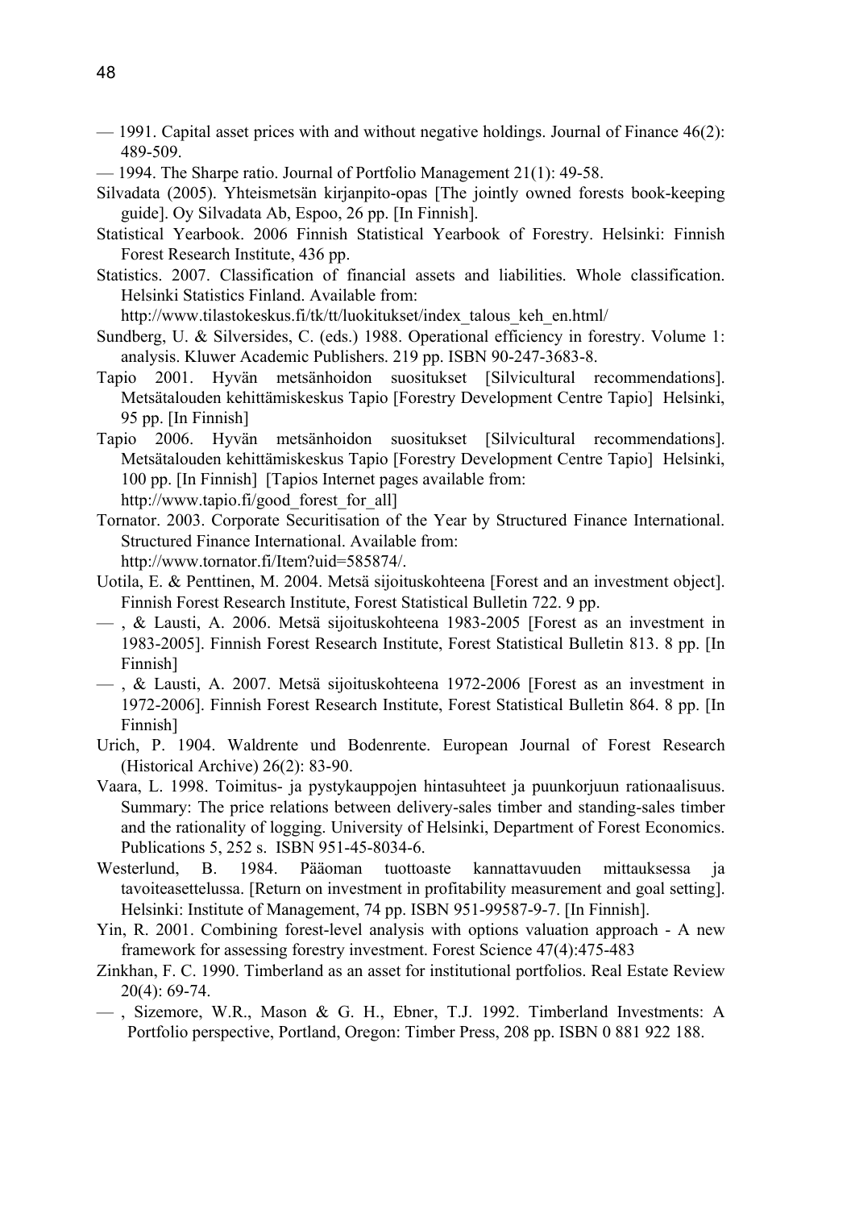— 1991. Capital asset prices with and without negative holdings. Journal of Finance 46(2): 489-509.

— 1994. The Sharpe ratio. Journal of Portfolio Management 21(1): 49-58.

Silvadata (2005). Yhteismetsän kirjanpito-opas [The jointly owned forests book-keeping guide]. Oy Silvadata Ab, Espoo, 26 pp. [In Finnish].

Statistical Yearbook. 2006 Finnish Statistical Yearbook of Forestry. Helsinki: Finnish Forest Research Institute, 436 pp.

Statistics. 2007. Classification of financial assets and liabilities. Whole classification. Helsinki Statistics Finland. Available from: http://www.tilastokeskus.fi/tk/tt/luokitukset/index_talous_keh_en.html/

Sundberg, U. & Silversides, C. (eds.) 1988. Operational efficiency in forestry. Volume 1: analysis. Kluwer Academic Publishers. 219 pp. ISBN 90-247-3683-8.

Tapio 2001. Hyvän metsänhoidon suositukset [Silvicultural recommendations]. Metsätalouden kehittämiskeskus Tapio [Forestry Development Centre Tapio] Helsinki, 95 pp. [In Finnish]

Tapio 2006. Hyvän metsänhoidon suositukset [Silvicultural recommendations]. Metsätalouden kehittämiskeskus Tapio [Forestry Development Centre Tapio] Helsinki, 100 pp. [In Finnish] [Tapios Internet pages available from: http://www.tapio.fi/good_forest_for_all]

Tornator. 2003. Corporate Securitisation of the Year by Structured Finance International. Structured Finance International. Available from: http://www.tornator.fi/Item?uid=585874/.

Uotila, E. & Penttinen, M. 2004. Metsä sijoituskohteena [Forest and an investment object]. Finnish Forest Research Institute, Forest Statistical Bulletin 722. 9 pp.

— , & Lausti, A. 2006. Metsä sijoituskohteena 1983-2005 [Forest as an investment in 1983-2005]. Finnish Forest Research Institute, Forest Statistical Bulletin 813. 8 pp. [In Finnish]

— , & Lausti, A. 2007. Metsä sijoituskohteena 1972-2006 [Forest as an investment in 1972-2006]. Finnish Forest Research Institute, Forest Statistical Bulletin 864. 8 pp. [In Finnish]

Urich, P. 1904. Waldrente und Bodenrente. European Journal of Forest Research (Historical Archive) 26(2): 83-90.

Vaara, L. 1998. Toimitus- ja pystykauppojen hintasuhteet ja puunkorjuun rationaalisuus. Summary: The price relations between delivery-sales timber and standing-sales timber and the rationality of logging. University of Helsinki, Department of Forest Economics. Publications 5, 252 s. ISBN 951-45-8034-6.

Westerlund, B. 1984. Pääoman tuottoaste kannattavuuden mittauksessa ja tavoiteasettelussa. [Return on investment in profitability measurement and goal setting]. Helsinki: Institute of Management, 74 pp. ISBN 951-99587-9-7. [In Finnish].

Yin, R. 2001. Combining forest-level analysis with options valuation approach - A new framework for assessing forestry investment. Forest Science 47(4):475-483

Zinkhan, F. C. 1990. Timberland as an asset for institutional portfolios. Real Estate Review 20(4): 69-74.

— , Sizemore, W.R., Mason & G. H., Ebner, T.J. 1992. Timberland Investments: A Portfolio perspective, Portland, Oregon: Timber Press, 208 pp. ISBN 0 881 922 188.